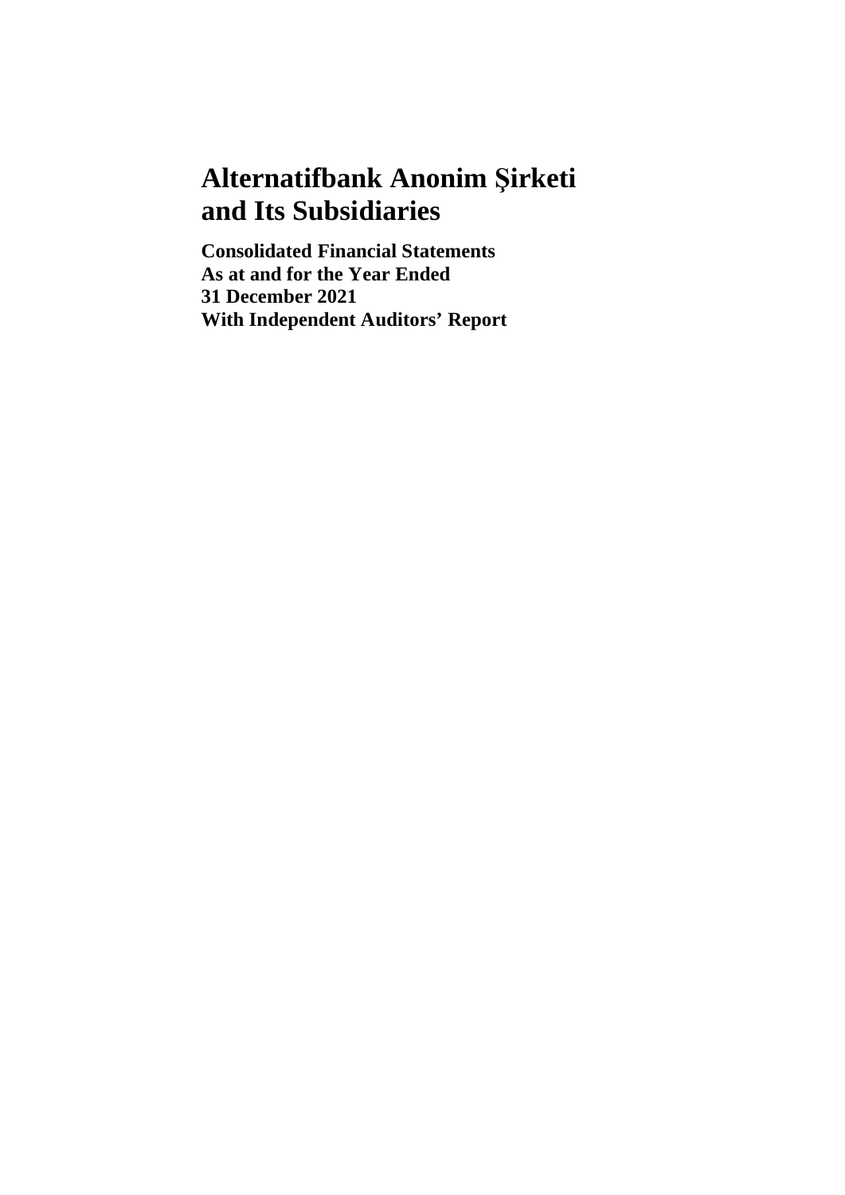# Alternatifbank Anonim Şirketi and Its Subsidiaries

**Consolidated Financial Statements**
**As at and for the Year Ended**
**31 December 2021**
**With Independent Auditors' Report**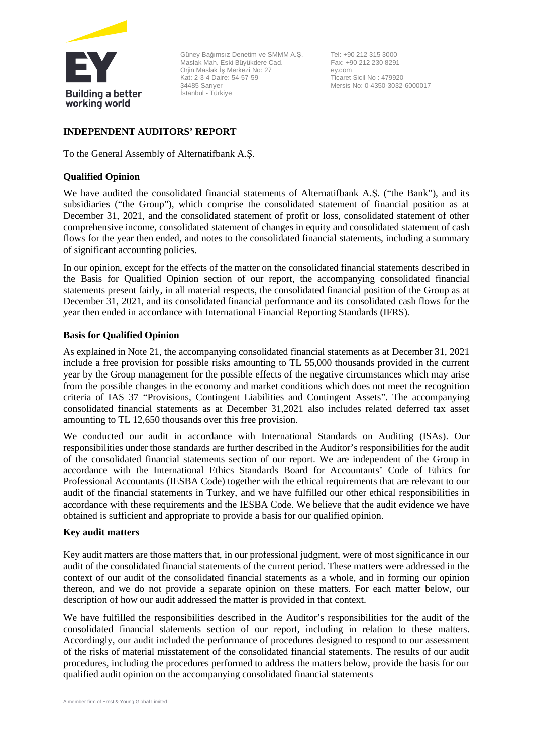Güney Bağımsız Denetim ve SMMM A.Ş.
Maslak Mah. Eski Büyükdere Cad.
Orjin Maslak İş Merkezi No: 27
Kat: 2-3-4 Daire: 54-57-59
34485 Sarıyer
İstanbul - Türkiye

Tel: +90 212 315 3000
Fax: +90 212 230 8291
ey.com
Ticaret Sicil No : 479920
Mersis No: 0-4350-3032-6000017

## INDEPENDENT AUDITORS' REPORT

To the General Assembly of Alternatifbank A.Ş.

### Qualified Opinion

We have audited the consolidated financial statements of Alternatifbank A.Ş. ("the Bank"), and its subsidiaries ("the Group"), which comprise the consolidated statement of financial position as at December 31, 2021, and the consolidated statement of profit or loss, consolidated statement of other comprehensive income, consolidated statement of changes in equity and consolidated statement of cash flows for the year then ended, and notes to the consolidated financial statements, including a summary of significant accounting policies.

In our opinion, except for the effects of the matter on the consolidated financial statements described in the Basis for Qualified Opinion section of our report, the accompanying consolidated financial statements present fairly, in all material respects, the consolidated financial position of the Group as at December 31, 2021, and its consolidated financial performance and its consolidated cash flows for the year then ended in accordance with International Financial Reporting Standards (IFRS).

### Basis for Qualified Opinion

As explained in Note 21, the accompanying consolidated financial statements as at December 31, 2021 include a free provision for possible risks amounting to TL 55,000 thousands provided in the current year by the Group management for the possible effects of the negative circumstances which may arise from the possible changes in the economy and market conditions which does not meet the recognition criteria of IAS 37 "Provisions, Contingent Liabilities and Contingent Assets". The accompanying consolidated financial statements as at December 31,2021 also includes related deferred tax asset amounting to TL 12,650 thousands over this free provision.

We conducted our audit in accordance with International Standards on Auditing (ISAs). Our responsibilities under those standards are further described in the Auditor's responsibilities for the audit of the consolidated financial statements section of our report. We are independent of the Group in accordance with the International Ethics Standards Board for Accountants' Code of Ethics for Professional Accountants (IESBA Code) together with the ethical requirements that are relevant to our audit of the financial statements in Turkey, and we have fulfilled our other ethical responsibilities in accordance with these requirements and the IESBA Code. We believe that the audit evidence we have obtained is sufficient and appropriate to provide a basis for our qualified opinion.

### Key audit matters

Key audit matters are those matters that, in our professional judgment, were of most significance in our audit of the consolidated financial statements of the current period. These matters were addressed in the context of our audit of the consolidated financial statements as a whole, and in forming our opinion thereon, and we do not provide a separate opinion on these matters. For each matter below, our description of how our audit addressed the matter is provided in that context.

We have fulfilled the responsibilities described in the Auditor's responsibilities for the audit of the consolidated financial statements section of our report, including in relation to these matters. Accordingly, our audit included the performance of procedures designed to respond to our assessment of the risks of material misstatement of the consolidated financial statements. The results of our audit procedures, including the procedures performed to address the matters below, provide the basis for our qualified audit opinion on the accompanying consolidated financial statements

A member firm of Ernst & Young Global Limited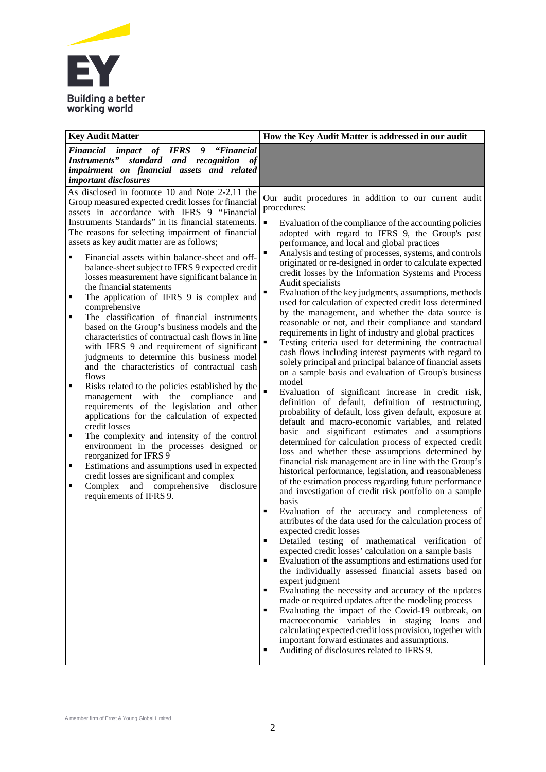| Key Audit Matter | How the Key Audit Matter is addressed in our audit |
|---|---|
| ***Financial impact of IFRS 9 "Financial Instruments" standard and recognition of impairment on financial assets and related important disclosures*** | |
| As disclosed in footnote 10 and Note 2-2.11 the Group measured expected credit losses for financial assets in accordance with IFRS 9 "Financial Instruments Standards" in its financial statements. The reasons for selecting impairment of financial assets as key audit matter are as follows;<br><br>▪ Financial assets within balance-sheet and off-balance-sheet subject to IFRS 9 expected credit losses measurement have significant balance in the financial statements<br>▪ The application of IFRS 9 is complex and comprehensive<br>▪ The classification of financial instruments based on the Group's business models and the characteristics of contractual cash flows in line with IFRS 9 and requirement of significant judgments to determine this business model and the characteristics of contractual cash flows<br>▪ Risks related to the policies established by the management with the compliance and requirements of the legislation and other applications for the calculation of expected credit losses<br>▪ The complexity and intensity of the control environment in the processes designed or reorganized for IFRS 9<br>▪ Estimations and assumptions used in expected credit losses are significant and complex<br>▪ Complex and comprehensive disclosure requirements of IFRS 9. | Our audit procedures in addition to our current audit procedures:<br><br>▪ Evaluation of the compliance of the accounting policies adopted with regard to IFRS 9, the Group's past performance, and local and global practices<br>▪ Analysis and testing of processes, systems, and controls originated or re-designed in order to calculate expected credit losses by the Information Systems and Process Audit specialists<br>▪ Evaluation of the key judgments, assumptions, methods used for calculation of expected credit loss determined by the management, and whether the data source is reasonable or not, and their compliance and standard requirements in light of industry and global practices<br>▪ Testing criteria used for determining the contractual cash flows including interest payments with regard to solely principal and principal balance of financial assets on a sample basis and evaluation of Group's business model<br>▪ Evaluation of significant increase in credit risk, definition of default, definition of restructuring, probability of default, loss given default, exposure at default and macro-economic variables, and related basic and significant estimates and assumptions determined for calculation process of expected credit loss and whether these assumptions determined by financial risk management are in line with the Group's historical performance, legislation, and reasonableness of the estimation process regarding future performance and investigation of credit risk portfolio on a sample basis<br>▪ Evaluation of the accuracy and completeness of attributes of the data used for the calculation process of expected credit losses<br>▪ Detailed testing of mathematical verification of expected credit losses' calculation on a sample basis<br>▪ Evaluation of the assumptions and estimations used for the individually assessed financial assets based on expert judgment<br>▪ Evaluating the necessity and accuracy of the updates made or required updates after the modeling process<br>▪ Evaluating the impact of the Covid-19 outbreak, on macroeconomic variables in staging loans and calculating expected credit loss provision, together with important forward estimates and assumptions.<br>▪ Auditing of disclosures related to IFRS 9. |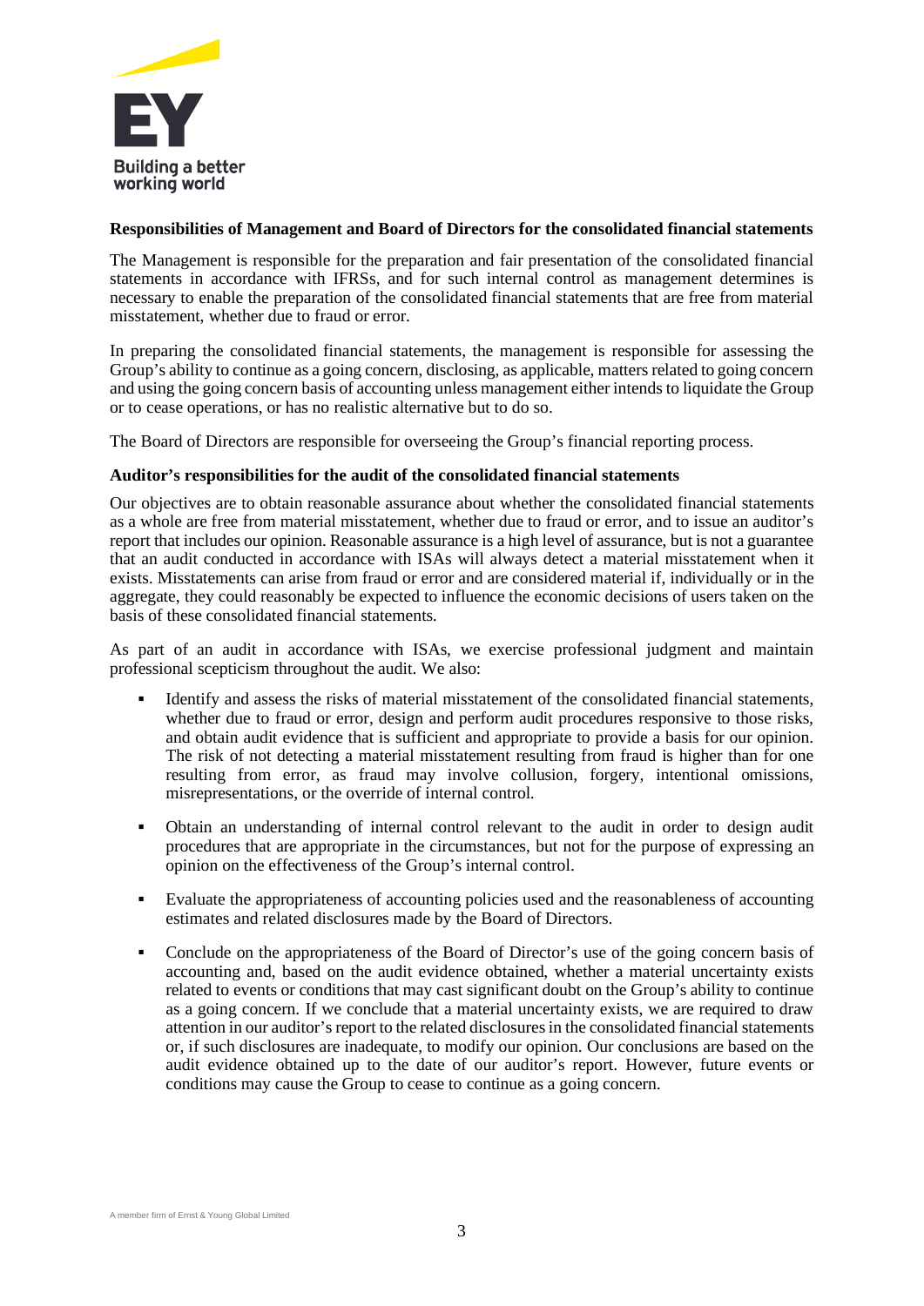**Responsibilities of Management and Board of Directors for the consolidated financial statements**

The Management is responsible for the preparation and fair presentation of the consolidated financial statements in accordance with IFRSs, and for such internal control as management determines is necessary to enable the preparation of the consolidated financial statements that are free from material misstatement, whether due to fraud or error.

In preparing the consolidated financial statements, the management is responsible for assessing the Group's ability to continue as a going concern, disclosing, as applicable, matters related to going concern and using the going concern basis of accounting unless management either intends to liquidate the Group or to cease operations, or has no realistic alternative but to do so.

The Board of Directors are responsible for overseeing the Group's financial reporting process.

**Auditor's responsibilities for the audit of the consolidated financial statements**

Our objectives are to obtain reasonable assurance about whether the consolidated financial statements as a whole are free from material misstatement, whether due to fraud or error, and to issue an auditor's report that includes our opinion. Reasonable assurance is a high level of assurance, but is not a guarantee that an audit conducted in accordance with ISAs will always detect a material misstatement when it exists. Misstatements can arise from fraud or error and are considered material if, individually or in the aggregate, they could reasonably be expected to influence the economic decisions of users taken on the basis of these consolidated financial statements.

As part of an audit in accordance with ISAs, we exercise professional judgment and maintain professional scepticism throughout the audit. We also:

- Identify and assess the risks of material misstatement of the consolidated financial statements, whether due to fraud or error, design and perform audit procedures responsive to those risks, and obtain audit evidence that is sufficient and appropriate to provide a basis for our opinion. The risk of not detecting a material misstatement resulting from fraud is higher than for one resulting from error, as fraud may involve collusion, forgery, intentional omissions, misrepresentations, or the override of internal control.

- Obtain an understanding of internal control relevant to the audit in order to design audit procedures that are appropriate in the circumstances, but not for the purpose of expressing an opinion on the effectiveness of the Group's internal control.

- Evaluate the appropriateness of accounting policies used and the reasonableness of accounting estimates and related disclosures made by the Board of Directors.

- Conclude on the appropriateness of the Board of Director's use of the going concern basis of accounting and, based on the audit evidence obtained, whether a material uncertainty exists related to events or conditions that may cast significant doubt on the Group's ability to continue as a going concern. If we conclude that a material uncertainty exists, we are required to draw attention in our auditor's report to the related disclosures in the consolidated financial statements or, if such disclosures are inadequate, to modify our opinion. Our conclusions are based on the audit evidence obtained up to the date of our auditor's report. However, future events or conditions may cause the Group to cease to continue as a going concern.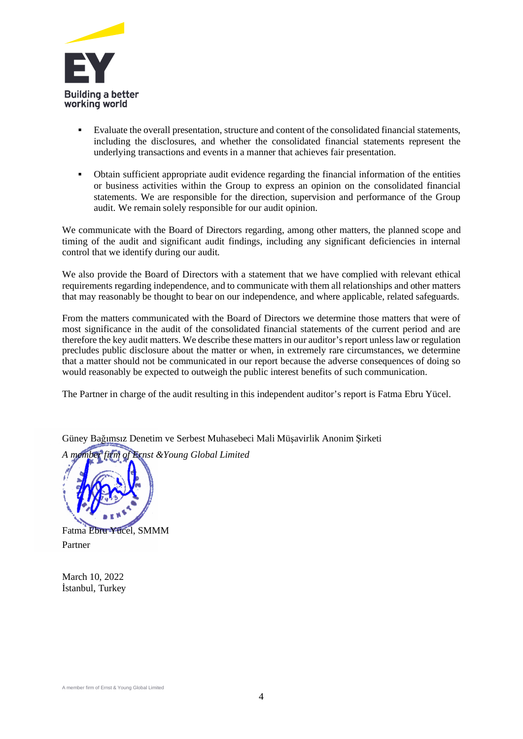- Evaluate the overall presentation, structure and content of the consolidated financial statements, including the disclosures, and whether the consolidated financial statements represent the underlying transactions and events in a manner that achieves fair presentation.

- Obtain sufficient appropriate audit evidence regarding the financial information of the entities or business activities within the Group to express an opinion on the consolidated financial statements. We are responsible for the direction, supervision and performance of the Group audit. We remain solely responsible for our audit opinion.

We communicate with the Board of Directors regarding, among other matters, the planned scope and timing of the audit and significant audit findings, including any significant deficiencies in internal control that we identify during our audit.

We also provide the Board of Directors with a statement that we have complied with relevant ethical requirements regarding independence, and to communicate with them all relationships and other matters that may reasonably be thought to bear on our independence, and where applicable, related safeguards.

From the matters communicated with the Board of Directors we determine those matters that were of most significance in the audit of the consolidated financial statements of the current period and are therefore the key audit matters. We describe these matters in our auditor's report unless law or regulation precludes public disclosure about the matter or when, in extremely rare circumstances, we determine that a matter should not be communicated in our report because the adverse consequences of doing so would reasonably be expected to outweigh the public interest benefits of such communication.

The Partner in charge of the audit resulting in this independent auditor's report is Fatma Ebru Yücel.

Güney Bağımsız Denetim ve Serbest Muhasebeci Mali Müşavirlik Anonim Şirketi

*A member firm of Ernst &Young Global Limited*

Fatma Ebru Yücel, SMMM

Partner

March 10, 2022

İstanbul, Turkey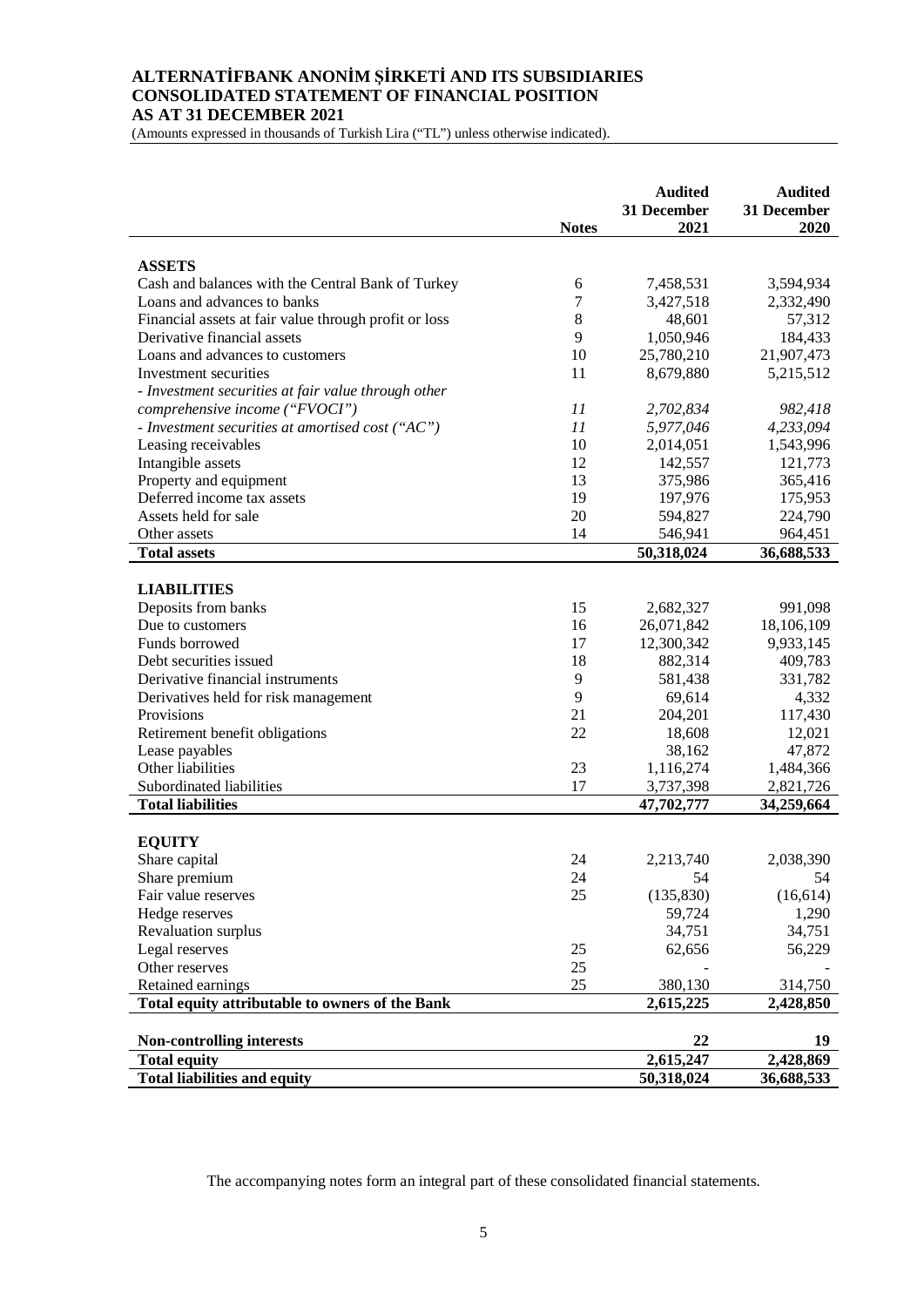# ALTERNATİFBANK ANONİM ŞİRKETİ AND ITS SUBSIDIARIES
# CONSOLIDATED STATEMENT OF FINANCIAL POSITION
# AS AT 31 DECEMBER 2021

(Amounts expressed in thousands of Turkish Lira ("TL") unless otherwise indicated).

| | Notes | Audited 31 December 2021 | Audited 31 December 2020 |
|---|---|---|---|
| **ASSETS** | | | |
| Cash and balances with the Central Bank of Turkey | 6 | 7,458,531 | 3,594,934 |
| Loans and advances to banks | 7 | 3,427,518 | 2,332,490 |
| Financial assets at fair value through profit or loss | 8 | 48,601 | 57,312 |
| Derivative financial assets | 9 | 1,050,946 | 184,433 |
| Loans and advances to customers | 10 | 25,780,210 | 21,907,473 |
| Investment securities | 11 | 8,679,880 | 5,215,512 |
| *- Investment securities at fair value through other comprehensive income ("FVOCI")* | *11* | *2,702,834* | *982,418* |
| *- Investment securities at amortised cost ("AC")* | *11* | *5,977,046* | *4,233,094* |
| Leasing receivables | 10 | 2,014,051 | 1,543,996 |
| Intangible assets | 12 | 142,557 | 121,773 |
| Property and equipment | 13 | 375,986 | 365,416 |
| Deferred income tax assets | 19 | 197,976 | 175,953 |
| Assets held for sale | 20 | 594,827 | 224,790 |
| Other assets | 14 | 546,941 | 964,451 |
| **Total assets** | | **50,318,024** | **36,688,533** |
| **LIABILITIES** | | | |
| Deposits from banks | 15 | 2,682,327 | 991,098 |
| Due to customers | 16 | 26,071,842 | 18,106,109 |
| Funds borrowed | 17 | 12,300,342 | 9,933,145 |
| Debt securities issued | 18 | 882,314 | 409,783 |
| Derivative financial instruments | 9 | 581,438 | 331,782 |
| Derivatives held for risk management | 9 | 69,614 | 4,332 |
| Provisions | 21 | 204,201 | 117,430 |
| Retirement benefit obligations | 22 | 18,608 | 12,021 |
| Lease payables | | 38,162 | 47,872 |
| Other liabilities | 23 | 1,116,274 | 1,484,366 |
| Subordinated liabilities | 17 | 3,737,398 | 2,821,726 |
| **Total liabilities** | | **47,702,777** | **34,259,664** |
| **EQUITY** | | | |
| Share capital | 24 | 2,213,740 | 2,038,390 |
| Share premium | 24 | 54 | 54 |
| Fair value reserves | 25 | (135,830) | (16,614) |
| Hedge reserves | | 59,724 | 1,290 |
| Revaluation surplus | | 34,751 | 34,751 |
| Legal reserves | 25 | 62,656 | 56,229 |
| Other reserves | 25 | - | - |
| Retained earnings | 25 | 380,130 | 314,750 |
| **Total equity attributable to owners of the Bank** | | **2,615,225** | **2,428,850** |
| **Non-controlling interests** | | **22** | **19** |
| **Total equity** | | **2,615,247** | **2,428,869** |
| **Total liabilities and equity** | | **50,318,024** | **36,688,533** |

The accompanying notes form an integral part of these consolidated financial statements.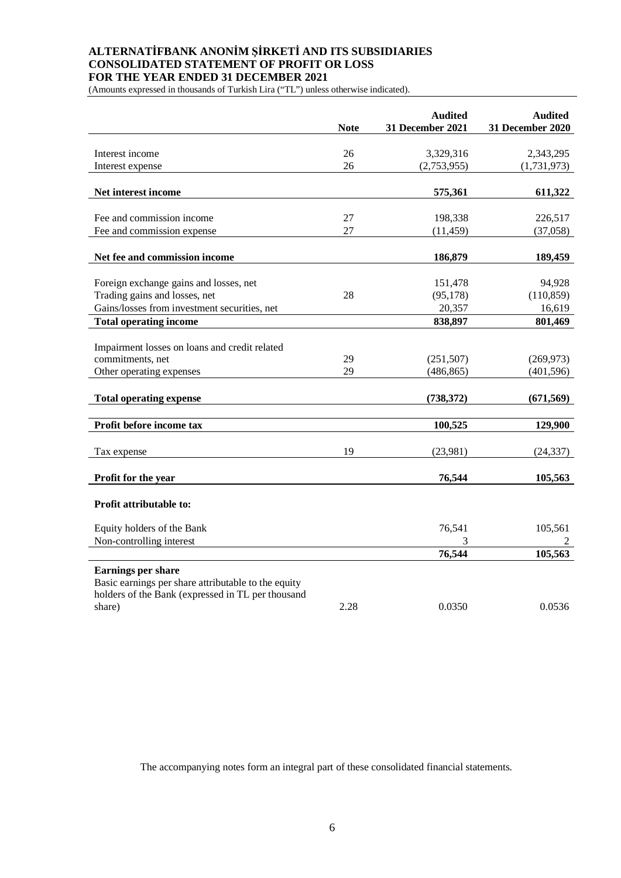# ALTERNATİFBANK ANONİM ŞİRKETİ AND ITS SUBSIDIARIES
## CONSOLIDATED STATEMENT OF PROFIT OR LOSS
## FOR THE YEAR ENDED 31 DECEMBER 2021

(Amounts expressed in thousands of Turkish Lira ("TL") unless otherwise indicated).

| | Note | Audited 31 December 2021 | Audited 31 December 2020 |
|---|---|---|---|
| Interest income | 26 | 3,329,316 | 2,343,295 |
| Interest expense | 26 | (2,753,955) | (1,731,973) |
| **Net interest income** | | **575,361** | **611,322** |
| Fee and commission income | 27 | 198,338 | 226,517 |
| Fee and commission expense | 27 | (11,459) | (37,058) |
| **Net fee and commission income** | | **186,879** | **189,459** |
| Foreign exchange gains and losses, net | | 151,478 | 94,928 |
| Trading gains and losses, net | 28 | (95,178) | (110,859) |
| Gains/losses from investment securities, net | | 20,357 | 16,619 |
| **Total operating income** | | **838,897** | **801,469** |
| Impairment losses on loans and credit related commitments, net | 29 | (251,507) | (269,973) |
| Other operating expenses | 29 | (486,865) | (401,596) |
| **Total operating expense** | | **(738,372)** | **(671,569)** |
| **Profit before income tax** | | **100,525** | **129,900** |
| Tax expense | 19 | (23,981) | (24,337) |
| **Profit for the year** | | **76,544** | **105,563** |
| **Profit attributable to:** | | | |
| Equity holders of the Bank | | 76,541 | 105,561 |
| Non-controlling interest | | 3 | 2 |
| | | **76,544** | **105,563** |
| **Earnings per share** | | | |
| Basic earnings per share attributable to the equity holders of the Bank (expressed in TL per thousand share) | 2.28 | 0.0350 | 0.0536 |

The accompanying notes form an integral part of these consolidated financial statements.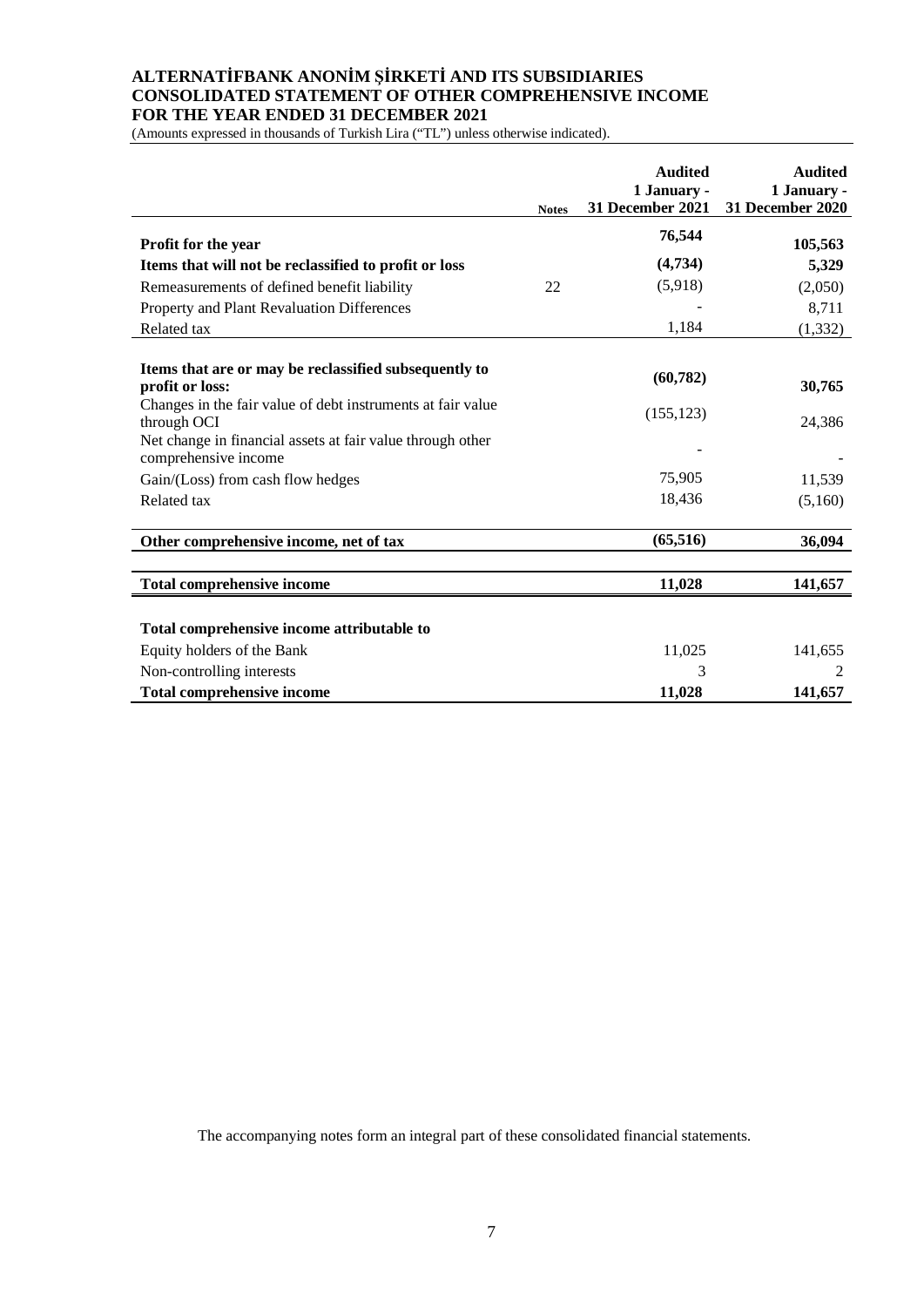# ALTERNATİFBANK ANONİM ŞİRKETİ AND ITS SUBSIDIARIES
# CONSOLIDATED STATEMENT OF OTHER COMPREHENSIVE INCOME
# FOR THE YEAR ENDED 31 DECEMBER 2021

(Amounts expressed in thousands of Turkish Lira ("TL") unless otherwise indicated).

| | Notes | Audited 1 January - 31 December 2021 | Audited 1 January - 31 December 2020 |
|---|---|---|---|
| **Profit for the year** | | **76,544** | **105,563** |
| **Items that will not be reclassified to profit or loss** | | **(4,734)** | **5,329** |
| Remeasurements of defined benefit liability | 22 | (5,918) | (2,050) |
| Property and Plant Revaluation Differences | | - | 8,711 |
| Related tax | | 1,184 | (1,332) |
| **Items that are or may be reclassified subsequently to profit or loss:** | | **(60,782)** | **30,765** |
| Changes in the fair value of debt instruments at fair value through OCI | | (155,123) | 24,386 |
| Net change in financial assets at fair value through other comprehensive income | | - | - |
| Gain/(Loss) from cash flow hedges | | 75,905 | 11,539 |
| Related tax | | 18,436 | (5,160) |
| **Other comprehensive income, net of tax** | | **(65,516)** | **36,094** |
| **Total comprehensive income** | | **11,028** | **141,657** |
| **Total comprehensive income attributable to** | | | |
| Equity holders of the Bank | | 11,025 | 141,655 |
| Non-controlling interests | | 3 | 2 |
| **Total comprehensive income** | | **11,028** | **141,657** |

The accompanying notes form an integral part of these consolidated financial statements.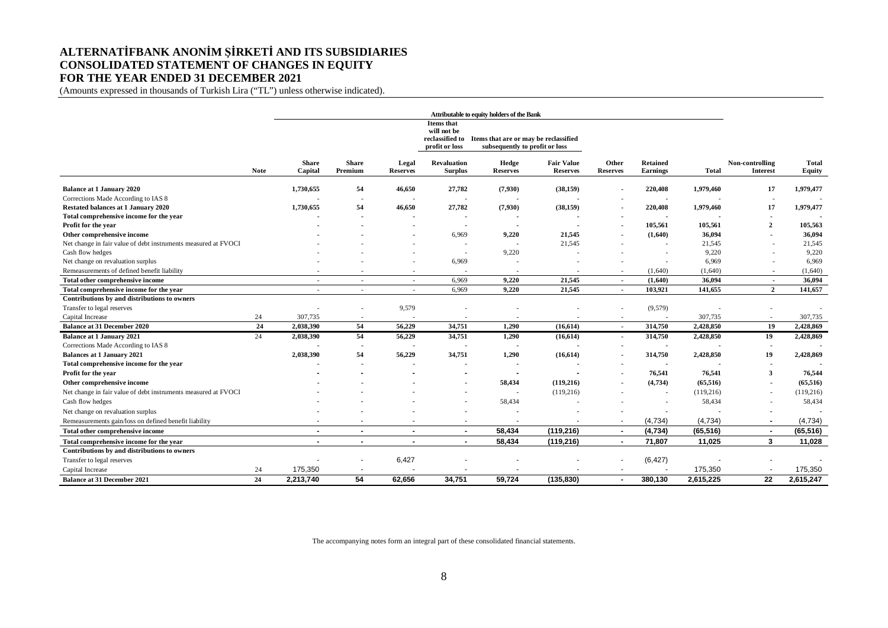# ALTERNATİFBANK ANONİM ŞİRKETİ AND ITS SUBSIDIARIES
# CONSOLIDATED STATEMENT OF CHANGES IN EQUITY
# FOR THE YEAR ENDED 31 DECEMBER 2021

(Amounts expressed in thousands of Turkish Lira ("TL") unless otherwise indicated).

| | | Attributable to equity holders of the Bank | | | | | | | | | | | |
|---|---|---|---|---|---|---|---|---|---|---|---|---|---|
| | | | | | Items that will not be reclassified to profit or loss | Items that are or may be reclassified subsequently to profit or loss | | | | | | | |
| | **Note** | **Share Capital** | **Share Premium** | **Legal Reserves** | **Revaluation Surplus** | **Hedge Reserves** | **Fair Value Reserves** | **Other Reserves** | **Retained Earnings** | **Total** | **Non-controlling Interest** | **Total Equity** |
| **Balance at 1 January 2020** | | **1,730,655** | **54** | **46,650** | **27,782** | **(7,930)** | **(38,159)** | **-** | **220,408** | **1,979,460** | **17** | **1,979,477** |
| Corrections Made According to IAS 8 | | - | - | - | - | - | - | - | - | - | - | - |
| **Restated balances at 1 January 2020** | | **1,730,655** | **54** | **46,650** | **27,782** | **(7,930)** | **(38,159)** | **-** | **220,408** | **1,979,460** | **17** | **1,979,477** |
| **Total comprehensive income for the year** | | **-** | **-** | **-** | **-** | **-** | **-** | **-** | **-** | **-** | **-** | **-** |
| **Profit for the year** | | **-** | **-** | **-** | **-** | **-** | **-** | **-** | **105,561** | **105,561** | **2** | **105,563** |
| **Other comprehensive income** | | **-** | **-** | **-** | 6,969 | **9,220** | **21,545** | **-** | **(1,640)** | **36,094** | **-** | **36,094** |
| Net change in fair value of debt instruments measured at FVOCI | | - | - | - | - | - | 21,545 | - | - | 21,545 | - | 21,545 |
| Cash flow hedges | | - | - | - | - | 9,220 | - | - | - | 9,220 | - | 9,220 |
| Net change on revaluation surplus | | - | - | - | 6,969 | - | - | - | - | 6,969 | - | 6,969 |
| Remeasurements of defined benefit liability | | - | - | - | - | - | - | - | (1,640) | (1,640) | - | (1,640) |
| **Total other comprehensive income** | | - | - | - | 6,969 | **9,220** | **21,545** | **-** | **(1,640)** | **36,094** | **-** | **36,094** |
| **Total comprehensive income for the year** | | - | - | - | 6,969 | **9,220** | **21,545** | **-** | **103,921** | **141,655** | **2** | **141,657** |
| **Contributions by and distributions to owners** | | | | | | | | | | | | |
| Transfer to legal reserves | | - | - | 9,579 | - | - | - | - | (9,579) | - | - | - |
| Capital Increase | 24 | 307,735 | - | - | - | - | - | - | - | 307,735 | - | 307,735 |
| **Balance at 31 December 2020** | **24** | **2,038,390** | **54** | **56,229** | **34,751** | **1,290** | **(16,614)** | **-** | **314,750** | **2,428,850** | **19** | **2,428,869** |
| **Balance at 1 January 2021** | 24 | **2,038,390** | **54** | **56,229** | **34,751** | **1,290** | **(16,614)** | **-** | **314,750** | **2,428,850** | **19** | **2,428,869** |
| Corrections Made According to IAS 8 | | - | - | - | - | - | - | - | - | - | - | - |
| **Balances at 1 January 2021** | | **2,038,390** | **54** | **56,229** | **34,751** | **1,290** | **(16,614)** | **-** | **314,750** | **2,428,850** | **19** | **2,428,869** |
| **Total comprehensive income for the year** | | **-** | **-** | **-** | **-** | **-** | **-** | **-** | **-** | **-** | **-** | **-** |
| **Profit for the year** | | **-** | **-** | **-** | **-** | **-** | **-** | **-** | **76,541** | **76,541** | **3** | **76,544** |
| **Other comprehensive income** | | **-** | **-** | **-** | **-** | **58,434** | **(119,216)** | **-** | **(4,734)** | **(65,516)** | **-** | **(65,516)** |
| Net change in fair value of debt instruments measured at FVOCI | | - | - | - | - | - | (119,216) | - | - | (119,216) | - | (119,216) |
| Cash flow hedges | | - | - | - | - | 58,434 | - | - | - | 58,434 | - | 58,434 |
| Net change on revaluation surplus | | - | - | - | - | - | - | - | - | - | - | - |
| Remeasurements gain/loss on defined benefit liability | | - | - | - | - | - | - | - | (4,734) | (4,734) | - | (4,734) |
| **Total other comprehensive income** | | **-** | **-** | **-** | **-** | **58,434** | **(119,216)** | **-** | **(4,734)** | **(65,516)** | **-** | **(65,516)** |
| **Total comprehensive income for the year** | | **-** | **-** | **-** | **-** | **58,434** | **(119,216)** | **-** | **71,807** | **11,025** | **3** | **11,028** |
| **Contributions by and distributions to owners** | | | | | | | | | | | | |
| Transfer to legal reserves | | - | - | 6,427 | - | - | - | - | (6,427) | - | - | - |
| Capital Increase | 24 | 175,350 | - | - | - | - | - | - | - | 175,350 | - | 175,350 |
| **Balance at 31 December 2021** | **24** | **2,213,740** | **54** | **62,656** | **34,751** | **59,724** | **(135,830)** | **-** | **380,130** | **2,615,225** | **22** | **2,615,247** |

The accompanying notes form an integral part of these consolidated financial statements.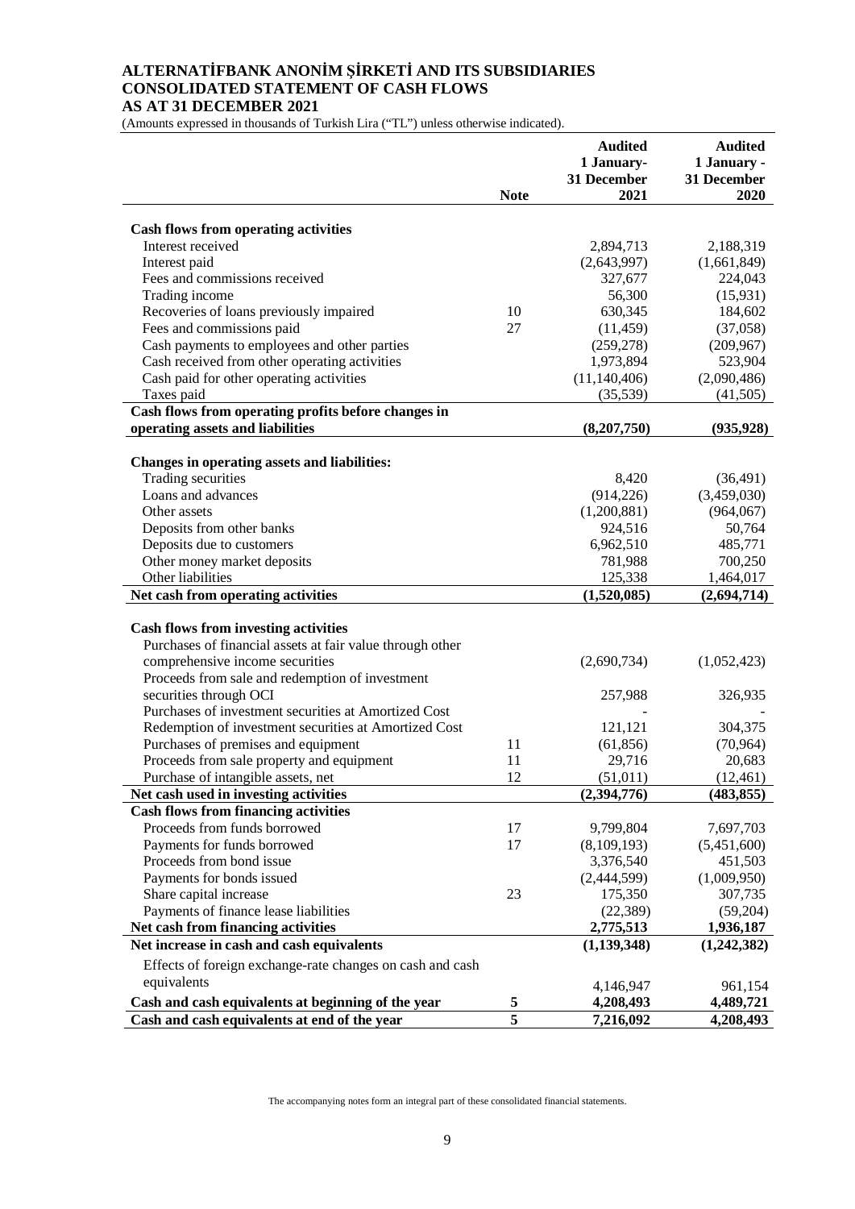# ALTERNATİFBANK ANONİM ŞİRKETİ AND ITS SUBSIDIARIES
# CONSOLIDATED STATEMENT OF CASH FLOWS
# AS AT 31 DECEMBER 2021

(Amounts expressed in thousands of Turkish Lira ("TL") unless otherwise indicated).

| | Note | Audited 1 January- 31 December 2021 | Audited 1 January - 31 December 2020 |
|---|---|---|---|
| **Cash flows from operating activities** | | | |
| Interest received | | 2,894,713 | 2,188,319 |
| Interest paid | | (2,643,997) | (1,661,849) |
| Fees and commissions received | | 327,677 | 224,043 |
| Trading income | | 56,300 | (15,931) |
| Recoveries of loans previously impaired | 10 | 630,345 | 184,602 |
| Fees and commissions paid | 27 | (11,459) | (37,058) |
| Cash payments to employees and other parties | | (259,278) | (209,967) |
| Cash received from other operating activities | | 1,973,894 | 523,904 |
| Cash paid for other operating activities | | (11,140,406) | (2,090,486) |
| Taxes paid | | (35,539) | (41,505) |
| **Cash flows from operating profits before changes in operating assets and liabilities** | | **(8,207,750)** | **(935,928)** |
| | | | |
| **Changes in operating assets and liabilities:** | | | |
| Trading securities | | 8,420 | (36,491) |
| Loans and advances | | (914,226) | (3,459,030) |
| Other assets | | (1,200,881) | (964,067) |
| Deposits from other banks | | 924,516 | 50,764 |
| Deposits due to customers | | 6,962,510 | 485,771 |
| Other money market deposits | | 781,988 | 700,250 |
| Other liabilities | | 125,338 | 1,464,017 |
| **Net cash from operating activities** | | **(1,520,085)** | **(2,694,714)** |
| | | | |
| **Cash flows from investing activities** | | | |
| Purchases of financial assets at fair value through other comprehensive income securities | | (2,690,734) | (1,052,423) |
| Proceeds from sale and redemption of investment securities through OCI | | 257,988 | 326,935 |
| Purchases of investment securities at Amortized Cost | | - | - |
| Redemption of investment securities at Amortized Cost | | 121,121 | 304,375 |
| Purchases of premises and equipment | 11 | (61,856) | (70,964) |
| Proceeds from sale property and equipment | 11 | 29,716 | 20,683 |
| Purchase of intangible assets, net | 12 | (51,011) | (12,461) |
| **Net cash used in investing activities** | | **(2,394,776)** | **(483,855)** |
| **Cash flows from financing activities** | | | |
| Proceeds from funds borrowed | 17 | 9,799,804 | 7,697,703 |
| Payments for funds borrowed | 17 | (8,109,193) | (5,451,600) |
| Proceeds from bond issue | | 3,376,540 | 451,503 |
| Payments for bonds issued | | (2,444,599) | (1,009,950) |
| Share capital increase | 23 | 175,350 | 307,735 |
| Payments of finance lease liabilities | | (22,389) | (59,204) |
| **Net cash from financing activities** | | **2,775,513** | **1,936,187** |
| **Net increase in cash and cash equivalents** | | **(1,139,348)** | **(1,242,382)** |
| Effects of foreign exchange-rate changes on cash and cash equivalents | | 4,146,947 | 961,154 |
| **Cash and cash equivalents at beginning of the year** | **5** | **4,208,493** | **4,489,721** |
| **Cash and cash equivalents at end of the year** | **5** | **7,216,092** | **4,208,493** |

The accompanying notes form an integral part of these consolidated financial statements.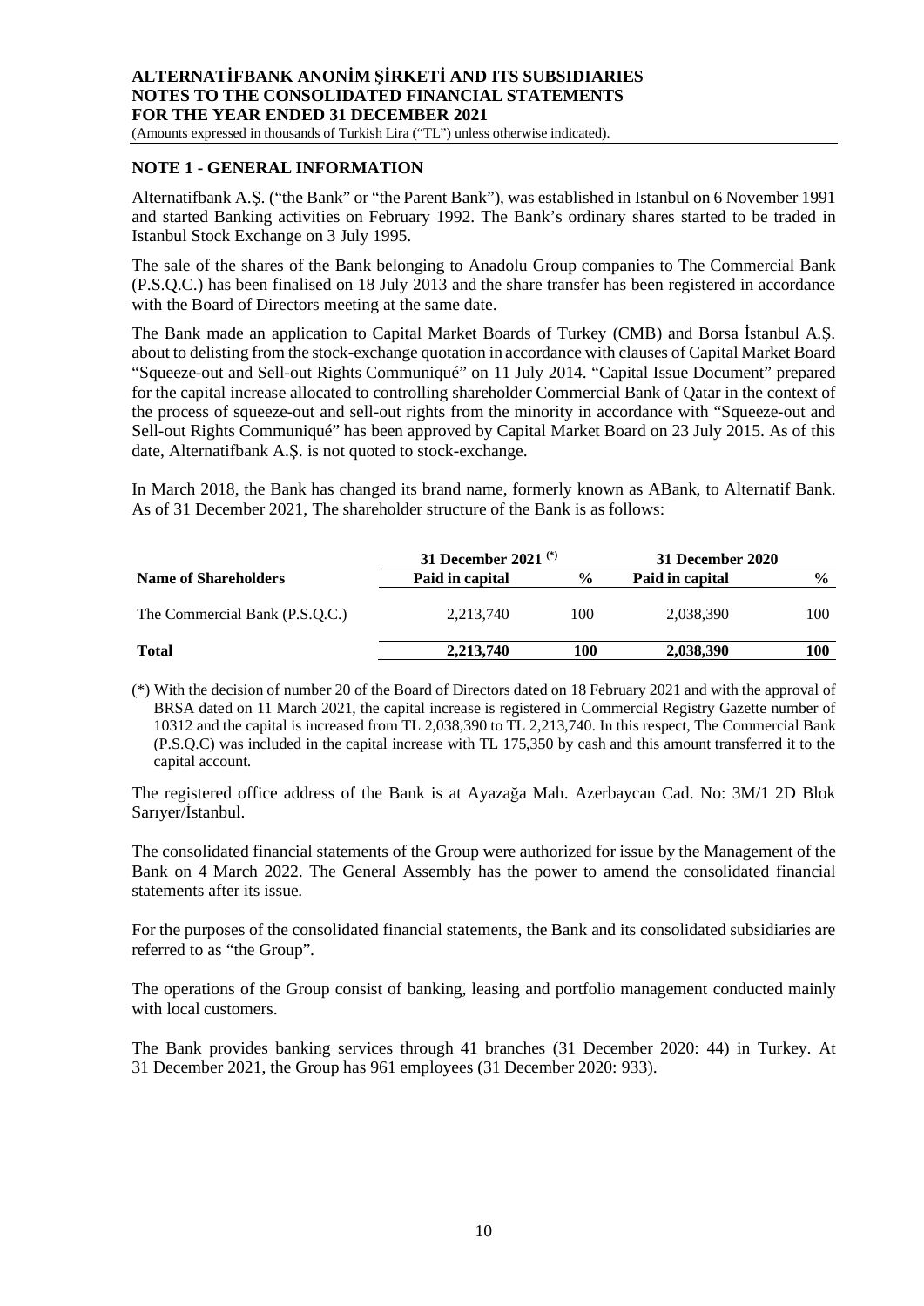## NOTE 1 - GENERAL INFORMATION

Alternatifbank A.Ş. ("the Bank" or "the Parent Bank"), was established in Istanbul on 6 November 1991 and started Banking activities on February 1992. The Bank's ordinary shares started to be traded in Istanbul Stock Exchange on 3 July 1995.

The sale of the shares of the Bank belonging to Anadolu Group companies to The Commercial Bank (P.S.Q.C.) has been finalised on 18 July 2013 and the share transfer has been registered in accordance with the Board of Directors meeting at the same date.

The Bank made an application to Capital Market Boards of Turkey (CMB) and Borsa İstanbul A.Ş. about to delisting from the stock-exchange quotation in accordance with clauses of Capital Market Board "Squeeze-out and Sell-out Rights Communiqué" on 11 July 2014. "Capital Issue Document" prepared for the capital increase allocated to controlling shareholder Commercial Bank of Qatar in the context of the process of squeeze-out and sell-out rights from the minority in accordance with "Squeeze-out and Sell-out Rights Communiqué" has been approved by Capital Market Board on 23 July 2015. As of this date, Alternatifbank A.Ş. is not quoted to stock-exchange.

In March 2018, the Bank has changed its brand name, formerly known as ABank, to Alternatif Bank. As of 31 December 2021, The shareholder structure of the Bank is as follows:

| | 31 December 2021 (*) | | 31 December 2020 | |
|---|---|---|---|---|
| **Name of Shareholders** | **Paid in capital** | **%** | **Paid in capital** | **%** |
| The Commercial Bank (P.S.Q.C.) | 2,213,740 | 100 | 2,038,390 | 100 |
| **Total** | **2,213,740** | **100** | **2,038,390** | **100** |

(*) With the decision of number 20 of the Board of Directors dated on 18 February 2021 and with the approval of BRSA dated on 11 March 2021, the capital increase is registered in Commercial Registry Gazette number of 10312 and the capital is increased from TL 2,038,390 to TL 2,213,740. In this respect, The Commercial Bank (P.S.Q.C) was included in the capital increase with TL 175,350 by cash and this amount transferred it to the capital account.

The registered office address of the Bank is at Ayazağa Mah. Azerbaycan Cad. No: 3M/1 2D Blok Sarıyer/İstanbul.

The consolidated financial statements of the Group were authorized for issue by the Management of the Bank on 4 March 2022. The General Assembly has the power to amend the consolidated financial statements after its issue.

For the purposes of the consolidated financial statements, the Bank and its consolidated subsidiaries are referred to as "the Group".

The operations of the Group consist of banking, leasing and portfolio management conducted mainly with local customers.

The Bank provides banking services through 41 branches (31 December 2020: 44) in Turkey. At 31 December 2021, the Group has 961 employees (31 December 2020: 933).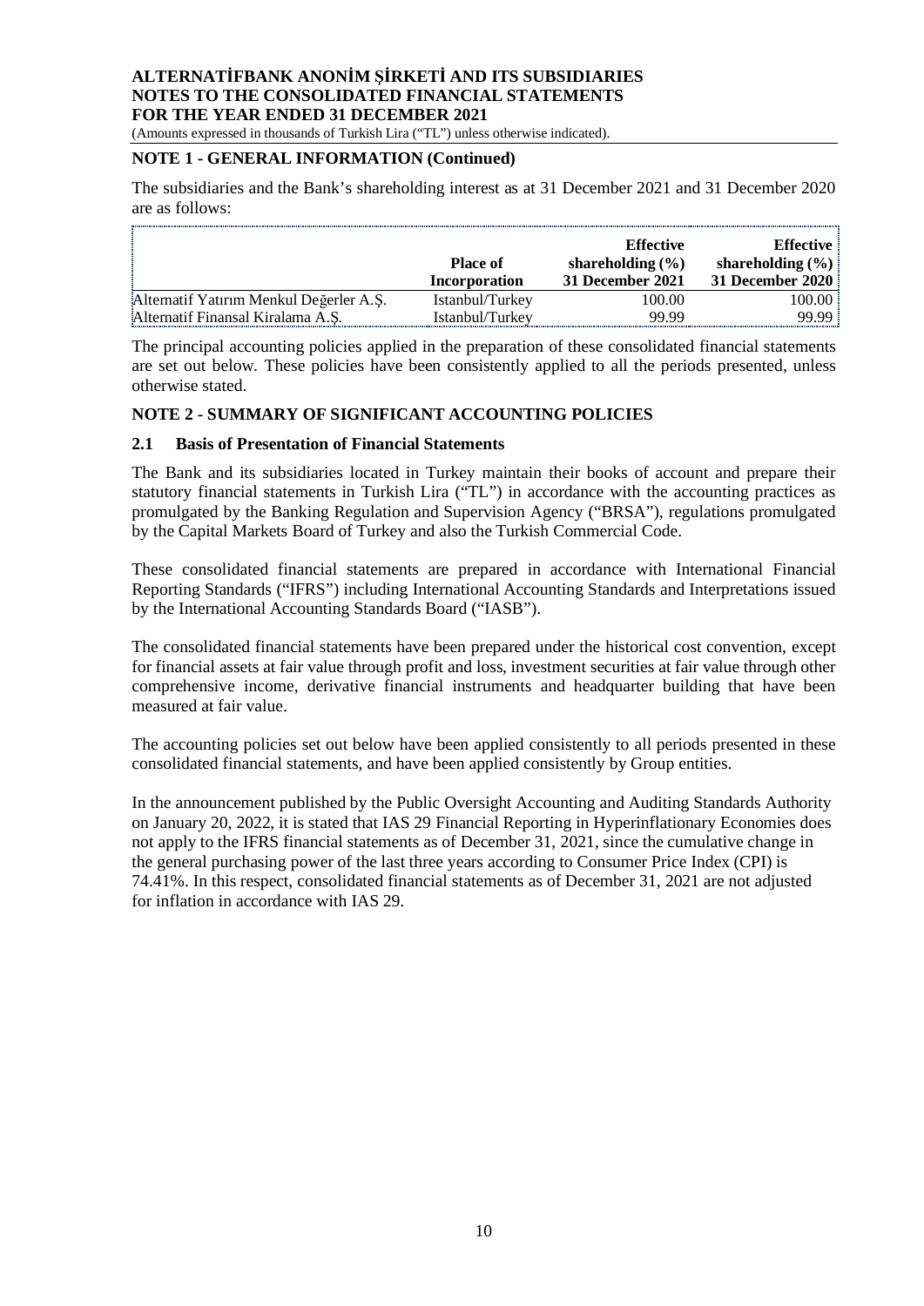## NOTE 1 - GENERAL INFORMATION (Continued)

The subsidiaries and the Bank's shareholding interest as at 31 December 2021 and 31 December 2020 are as follows:

| | **Place of Incorporation** | **Effective shareholding (%) 31 December 2021** | **Effective shareholding (%) 31 December 2020** |
|---|---|---|---|
| Alternatif Yatırım Menkul Değerler A.Ş. | Istanbul/Turkey | 100.00 | 100.00 |
| Alternatif Finansal Kiralama A.Ş. | Istanbul/Turkey | 99.99 | 99.99 |

The principal accounting policies applied in the preparation of these consolidated financial statements are set out below. These policies have been consistently applied to all the periods presented, unless otherwise stated.

## NOTE 2 - SUMMARY OF SIGNIFICANT ACCOUNTING POLICIES

### 2.1 Basis of Presentation of Financial Statements

The Bank and its subsidiaries located in Turkey maintain their books of account and prepare their statutory financial statements in Turkish Lira ("TL") in accordance with the accounting practices as promulgated by the Banking Regulation and Supervision Agency ("BRSA"), regulations promulgated by the Capital Markets Board of Turkey and also the Turkish Commercial Code.

These consolidated financial statements are prepared in accordance with International Financial Reporting Standards ("IFRS") including International Accounting Standards and Interpretations issued by the International Accounting Standards Board ("IASB").

The consolidated financial statements have been prepared under the historical cost convention, except for financial assets at fair value through profit and loss, investment securities at fair value through other comprehensive income, derivative financial instruments and headquarter building that have been measured at fair value.

The accounting policies set out below have been applied consistently to all periods presented in these consolidated financial statements, and have been applied consistently by Group entities.

In the announcement published by the Public Oversight Accounting and Auditing Standards Authority on January 20, 2022, it is stated that IAS 29 Financial Reporting in Hyperinflationary Economies does not apply to the IFRS financial statements as of December 31, 2021, since the cumulative change in the general purchasing power of the last three years according to Consumer Price Index (CPI) is 74.41%. In this respect, consolidated financial statements as of December 31, 2021 are not adjusted for inflation in accordance with IAS 29.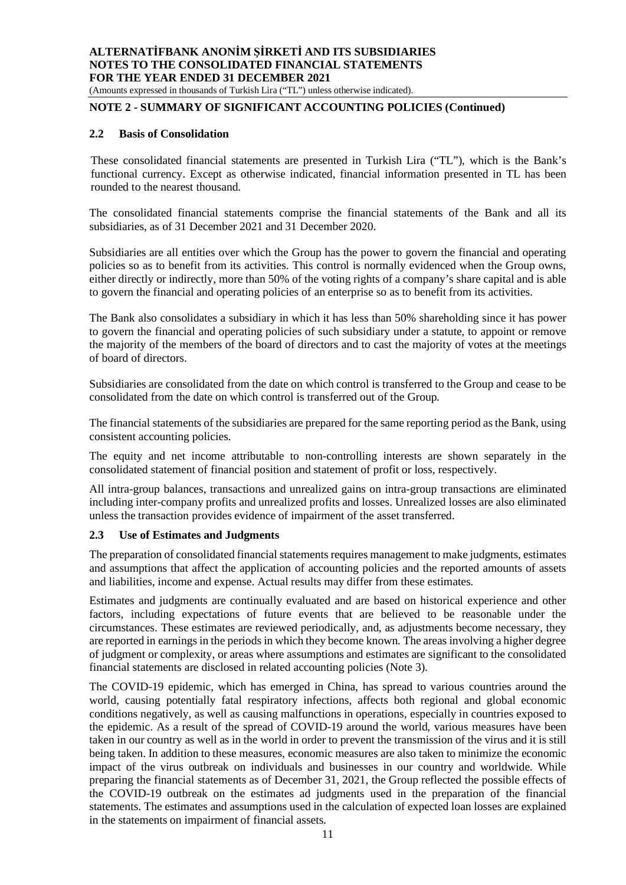## NOTE 2 - SUMMARY OF SIGNIFICANT ACCOUNTING POLICIES (Continued)

### 2.2 Basis of Consolidation

These consolidated financial statements are presented in Turkish Lira ("TL"), which is the Bank's functional currency. Except as otherwise indicated, financial information presented in TL has been rounded to the nearest thousand.

The consolidated financial statements comprise the financial statements of the Bank and all its subsidiaries, as of 31 December 2021 and 31 December 2020.

Subsidiaries are all entities over which the Group has the power to govern the financial and operating policies so as to benefit from its activities. This control is normally evidenced when the Group owns, either directly or indirectly, more than 50% of the voting rights of a company's share capital and is able to govern the financial and operating policies of an enterprise so as to benefit from its activities.

The Bank also consolidates a subsidiary in which it has less than 50% shareholding since it has power to govern the financial and operating policies of such subsidiary under a statute, to appoint or remove the majority of the members of the board of directors and to cast the majority of votes at the meetings of board of directors.

Subsidiaries are consolidated from the date on which control is transferred to the Group and cease to be consolidated from the date on which control is transferred out of the Group.

The financial statements of the subsidiaries are prepared for the same reporting period as the Bank, using consistent accounting policies.

The equity and net income attributable to non-controlling interests are shown separately in the consolidated statement of financial position and statement of profit or loss, respectively.

All intra-group balances, transactions and unrealized gains on intra-group transactions are eliminated including inter-company profits and unrealized profits and losses. Unrealized losses are also eliminated unless the transaction provides evidence of impairment of the asset transferred.

### 2.3 Use of Estimates and Judgments

The preparation of consolidated financial statements requires management to make judgments, estimates and assumptions that affect the application of accounting policies and the reported amounts of assets and liabilities, income and expense. Actual results may differ from these estimates.

Estimates and judgments are continually evaluated and are based on historical experience and other factors, including expectations of future events that are believed to be reasonable under the circumstances. These estimates are reviewed periodically, and, as adjustments become necessary, they are reported in earnings in the periods in which they become known. The areas involving a higher degree of judgment or complexity, or areas where assumptions and estimates are significant to the consolidated financial statements are disclosed in related accounting policies (Note 3).

The COVID-19 epidemic, which has emerged in China, has spread to various countries around the world, causing potentially fatal respiratory infections, affects both regional and global economic conditions negatively, as well as causing malfunctions in operations, especially in countries exposed to the epidemic. As a result of the spread of COVID-19 around the world, various measures have been taken in our country as well as in the world in order to prevent the transmission of the virus and it is still being taken. In addition to these measures, economic measures are also taken to minimize the economic impact of the virus outbreak on individuals and businesses in our country and worldwide. While preparing the financial statements as of December 31, 2021, the Group reflected the possible effects of the COVID-19 outbreak on the estimates ad judgments used in the preparation of the financial statements. The estimates and assumptions used in the calculation of expected loan losses are explained in the statements on impairment of financial assets.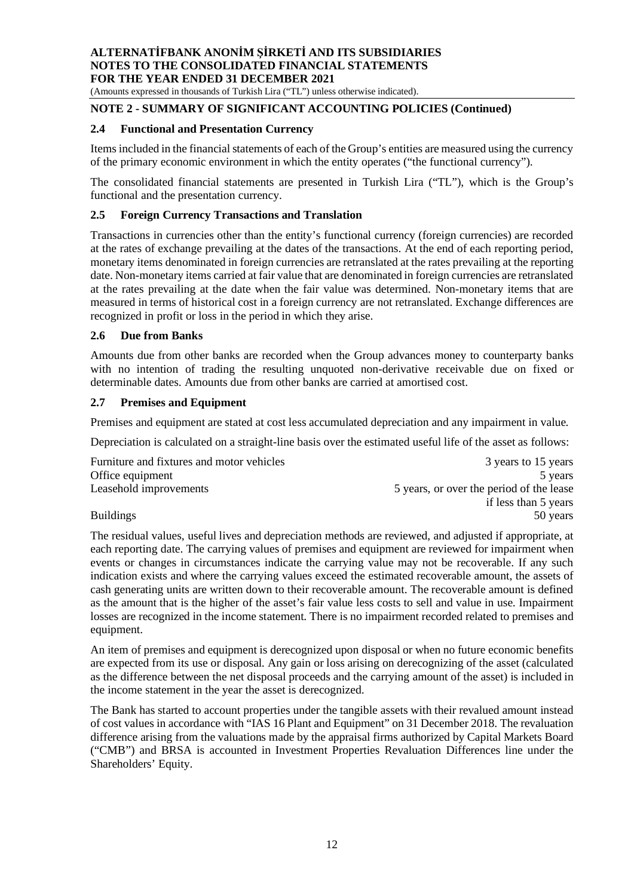## NOTE 2 - SUMMARY OF SIGNIFICANT ACCOUNTING POLICIES (Continued)

### 2.4 Functional and Presentation Currency

Items included in the financial statements of each of the Group's entities are measured using the currency of the primary economic environment in which the entity operates ("the functional currency").

The consolidated financial statements are presented in Turkish Lira ("TL"), which is the Group's functional and the presentation currency.

### 2.5 Foreign Currency Transactions and Translation

Transactions in currencies other than the entity's functional currency (foreign currencies) are recorded at the rates of exchange prevailing at the dates of the transactions. At the end of each reporting period, monetary items denominated in foreign currencies are retranslated at the rates prevailing at the reporting date. Non-monetary items carried at fair value that are denominated in foreign currencies are retranslated at the rates prevailing at the date when the fair value was determined. Non-monetary items that are measured in terms of historical cost in a foreign currency are not retranslated. Exchange differences are recognized in profit or loss in the period in which they arise.

### 2.6 Due from Banks

Amounts due from other banks are recorded when the Group advances money to counterparty banks with no intention of trading the resulting unquoted non-derivative receivable due on fixed or determinable dates. Amounts due from other banks are carried at amortised cost.

### 2.7 Premises and Equipment

Premises and equipment are stated at cost less accumulated depreciation and any impairment in value.

Depreciation is calculated on a straight-line basis over the estimated useful life of the asset as follows:

| | |
|---|---|
| Furniture and fixtures and motor vehicles | 3 years to 15 years |
| Office equipment | 5 years |
| Leasehold improvements | 5 years, or over the period of the lease if less than 5 years |
| Buildings | 50 years |

The residual values, useful lives and depreciation methods are reviewed, and adjusted if appropriate, at each reporting date. The carrying values of premises and equipment are reviewed for impairment when events or changes in circumstances indicate the carrying value may not be recoverable. If any such indication exists and where the carrying values exceed the estimated recoverable amount, the assets of cash generating units are written down to their recoverable amount. The recoverable amount is defined as the amount that is the higher of the asset's fair value less costs to sell and value in use. Impairment losses are recognized in the income statement. There is no impairment recorded related to premises and equipment.

An item of premises and equipment is derecognized upon disposal or when no future economic benefits are expected from its use or disposal. Any gain or loss arising on derecognizing of the asset (calculated as the difference between the net disposal proceeds and the carrying amount of the asset) is included in the income statement in the year the asset is derecognized.

The Bank has started to account properties under the tangible assets with their revalued amount instead of cost values in accordance with "IAS 16 Plant and Equipment" on 31 December 2018. The revaluation difference arising from the valuations made by the appraisal firms authorized by Capital Markets Board ("CMB") and BRSA is accounted in Investment Properties Revaluation Differences line under the Shareholders' Equity.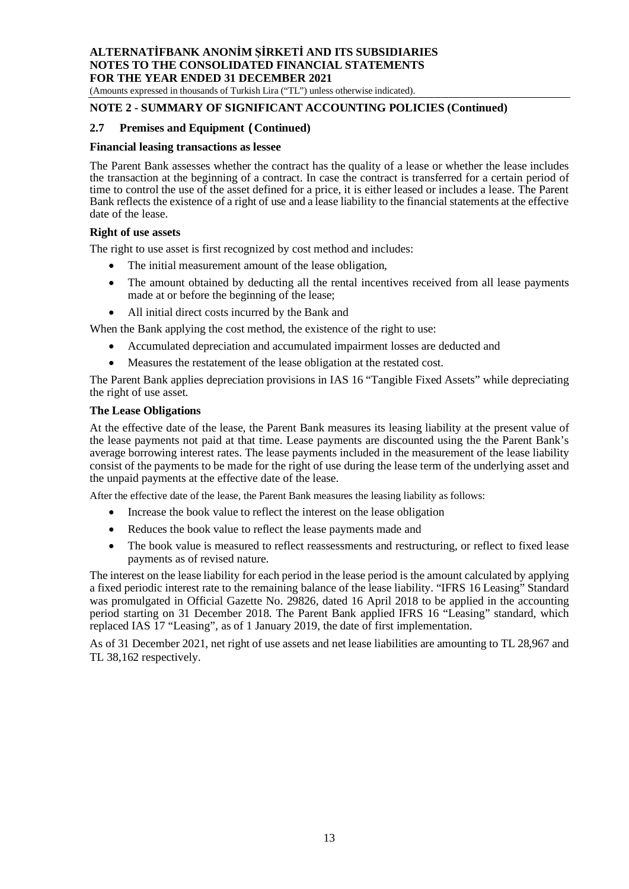## NOTE 2 - SUMMARY OF SIGNIFICANT ACCOUNTING POLICIES (Continued)

### 2.7 Premises and Equipment (Continued)

**Financial leasing transactions as lessee**

The Parent Bank assesses whether the contract has the quality of a lease or whether the lease includes the transaction at the beginning of a contract. In case the contract is transferred for a certain period of time to control the use of the asset defined for a price, it is either leased or includes a lease. The Parent Bank reflects the existence of a right of use and a lease liability to the financial statements at the effective date of the lease.

**Right of use assets**

The right to use asset is first recognized by cost method and includes:

- The initial measurement amount of the lease obligation,
- The amount obtained by deducting all the rental incentives received from all lease payments made at or before the beginning of the lease;
- All initial direct costs incurred by the Bank and

When the Bank applying the cost method, the existence of the right to use:

- Accumulated depreciation and accumulated impairment losses are deducted and
- Measures the restatement of the lease obligation at the restated cost.

The Parent Bank applies depreciation provisions in IAS 16 "Tangible Fixed Assets" while depreciating the right of use asset.

**The Lease Obligations**

At the effective date of the lease, the Parent Bank measures its leasing liability at the present value of the lease payments not paid at that time. Lease payments are discounted using the the Parent Bank's average borrowing interest rates. The lease payments included in the measurement of the lease liability consist of the payments to be made for the right of use during the lease term of the underlying asset and the unpaid payments at the effective date of the lease.

After the effective date of the lease, the Parent Bank measures the leasing liability as follows:

- Increase the book value to reflect the interest on the lease obligation
- Reduces the book value to reflect the lease payments made and
- The book value is measured to reflect reassessments and restructuring, or reflect to fixed lease payments as of revised nature.

The interest on the lease liability for each period in the lease period is the amount calculated by applying a fixed periodic interest rate to the remaining balance of the lease liability. "IFRS 16 Leasing" Standard was promulgated in Official Gazette No. 29826, dated 16 April 2018 to be applied in the accounting period starting on 31 December 2018. The Parent Bank applied IFRS 16 "Leasing" standard, which replaced IAS 17 "Leasing", as of 1 January 2019, the date of first implementation.

As of 31 December 2021, net right of use assets and net lease liabilities are amounting to TL 28,967 and TL 38,162 respectively.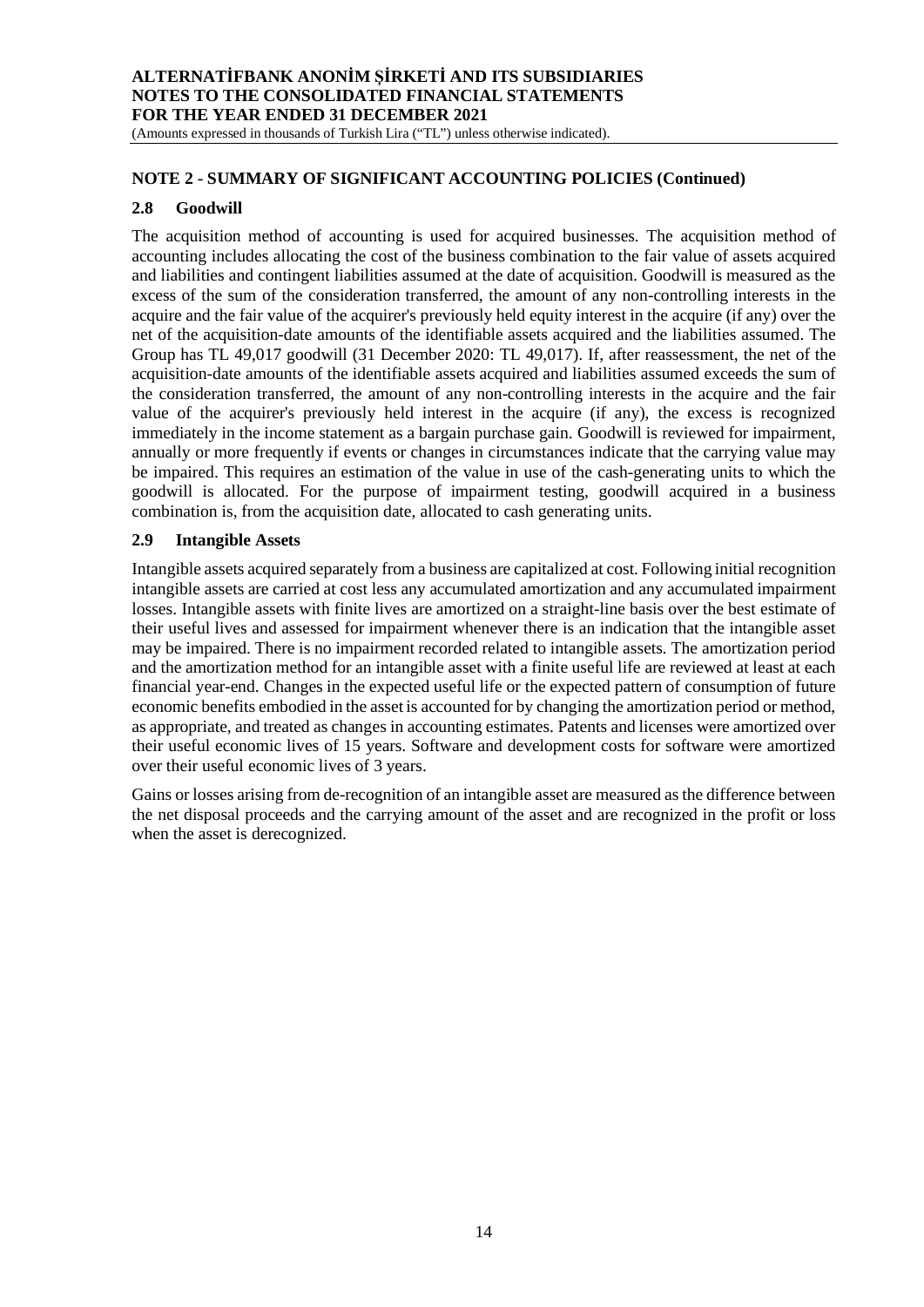## NOTE 2 - SUMMARY OF SIGNIFICANT ACCOUNTING POLICIES (Continued)

### 2.8 Goodwill

The acquisition method of accounting is used for acquired businesses. The acquisition method of accounting includes allocating the cost of the business combination to the fair value of assets acquired and liabilities and contingent liabilities assumed at the date of acquisition. Goodwill is measured as the excess of the sum of the consideration transferred, the amount of any non-controlling interests in the acquire and the fair value of the acquirer's previously held equity interest in the acquire (if any) over the net of the acquisition-date amounts of the identifiable assets acquired and the liabilities assumed. The Group has TL 49,017 goodwill (31 December 2020: TL 49,017). If, after reassessment, the net of the acquisition-date amounts of the identifiable assets acquired and liabilities assumed exceeds the sum of the consideration transferred, the amount of any non-controlling interests in the acquire and the fair value of the acquirer's previously held interest in the acquire (if any), the excess is recognized immediately in the income statement as a bargain purchase gain. Goodwill is reviewed for impairment, annually or more frequently if events or changes in circumstances indicate that the carrying value may be impaired. This requires an estimation of the value in use of the cash-generating units to which the goodwill is allocated. For the purpose of impairment testing, goodwill acquired in a business combination is, from the acquisition date, allocated to cash generating units.

### 2.9 Intangible Assets

Intangible assets acquired separately from a business are capitalized at cost. Following initial recognition intangible assets are carried at cost less any accumulated amortization and any accumulated impairment losses. Intangible assets with finite lives are amortized on a straight-line basis over the best estimate of their useful lives and assessed for impairment whenever there is an indication that the intangible asset may be impaired. There is no impairment recorded related to intangible assets. The amortization period and the amortization method for an intangible asset with a finite useful life are reviewed at least at each financial year-end. Changes in the expected useful life or the expected pattern of consumption of future economic benefits embodied in the asset is accounted for by changing the amortization period or method, as appropriate, and treated as changes in accounting estimates. Patents and licenses were amortized over their useful economic lives of 15 years. Software and development costs for software were amortized over their useful economic lives of 3 years.

Gains or losses arising from de-recognition of an intangible asset are measured as the difference between the net disposal proceeds and the carrying amount of the asset and are recognized in the profit or loss when the asset is derecognized.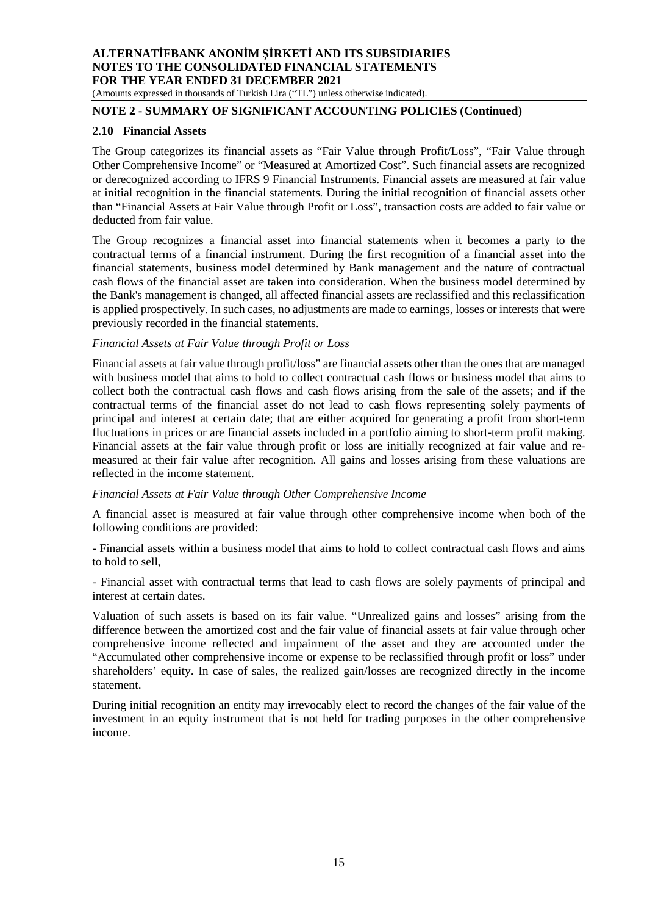## NOTE 2 - SUMMARY OF SIGNIFICANT ACCOUNTING POLICIES (Continued)

### 2.10 Financial Assets

The Group categorizes its financial assets as "Fair Value through Profit/Loss", "Fair Value through Other Comprehensive Income" or "Measured at Amortized Cost". Such financial assets are recognized or derecognized according to IFRS 9 Financial Instruments. Financial assets are measured at fair value at initial recognition in the financial statements. During the initial recognition of financial assets other than "Financial Assets at Fair Value through Profit or Loss", transaction costs are added to fair value or deducted from fair value.

The Group recognizes a financial asset into financial statements when it becomes a party to the contractual terms of a financial instrument. During the first recognition of a financial asset into the financial statements, business model determined by Bank management and the nature of contractual cash flows of the financial asset are taken into consideration. When the business model determined by the Bank's management is changed, all affected financial assets are reclassified and this reclassification is applied prospectively. In such cases, no adjustments are made to earnings, losses or interests that were previously recorded in the financial statements.

*Financial Assets at Fair Value through Profit or Loss*

Financial assets at fair value through profit/loss" are financial assets other than the ones that are managed with business model that aims to hold to collect contractual cash flows or business model that aims to collect both the contractual cash flows and cash flows arising from the sale of the assets; and if the contractual terms of the financial asset do not lead to cash flows representing solely payments of principal and interest at certain date; that are either acquired for generating a profit from short-term fluctuations in prices or are financial assets included in a portfolio aiming to short-term profit making. Financial assets at the fair value through profit or loss are initially recognized at fair value and re-measured at their fair value after recognition. All gains and losses arising from these valuations are reflected in the income statement.

*Financial Assets at Fair Value through Other Comprehensive Income*

A financial asset is measured at fair value through other comprehensive income when both of the following conditions are provided:

- Financial assets within a business model that aims to hold to collect contractual cash flows and aims to hold to sell,

- Financial asset with contractual terms that lead to cash flows are solely payments of principal and interest at certain dates.

Valuation of such assets is based on its fair value. "Unrealized gains and losses" arising from the difference between the amortized cost and the fair value of financial assets at fair value through other comprehensive income reflected and impairment of the asset and they are accounted under the "Accumulated other comprehensive income or expense to be reclassified through profit or loss" under shareholders' equity. In case of sales, the realized gain/losses are recognized directly in the income statement.

During initial recognition an entity may irrevocably elect to record the changes of the fair value of the investment in an equity instrument that is not held for trading purposes in the other comprehensive income.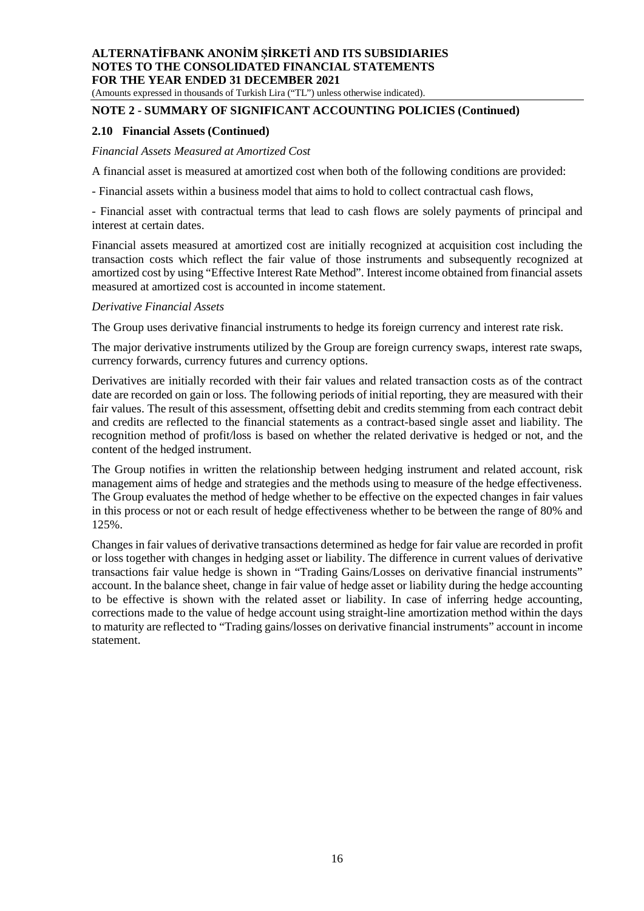## NOTE 2 - SUMMARY OF SIGNIFICANT ACCOUNTING POLICIES (Continued)

### 2.10 Financial Assets (Continued)

*Financial Assets Measured at Amortized Cost*

A financial asset is measured at amortized cost when both of the following conditions are provided:

- Financial assets within a business model that aims to hold to collect contractual cash flows,

- Financial asset with contractual terms that lead to cash flows are solely payments of principal and interest at certain dates.

Financial assets measured at amortized cost are initially recognized at acquisition cost including the transaction costs which reflect the fair value of those instruments and subsequently recognized at amortized cost by using "Effective Interest Rate Method". Interest income obtained from financial assets measured at amortized cost is accounted in income statement.

*Derivative Financial Assets*

The Group uses derivative financial instruments to hedge its foreign currency and interest rate risk.

The major derivative instruments utilized by the Group are foreign currency swaps, interest rate swaps, currency forwards, currency futures and currency options.

Derivatives are initially recorded with their fair values and related transaction costs as of the contract date are recorded on gain or loss. The following periods of initial reporting, they are measured with their fair values. The result of this assessment, offsetting debit and credits stemming from each contract debit and credits are reflected to the financial statements as a contract-based single asset and liability. The recognition method of profit/loss is based on whether the related derivative is hedged or not, and the content of the hedged instrument.

The Group notifies in written the relationship between hedging instrument and related account, risk management aims of hedge and strategies and the methods using to measure of the hedge effectiveness. The Group evaluates the method of hedge whether to be effective on the expected changes in fair values in this process or not or each result of hedge effectiveness whether to be between the range of 80% and 125%.

Changes in fair values of derivative transactions determined as hedge for fair value are recorded in profit or loss together with changes in hedging asset or liability. The difference in current values of derivative transactions fair value hedge is shown in "Trading Gains/Losses on derivative financial instruments" account. In the balance sheet, change in fair value of hedge asset or liability during the hedge accounting to be effective is shown with the related asset or liability. In case of inferring hedge accounting, corrections made to the value of hedge account using straight-line amortization method within the days to maturity are reflected to "Trading gains/losses on derivative financial instruments" account in income statement.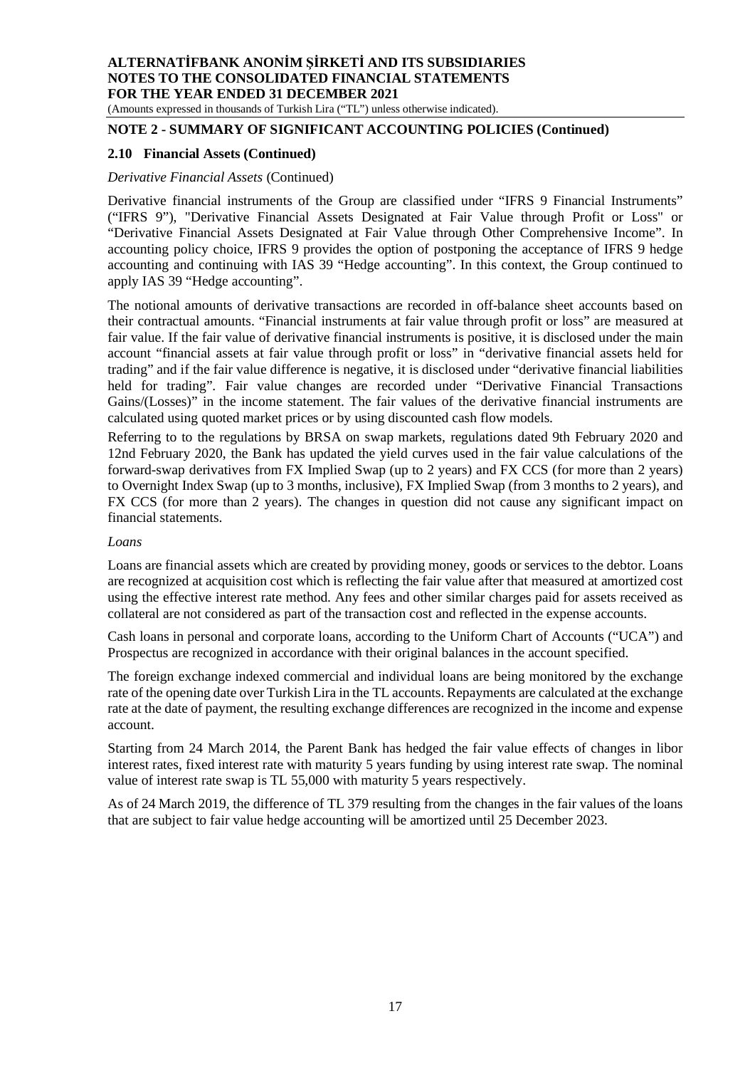## NOTE 2 - SUMMARY OF SIGNIFICANT ACCOUNTING POLICIES (Continued)

### 2.10 Financial Assets (Continued)

*Derivative Financial Assets* (Continued)

Derivative financial instruments of the Group are classified under "IFRS 9 Financial Instruments" ("IFRS 9"), "Derivative Financial Assets Designated at Fair Value through Profit or Loss" or "Derivative Financial Assets Designated at Fair Value through Other Comprehensive Income". In accounting policy choice, IFRS 9 provides the option of postponing the acceptance of IFRS 9 hedge accounting and continuing with IAS 39 "Hedge accounting". In this context, the Group continued to apply IAS 39 "Hedge accounting".

The notional amounts of derivative transactions are recorded in off-balance sheet accounts based on their contractual amounts. "Financial instruments at fair value through profit or loss" are measured at fair value. If the fair value of derivative financial instruments is positive, it is disclosed under the main account "financial assets at fair value through profit or loss" in "derivative financial assets held for trading" and if the fair value difference is negative, it is disclosed under "derivative financial liabilities held for trading". Fair value changes are recorded under "Derivative Financial Transactions Gains/(Losses)" in the income statement. The fair values of the derivative financial instruments are calculated using quoted market prices or by using discounted cash flow models.

Referring to to the regulations by BRSA on swap markets, regulations dated 9th February 2020 and 12nd February 2020, the Bank has updated the yield curves used in the fair value calculations of the forward-swap derivatives from FX Implied Swap (up to 2 years) and FX CCS (for more than 2 years) to Overnight Index Swap (up to 3 months, inclusive), FX Implied Swap (from 3 months to 2 years), and FX CCS (for more than 2 years). The changes in question did not cause any significant impact on financial statements.

*Loans*

Loans are financial assets which are created by providing money, goods or services to the debtor. Loans are recognized at acquisition cost which is reflecting the fair value after that measured at amortized cost using the effective interest rate method. Any fees and other similar charges paid for assets received as collateral are not considered as part of the transaction cost and reflected in the expense accounts.

Cash loans in personal and corporate loans, according to the Uniform Chart of Accounts ("UCA") and Prospectus are recognized in accordance with their original balances in the account specified.

The foreign exchange indexed commercial and individual loans are being monitored by the exchange rate of the opening date over Turkish Lira in the TL accounts. Repayments are calculated at the exchange rate at the date of payment, the resulting exchange differences are recognized in the income and expense account.

Starting from 24 March 2014, the Parent Bank has hedged the fair value effects of changes in libor interest rates, fixed interest rate with maturity 5 years funding by using interest rate swap. The nominal value of interest rate swap is TL 55,000 with maturity 5 years respectively.

As of 24 March 2019, the difference of TL 379 resulting from the changes in the fair values of the loans that are subject to fair value hedge accounting will be amortized until 25 December 2023.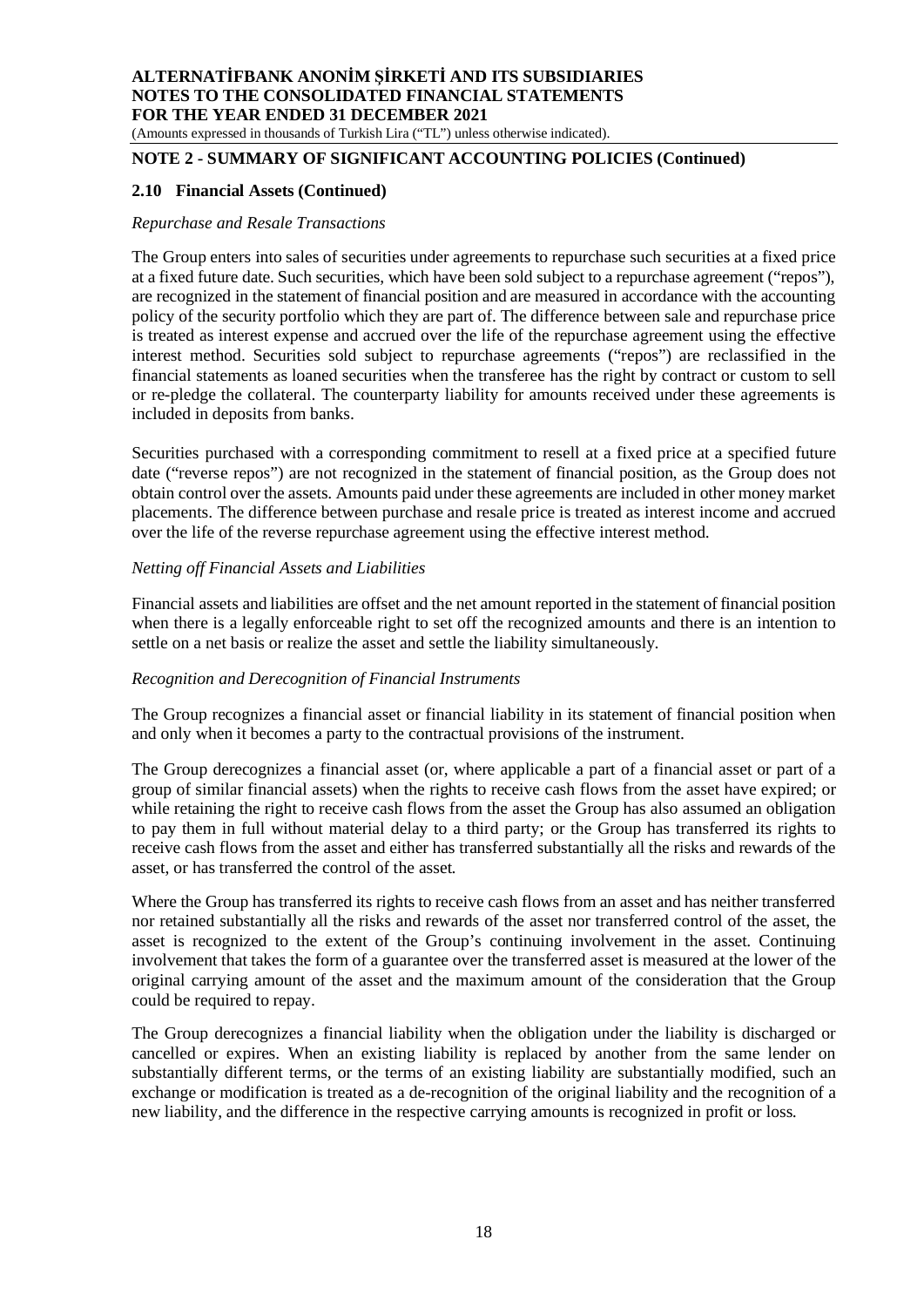## NOTE 2 - SUMMARY OF SIGNIFICANT ACCOUNTING POLICIES (Continued)

### 2.10 Financial Assets (Continued)

*Repurchase and Resale Transactions*

The Group enters into sales of securities under agreements to repurchase such securities at a fixed price at a fixed future date. Such securities, which have been sold subject to a repurchase agreement ("repos"), are recognized in the statement of financial position and are measured in accordance with the accounting policy of the security portfolio which they are part of. The difference between sale and repurchase price is treated as interest expense and accrued over the life of the repurchase agreement using the effective interest method. Securities sold subject to repurchase agreements ("repos") are reclassified in the financial statements as loaned securities when the transferee has the right by contract or custom to sell or re-pledge the collateral. The counterparty liability for amounts received under these agreements is included in deposits from banks.

Securities purchased with a corresponding commitment to resell at a fixed price at a specified future date ("reverse repos") are not recognized in the statement of financial position, as the Group does not obtain control over the assets. Amounts paid under these agreements are included in other money market placements. The difference between purchase and resale price is treated as interest income and accrued over the life of the reverse repurchase agreement using the effective interest method.

*Netting off Financial Assets and Liabilities*

Financial assets and liabilities are offset and the net amount reported in the statement of financial position when there is a legally enforceable right to set off the recognized amounts and there is an intention to settle on a net basis or realize the asset and settle the liability simultaneously.

*Recognition and Derecognition of Financial Instruments*

The Group recognizes a financial asset or financial liability in its statement of financial position when and only when it becomes a party to the contractual provisions of the instrument.

The Group derecognizes a financial asset (or, where applicable a part of a financial asset or part of a group of similar financial assets) when the rights to receive cash flows from the asset have expired; or while retaining the right to receive cash flows from the asset the Group has also assumed an obligation to pay them in full without material delay to a third party; or the Group has transferred its rights to receive cash flows from the asset and either has transferred substantially all the risks and rewards of the asset, or has transferred the control of the asset.

Where the Group has transferred its rights to receive cash flows from an asset and has neither transferred nor retained substantially all the risks and rewards of the asset nor transferred control of the asset, the asset is recognized to the extent of the Group's continuing involvement in the asset. Continuing involvement that takes the form of a guarantee over the transferred asset is measured at the lower of the original carrying amount of the asset and the maximum amount of the consideration that the Group could be required to repay.

The Group derecognizes a financial liability when the obligation under the liability is discharged or cancelled or expires. When an existing liability is replaced by another from the same lender on substantially different terms, or the terms of an existing liability are substantially modified, such an exchange or modification is treated as a de-recognition of the original liability and the recognition of a new liability, and the difference in the respective carrying amounts is recognized in profit or loss.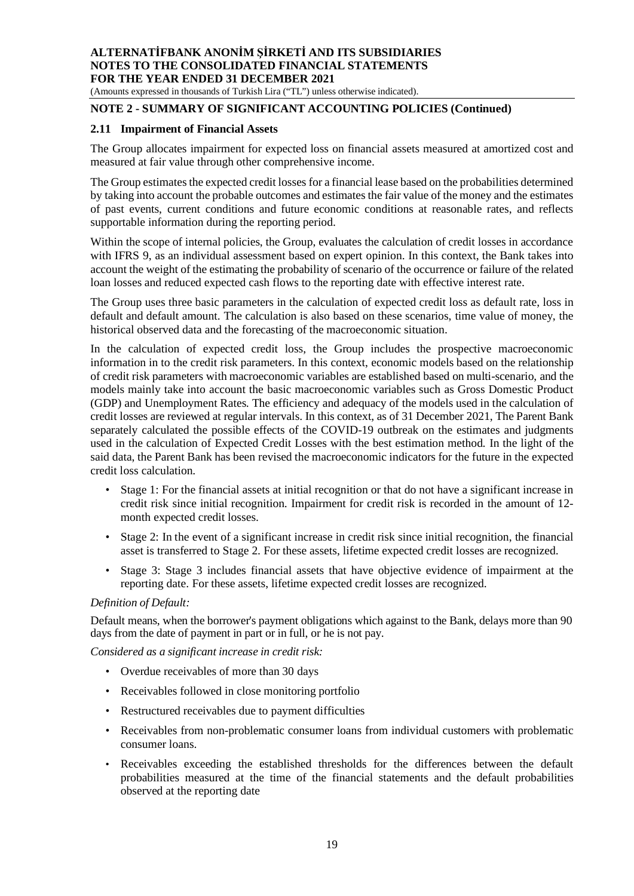## NOTE 2 - SUMMARY OF SIGNIFICANT ACCOUNTING POLICIES (Continued)

### 2.11 Impairment of Financial Assets

The Group allocates impairment for expected loss on financial assets measured at amortized cost and measured at fair value through other comprehensive income.

The Group estimates the expected credit losses for a financial lease based on the probabilities determined by taking into account the probable outcomes and estimates the fair value of the money and the estimates of past events, current conditions and future economic conditions at reasonable rates, and reflects supportable information during the reporting period.

Within the scope of internal policies, the Group, evaluates the calculation of credit losses in accordance with IFRS 9, as an individual assessment based on expert opinion. In this context, the Bank takes into account the weight of the estimating the probability of scenario of the occurrence or failure of the related loan losses and reduced expected cash flows to the reporting date with effective interest rate.

The Group uses three basic parameters in the calculation of expected credit loss as default rate, loss in default and default amount. The calculation is also based on these scenarios, time value of money, the historical observed data and the forecasting of the macroeconomic situation.

In the calculation of expected credit loss, the Group includes the prospective macroeconomic information in to the credit risk parameters. In this context, economic models based on the relationship of credit risk parameters with macroeconomic variables are established based on multi-scenario, and the models mainly take into account the basic macroeconomic variables such as Gross Domestic Product (GDP) and Unemployment Rates. The efficiency and adequacy of the models used in the calculation of credit losses are reviewed at regular intervals. In this context, as of 31 December 2021, The Parent Bank separately calculated the possible effects of the COVID-19 outbreak on the estimates and judgments used in the calculation of Expected Credit Losses with the best estimation method. In the light of the said data, the Parent Bank has been revised the macroeconomic indicators for the future in the expected credit loss calculation.

- Stage 1: For the financial assets at initial recognition or that do not have a significant increase in credit risk since initial recognition. Impairment for credit risk is recorded in the amount of 12-month expected credit losses.
- Stage 2: In the event of a significant increase in credit risk since initial recognition, the financial asset is transferred to Stage 2. For these assets, lifetime expected credit losses are recognized.
- Stage 3: Stage 3 includes financial assets that have objective evidence of impairment at the reporting date. For these assets, lifetime expected credit losses are recognized.

*Definition of Default:*

Default means, when the borrower's payment obligations which against to the Bank, delays more than 90 days from the date of payment in part or in full, or he is not pay.

*Considered as a significant increase in credit risk:*

- Overdue receivables of more than 30 days
- Receivables followed in close monitoring portfolio
- Restructured receivables due to payment difficulties
- Receivables from non-problematic consumer loans from individual customers with problematic consumer loans.
- Receivables exceeding the established thresholds for the differences between the default probabilities measured at the time of the financial statements and the default probabilities observed at the reporting date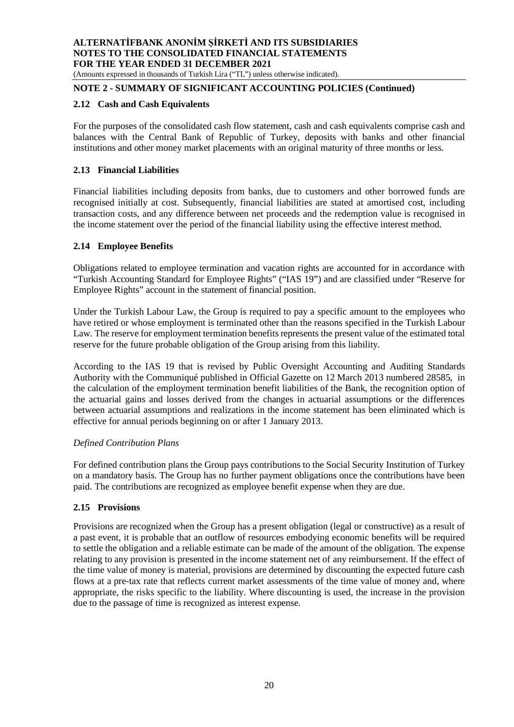## NOTE 2 - SUMMARY OF SIGNIFICANT ACCOUNTING POLICIES (Continued)

### 2.12 Cash and Cash Equivalents

For the purposes of the consolidated cash flow statement, cash and cash equivalents comprise cash and balances with the Central Bank of Republic of Turkey, deposits with banks and other financial institutions and other money market placements with an original maturity of three months or less.

### 2.13 Financial Liabilities

Financial liabilities including deposits from banks, due to customers and other borrowed funds are recognised initially at cost. Subsequently, financial liabilities are stated at amortised cost, including transaction costs, and any difference between net proceeds and the redemption value is recognised in the income statement over the period of the financial liability using the effective interest method.

### 2.14 Employee Benefits

Obligations related to employee termination and vacation rights are accounted for in accordance with "Turkish Accounting Standard for Employee Rights" ("IAS 19") and are classified under "Reserve for Employee Rights" account in the statement of financial position.

Under the Turkish Labour Law, the Group is required to pay a specific amount to the employees who have retired or whose employment is terminated other than the reasons specified in the Turkish Labour Law. The reserve for employment termination benefits represents the present value of the estimated total reserve for the future probable obligation of the Group arising from this liability.

According to the IAS 19 that is revised by Public Oversight Accounting and Auditing Standards Authority with the Communiqué published in Official Gazette on 12 March 2013 numbered 28585, in the calculation of the employment termination benefit liabilities of the Bank, the recognition option of the actuarial gains and losses derived from the changes in actuarial assumptions or the differences between actuarial assumptions and realizations in the income statement has been eliminated which is effective for annual periods beginning on or after 1 January 2013.

*Defined Contribution Plans*

For defined contribution plans the Group pays contributions to the Social Security Institution of Turkey on a mandatory basis. The Group has no further payment obligations once the contributions have been paid. The contributions are recognized as employee benefit expense when they are due.

### 2.15 Provisions

Provisions are recognized when the Group has a present obligation (legal or constructive) as a result of a past event, it is probable that an outflow of resources embodying economic benefits will be required to settle the obligation and a reliable estimate can be made of the amount of the obligation. The expense relating to any provision is presented in the income statement net of any reimbursement. If the effect of the time value of money is material, provisions are determined by discounting the expected future cash flows at a pre-tax rate that reflects current market assessments of the time value of money and, where appropriate, the risks specific to the liability. Where discounting is used, the increase in the provision due to the passage of time is recognized as interest expense.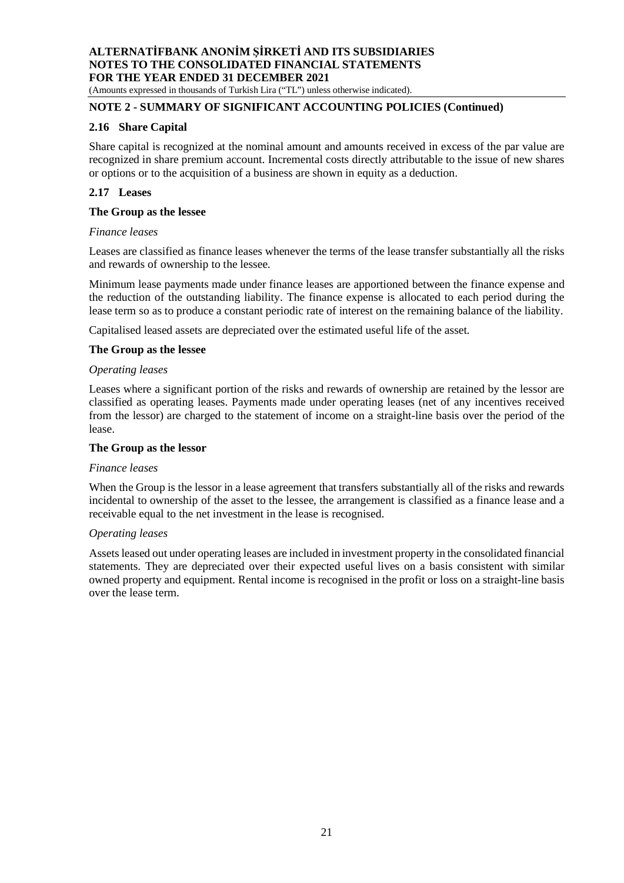## NOTE 2 - SUMMARY OF SIGNIFICANT ACCOUNTING POLICIES (Continued)

### 2.16 Share Capital

Share capital is recognized at the nominal amount and amounts received in excess of the par value are recognized in share premium account. Incremental costs directly attributable to the issue of new shares or options or to the acquisition of a business are shown in equity as a deduction.

### 2.17 Leases

**The Group as the lessee**

*Finance leases*

Leases are classified as finance leases whenever the terms of the lease transfer substantially all the risks and rewards of ownership to the lessee.

Minimum lease payments made under finance leases are apportioned between the finance expense and the reduction of the outstanding liability. The finance expense is allocated to each period during the lease term so as to produce a constant periodic rate of interest on the remaining balance of the liability.

Capitalised leased assets are depreciated over the estimated useful life of the asset.

**The Group as the lessee**

*Operating leases*

Leases where a significant portion of the risks and rewards of ownership are retained by the lessor are classified as operating leases. Payments made under operating leases (net of any incentives received from the lessor) are charged to the statement of income on a straight-line basis over the period of the lease.

**The Group as the lessor**

*Finance leases*

When the Group is the lessor in a lease agreement that transfers substantially all of the risks and rewards incidental to ownership of the asset to the lessee, the arrangement is classified as a finance lease and a receivable equal to the net investment in the lease is recognised.

*Operating leases*

Assets leased out under operating leases are included in investment property in the consolidated financial statements. They are depreciated over their expected useful lives on a basis consistent with similar owned property and equipment. Rental income is recognised in the profit or loss on a straight-line basis over the lease term.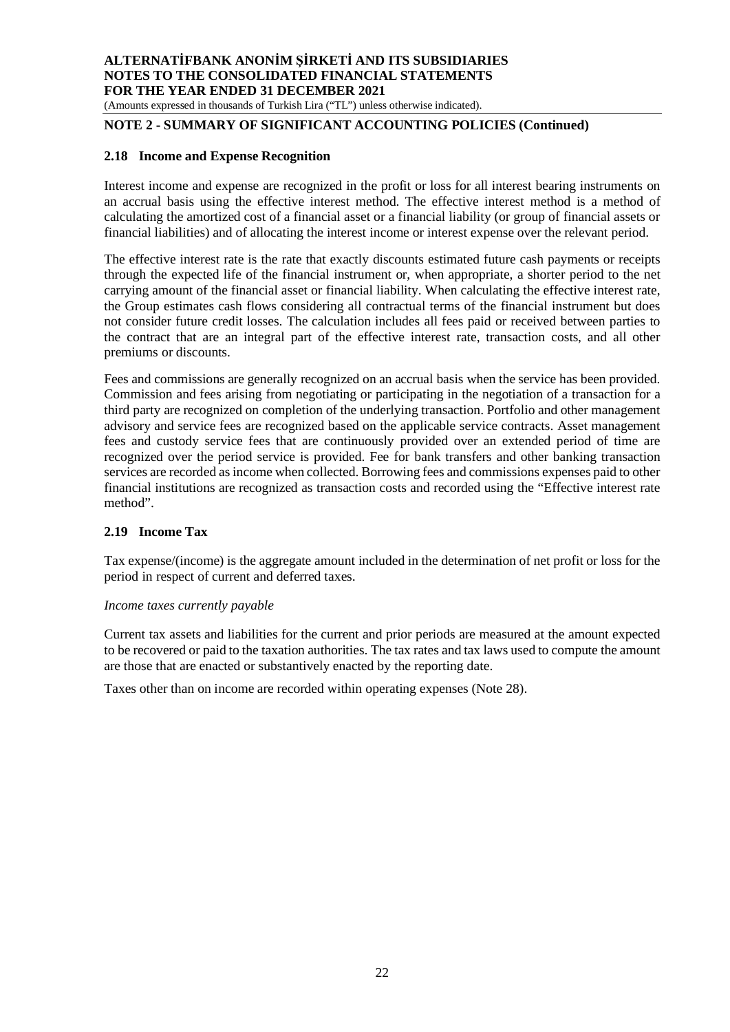## NOTE 2 - SUMMARY OF SIGNIFICANT ACCOUNTING POLICIES (Continued)

### 2.18 Income and Expense Recognition

Interest income and expense are recognized in the profit or loss for all interest bearing instruments on an accrual basis using the effective interest method. The effective interest method is a method of calculating the amortized cost of a financial asset or a financial liability (or group of financial assets or financial liabilities) and of allocating the interest income or interest expense over the relevant period.

The effective interest rate is the rate that exactly discounts estimated future cash payments or receipts through the expected life of the financial instrument or, when appropriate, a shorter period to the net carrying amount of the financial asset or financial liability. When calculating the effective interest rate, the Group estimates cash flows considering all contractual terms of the financial instrument but does not consider future credit losses. The calculation includes all fees paid or received between parties to the contract that are an integral part of the effective interest rate, transaction costs, and all other premiums or discounts.

Fees and commissions are generally recognized on an accrual basis when the service has been provided. Commission and fees arising from negotiating or participating in the negotiation of a transaction for a third party are recognized on completion of the underlying transaction. Portfolio and other management advisory and service fees are recognized based on the applicable service contracts. Asset management fees and custody service fees that are continuously provided over an extended period of time are recognized over the period service is provided. Fee for bank transfers and other banking transaction services are recorded as income when collected. Borrowing fees and commissions expenses paid to other financial institutions are recognized as transaction costs and recorded using the "Effective interest rate method".

### 2.19 Income Tax

Tax expense/(income) is the aggregate amount included in the determination of net profit or loss for the period in respect of current and deferred taxes.

*Income taxes currently payable*

Current tax assets and liabilities for the current and prior periods are measured at the amount expected to be recovered or paid to the taxation authorities. The tax rates and tax laws used to compute the amount are those that are enacted or substantively enacted by the reporting date.

Taxes other than on income are recorded within operating expenses (Note 28).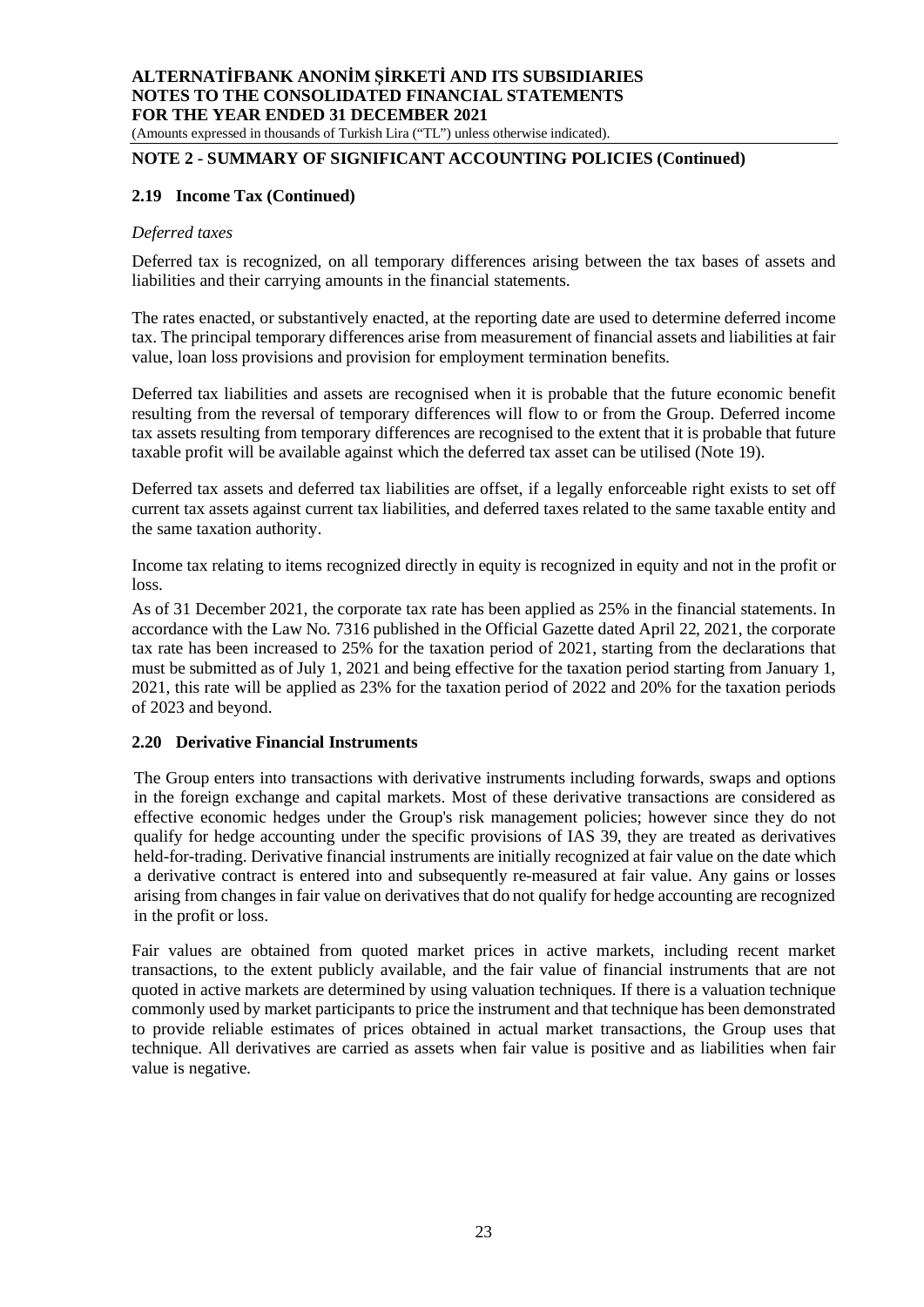## NOTE 2 - SUMMARY OF SIGNIFICANT ACCOUNTING POLICIES (Continued)

### 2.19 Income Tax (Continued)

*Deferred taxes*

Deferred tax is recognized, on all temporary differences arising between the tax bases of assets and liabilities and their carrying amounts in the financial statements.

The rates enacted, or substantively enacted, at the reporting date are used to determine deferred income tax. The principal temporary differences arise from measurement of financial assets and liabilities at fair value, loan loss provisions and provision for employment termination benefits.

Deferred tax liabilities and assets are recognised when it is probable that the future economic benefit resulting from the reversal of temporary differences will flow to or from the Group. Deferred income tax assets resulting from temporary differences are recognised to the extent that it is probable that future taxable profit will be available against which the deferred tax asset can be utilised (Note 19).

Deferred tax assets and deferred tax liabilities are offset, if a legally enforceable right exists to set off current tax assets against current tax liabilities, and deferred taxes related to the same taxable entity and the same taxation authority.

Income tax relating to items recognized directly in equity is recognized in equity and not in the profit or loss.

As of 31 December 2021, the corporate tax rate has been applied as 25% in the financial statements. In accordance with the Law No. 7316 published in the Official Gazette dated April 22, 2021, the corporate tax rate has been increased to 25% for the taxation period of 2021, starting from the declarations that must be submitted as of July 1, 2021 and being effective for the taxation period starting from January 1, 2021, this rate will be applied as 23% for the taxation period of 2022 and 20% for the taxation periods of 2023 and beyond.

### 2.20 Derivative Financial Instruments

The Group enters into transactions with derivative instruments including forwards, swaps and options in the foreign exchange and capital markets. Most of these derivative transactions are considered as effective economic hedges under the Group's risk management policies; however since they do not qualify for hedge accounting under the specific provisions of IAS 39, they are treated as derivatives held-for-trading. Derivative financial instruments are initially recognized at fair value on the date which a derivative contract is entered into and subsequently re-measured at fair value. Any gains or losses arising from changes in fair value on derivatives that do not qualify for hedge accounting are recognized in the profit or loss.

Fair values are obtained from quoted market prices in active markets, including recent market transactions, to the extent publicly available, and the fair value of financial instruments that are not quoted in active markets are determined by using valuation techniques. If there is a valuation technique commonly used by market participants to price the instrument and that technique has been demonstrated to provide reliable estimates of prices obtained in actual market transactions, the Group uses that technique. All derivatives are carried as assets when fair value is positive and as liabilities when fair value is negative.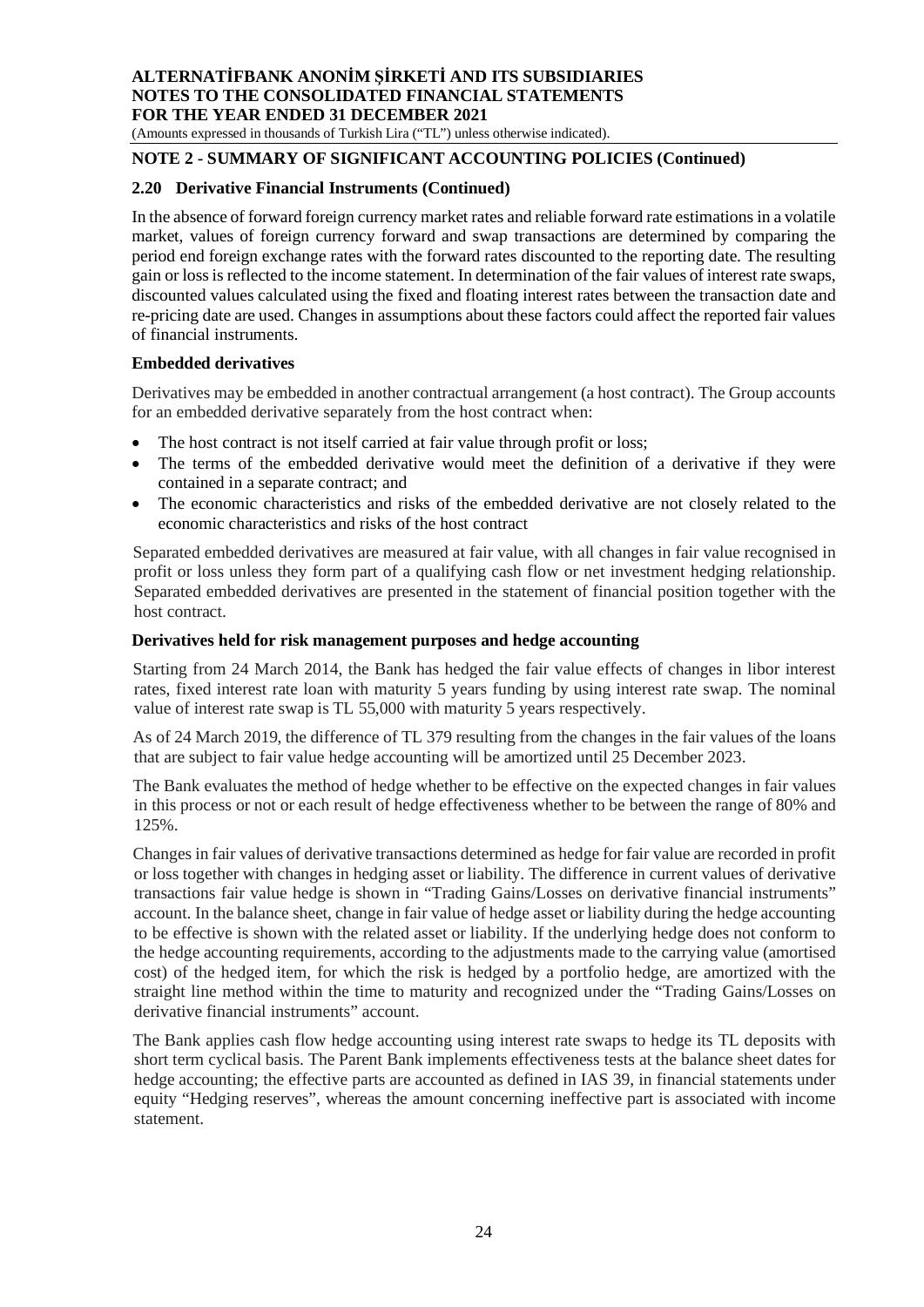## NOTE 2 - SUMMARY OF SIGNIFICANT ACCOUNTING POLICIES (Continued)

### 2.20 Derivative Financial Instruments (Continued)

In the absence of forward foreign currency market rates and reliable forward rate estimations in a volatile market, values of foreign currency forward and swap transactions are determined by comparing the period end foreign exchange rates with the forward rates discounted to the reporting date. The resulting gain or loss is reflected to the income statement. In determination of the fair values of interest rate swaps, discounted values calculated using the fixed and floating interest rates between the transaction date and re-pricing date are used. Changes in assumptions about these factors could affect the reported fair values of financial instruments.

**Embedded derivatives**

Derivatives may be embedded in another contractual arrangement (a host contract). The Group accounts for an embedded derivative separately from the host contract when:

- The host contract is not itself carried at fair value through profit or loss;
- The terms of the embedded derivative would meet the definition of a derivative if they were contained in a separate contract; and
- The economic characteristics and risks of the embedded derivative are not closely related to the economic characteristics and risks of the host contract

Separated embedded derivatives are measured at fair value, with all changes in fair value recognised in profit or loss unless they form part of a qualifying cash flow or net investment hedging relationship. Separated embedded derivatives are presented in the statement of financial position together with the host contract.

**Derivatives held for risk management purposes and hedge accounting**

Starting from 24 March 2014, the Bank has hedged the fair value effects of changes in libor interest rates, fixed interest rate loan with maturity 5 years funding by using interest rate swap. The nominal value of interest rate swap is TL 55,000 with maturity 5 years respectively.

As of 24 March 2019, the difference of TL 379 resulting from the changes in the fair values of the loans that are subject to fair value hedge accounting will be amortized until 25 December 2023.

The Bank evaluates the method of hedge whether to be effective on the expected changes in fair values in this process or not or each result of hedge effectiveness whether to be between the range of 80% and 125%.

Changes in fair values of derivative transactions determined as hedge for fair value are recorded in profit or loss together with changes in hedging asset or liability. The difference in current values of derivative transactions fair value hedge is shown in "Trading Gains/Losses on derivative financial instruments" account. In the balance sheet, change in fair value of hedge asset or liability during the hedge accounting to be effective is shown with the related asset or liability. If the underlying hedge does not conform to the hedge accounting requirements, according to the adjustments made to the carrying value (amortised cost) of the hedged item, for which the risk is hedged by a portfolio hedge, are amortized with the straight line method within the time to maturity and recognized under the "Trading Gains/Losses on derivative financial instruments" account.

The Bank applies cash flow hedge accounting using interest rate swaps to hedge its TL deposits with short term cyclical basis. The Parent Bank implements effectiveness tests at the balance sheet dates for hedge accounting; the effective parts are accounted as defined in IAS 39, in financial statements under equity "Hedging reserves", whereas the amount concerning ineffective part is associated with income statement.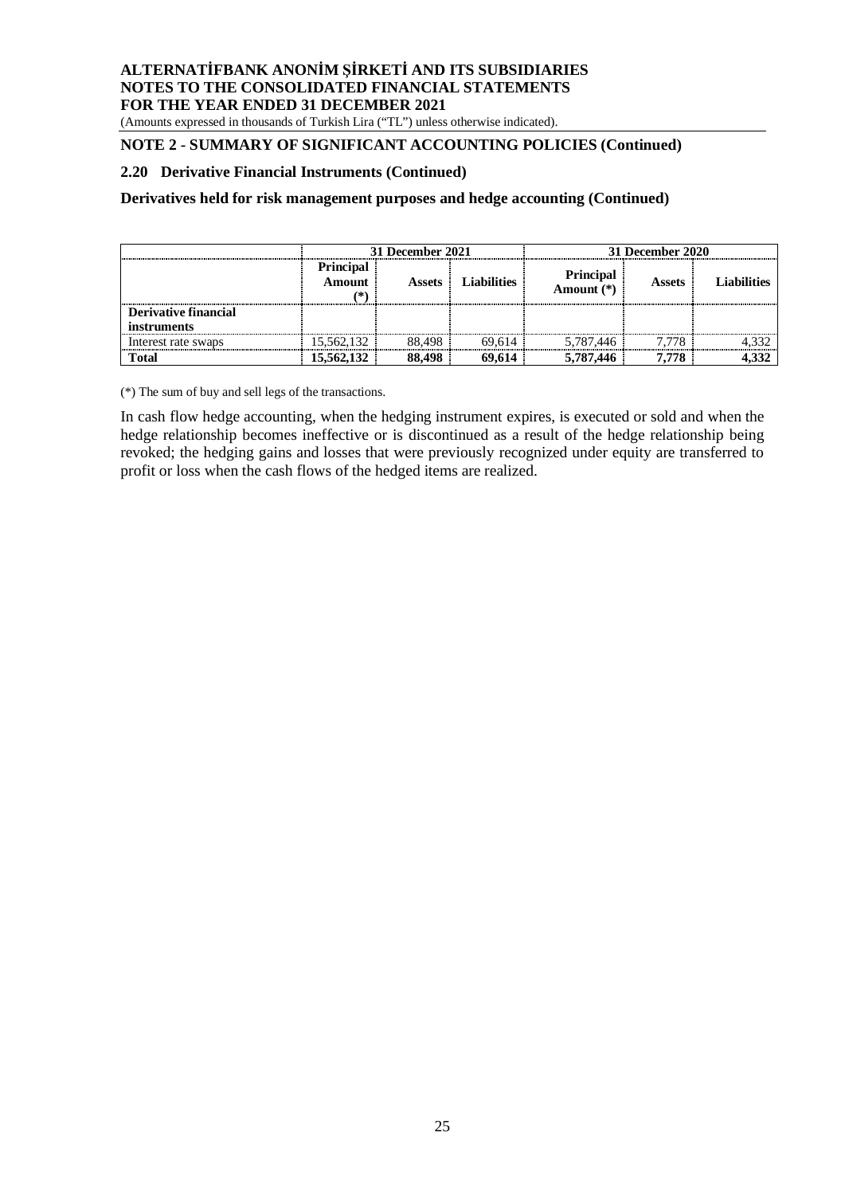## NOTE 2 - SUMMARY OF SIGNIFICANT ACCOUNTING POLICIES (Continued)

### 2.20 Derivative Financial Instruments (Continued)

**Derivatives held for risk management purposes and hedge accounting (Continued)**

| | 31 December 2021 | | | 31 December 2020 | | |
|---|---|---|---|---|---|---|
| | **Principal Amount (*)** | **Assets** | **Liabilities** | **Principal Amount (*)** | **Assets** | **Liabilities** |
| **Derivative financial instruments** | | | | | | |
| Interest rate swaps | 15,562,132 | 88,498 | 69,614 | 5,787,446 | 7,778 | 4,332 |
| **Total** | **15,562,132** | **88,498** | **69,614** | **5,787,446** | **7,778** | **4,332** |

(*) The sum of buy and sell legs of the transactions.

In cash flow hedge accounting, when the hedging instrument expires, is executed or sold and when the hedge relationship becomes ineffective or is discontinued as a result of the hedge relationship being revoked; the hedging gains and losses that were previously recognized under equity are transferred to profit or loss when the cash flows of the hedged items are realized.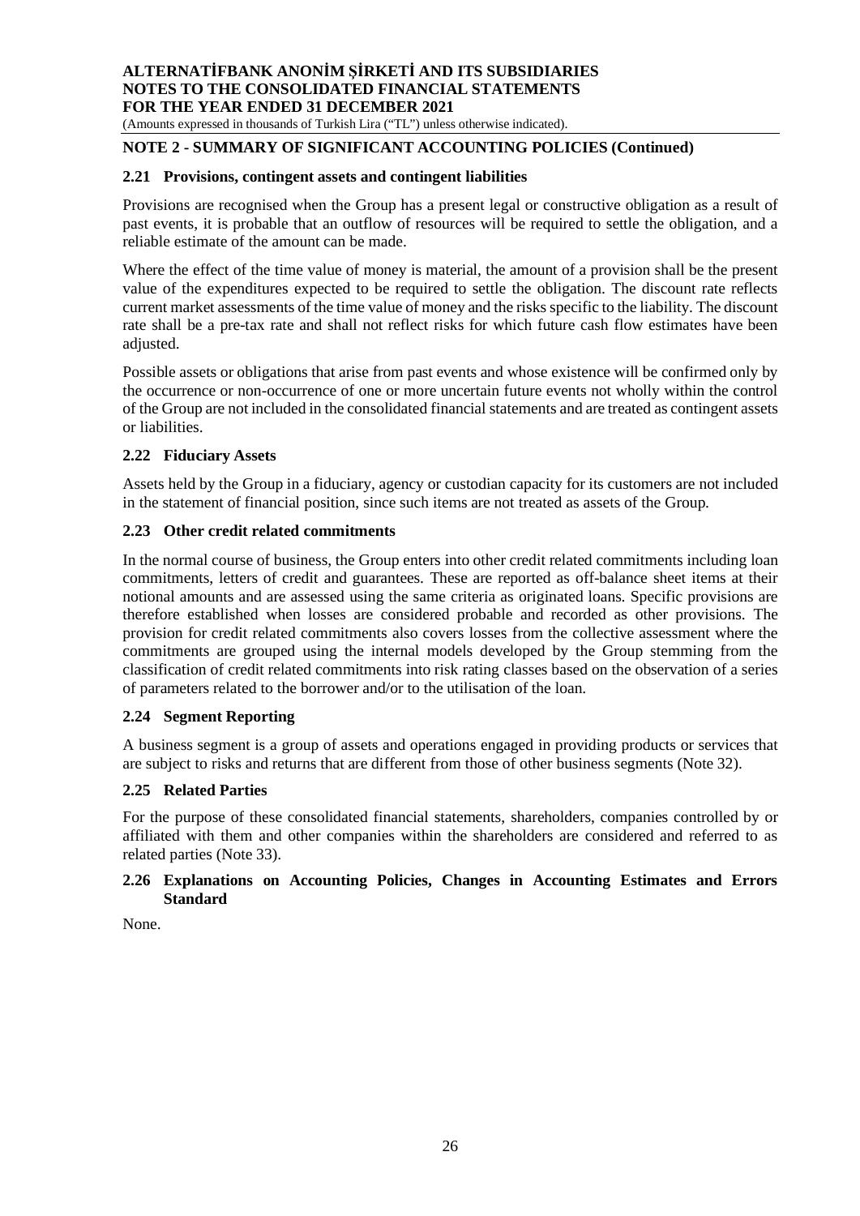## NOTE 2 - SUMMARY OF SIGNIFICANT ACCOUNTING POLICIES (Continued)

### 2.21 Provisions, contingent assets and contingent liabilities

Provisions are recognised when the Group has a present legal or constructive obligation as a result of past events, it is probable that an outflow of resources will be required to settle the obligation, and a reliable estimate of the amount can be made.

Where the effect of the time value of money is material, the amount of a provision shall be the present value of the expenditures expected to be required to settle the obligation. The discount rate reflects current market assessments of the time value of money and the risks specific to the liability. The discount rate shall be a pre-tax rate and shall not reflect risks for which future cash flow estimates have been adjusted.

Possible assets or obligations that arise from past events and whose existence will be confirmed only by the occurrence or non-occurrence of one or more uncertain future events not wholly within the control of the Group are not included in the consolidated financial statements and are treated as contingent assets or liabilities.

### 2.22 Fiduciary Assets

Assets held by the Group in a fiduciary, agency or custodian capacity for its customers are not included in the statement of financial position, since such items are not treated as assets of the Group.

### 2.23 Other credit related commitments

In the normal course of business, the Group enters into other credit related commitments including loan commitments, letters of credit and guarantees. These are reported as off-balance sheet items at their notional amounts and are assessed using the same criteria as originated loans. Specific provisions are therefore established when losses are considered probable and recorded as other provisions. The provision for credit related commitments also covers losses from the collective assessment where the commitments are grouped using the internal models developed by the Group stemming from the classification of credit related commitments into risk rating classes based on the observation of a series of parameters related to the borrower and/or to the utilisation of the loan.

### 2.24 Segment Reporting

A business segment is a group of assets and operations engaged in providing products or services that are subject to risks and returns that are different from those of other business segments (Note 32).

### 2.25 Related Parties

For the purpose of these consolidated financial statements, shareholders, companies controlled by or affiliated with them and other companies within the shareholders are considered and referred to as related parties (Note 33).

### 2.26 Explanations on Accounting Policies, Changes in Accounting Estimates and Errors Standard

None.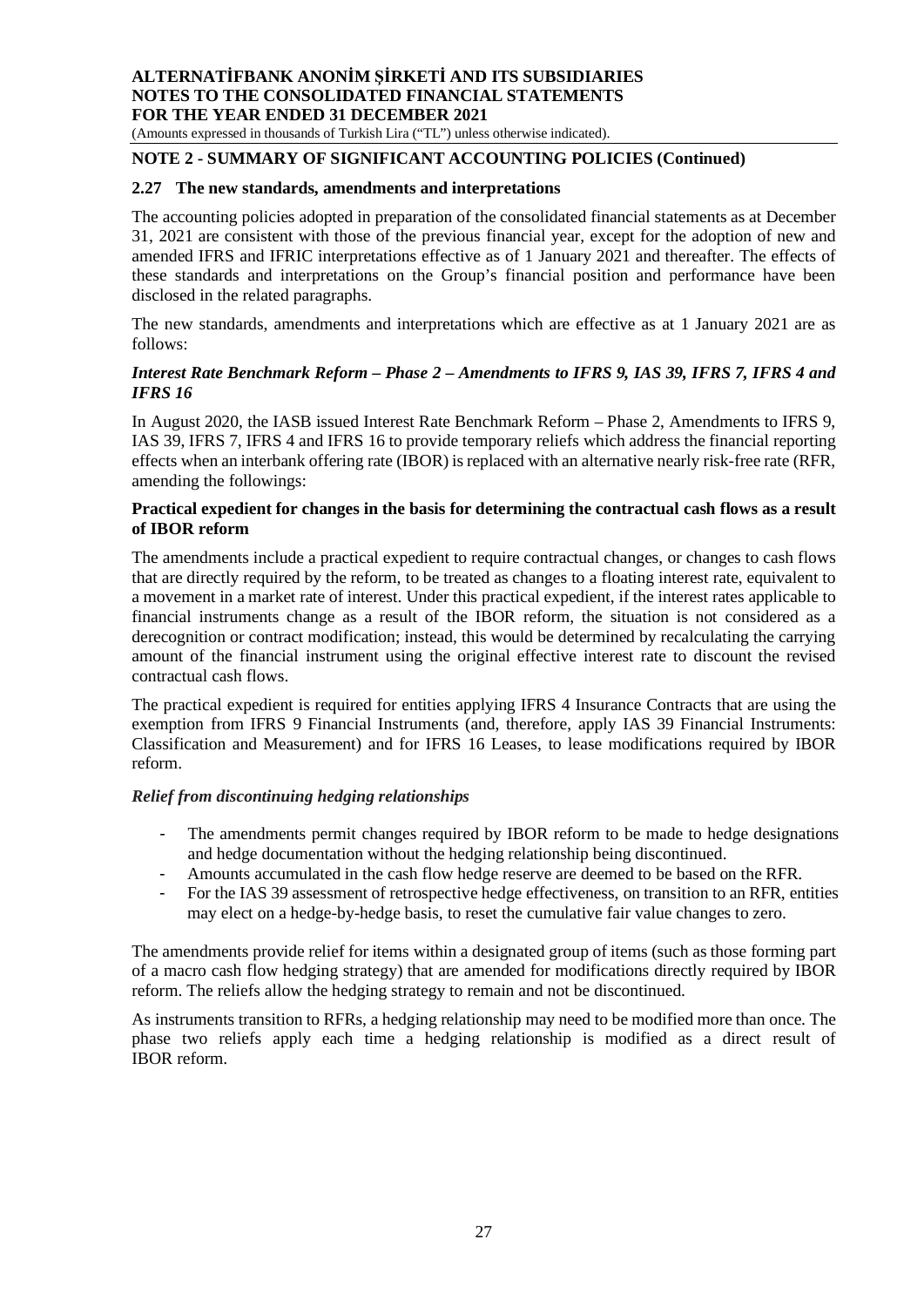## NOTE 2 - SUMMARY OF SIGNIFICANT ACCOUNTING POLICIES (Continued)

### 2.27 The new standards, amendments and interpretations

The accounting policies adopted in preparation of the consolidated financial statements as at December 31, 2021 are consistent with those of the previous financial year, except for the adoption of new and amended IFRS and IFRIC interpretations effective as of 1 January 2021 and thereafter. The effects of these standards and interpretations on the Group's financial position and performance have been disclosed in the related paragraphs.

The new standards, amendments and interpretations which are effective as at 1 January 2021 are as follows:

***Interest Rate Benchmark Reform – Phase 2 – Amendments to IFRS 9, IAS 39, IFRS 7, IFRS 4 and IFRS 16***

In August 2020, the IASB issued Interest Rate Benchmark Reform – Phase 2, Amendments to IFRS 9, IAS 39, IFRS 7, IFRS 4 and IFRS 16 to provide temporary reliefs which address the financial reporting effects when an interbank offering rate (IBOR) is replaced with an alternative nearly risk-free rate (RFR, amending the followings:

**Practical expedient for changes in the basis for determining the contractual cash flows as a result of IBOR reform**

The amendments include a practical expedient to require contractual changes, or changes to cash flows that are directly required by the reform, to be treated as changes to a floating interest rate, equivalent to a movement in a market rate of interest. Under this practical expedient, if the interest rates applicable to financial instruments change as a result of the IBOR reform, the situation is not considered as a derecognition or contract modification; instead, this would be determined by recalculating the carrying amount of the financial instrument using the original effective interest rate to discount the revised contractual cash flows.

The practical expedient is required for entities applying IFRS 4 Insurance Contracts that are using the exemption from IFRS 9 Financial Instruments (and, therefore, apply IAS 39 Financial Instruments: Classification and Measurement) and for IFRS 16 Leases, to lease modifications required by IBOR reform.

***Relief from discontinuing hedging relationships***

- The amendments permit changes required by IBOR reform to be made to hedge designations and hedge documentation without the hedging relationship being discontinued.
- Amounts accumulated in the cash flow hedge reserve are deemed to be based on the RFR.
- For the IAS 39 assessment of retrospective hedge effectiveness, on transition to an RFR, entities may elect on a hedge-by-hedge basis, to reset the cumulative fair value changes to zero.

The amendments provide relief for items within a designated group of items (such as those forming part of a macro cash flow hedging strategy) that are amended for modifications directly required by IBOR reform. The reliefs allow the hedging strategy to remain and not be discontinued.

As instruments transition to RFRs, a hedging relationship may need to be modified more than once. The phase two reliefs apply each time a hedging relationship is modified as a direct result of IBOR reform.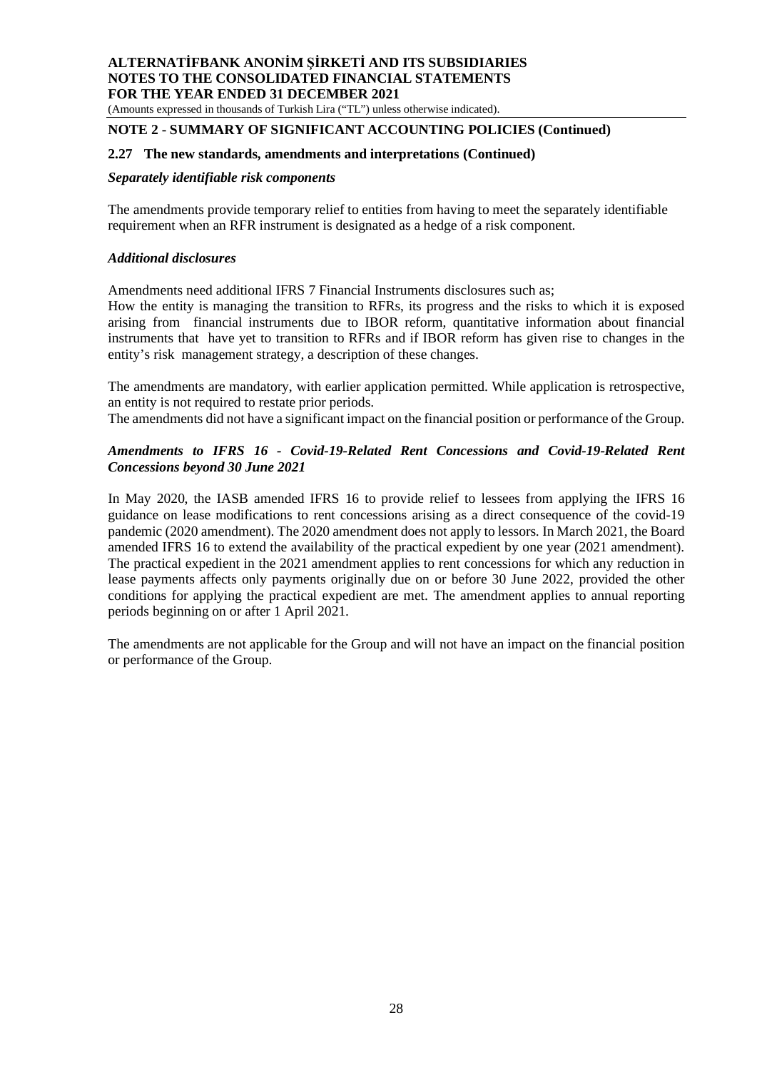## NOTE 2 - SUMMARY OF SIGNIFICANT ACCOUNTING POLICIES (Continued)

### 2.27 The new standards, amendments and interpretations (Continued)

***Separately identifiable risk components***

The amendments provide temporary relief to entities from having to meet the separately identifiable requirement when an RFR instrument is designated as a hedge of a risk component.

***Additional disclosures***

Amendments need additional IFRS 7 Financial Instruments disclosures such as;
How the entity is managing the transition to RFRs, its progress and the risks to which it is exposed arising from financial instruments due to IBOR reform, quantitative information about financial instruments that have yet to transition to RFRs and if IBOR reform has given rise to changes in the entity's risk management strategy, a description of these changes.

The amendments are mandatory, with earlier application permitted. While application is retrospective, an entity is not required to restate prior periods.
The amendments did not have a significant impact on the financial position or performance of the Group.

***Amendments to IFRS 16 - Covid-19-Related Rent Concessions and Covid-19-Related Rent Concessions beyond 30 June 2021***

In May 2020, the IASB amended IFRS 16 to provide relief to lessees from applying the IFRS 16 guidance on lease modifications to rent concessions arising as a direct consequence of the covid-19 pandemic (2020 amendment). The 2020 amendment does not apply to lessors. In March 2021, the Board amended IFRS 16 to extend the availability of the practical expedient by one year (2021 amendment). The practical expedient in the 2021 amendment applies to rent concessions for which any reduction in lease payments affects only payments originally due on or before 30 June 2022, provided the other conditions for applying the practical expedient are met. The amendment applies to annual reporting periods beginning on or after 1 April 2021.

The amendments are not applicable for the Group and will not have an impact on the financial position or performance of the Group.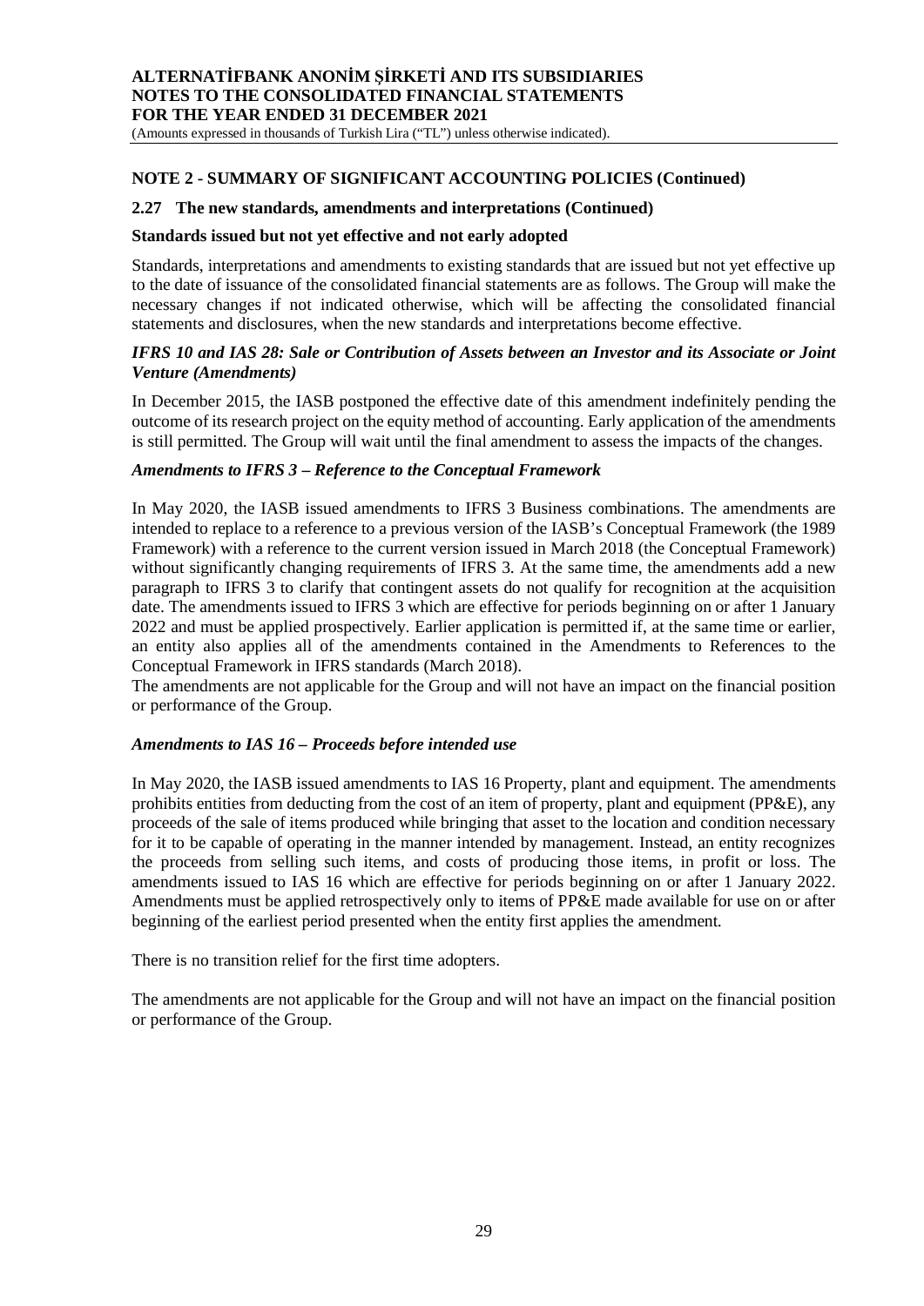## NOTE 2 - SUMMARY OF SIGNIFICANT ACCOUNTING POLICIES (Continued)

### 2.27 The new standards, amendments and interpretations (Continued)

**Standards issued but not yet effective and not early adopted**

Standards, interpretations and amendments to existing standards that are issued but not yet effective up to the date of issuance of the consolidated financial statements are as follows. The Group will make the necessary changes if not indicated otherwise, which will be affecting the consolidated financial statements and disclosures, when the new standards and interpretations become effective.

***IFRS 10 and IAS 28: Sale or Contribution of Assets between an Investor and its Associate or Joint Venture (Amendments)***

In December 2015, the IASB postponed the effective date of this amendment indefinitely pending the outcome of its research project on the equity method of accounting. Early application of the amendments is still permitted. The Group will wait until the final amendment to assess the impacts of the changes.

***Amendments to IFRS 3 – Reference to the Conceptual Framework***

In May 2020, the IASB issued amendments to IFRS 3 Business combinations. The amendments are intended to replace to a reference to a previous version of the IASB's Conceptual Framework (the 1989 Framework) with a reference to the current version issued in March 2018 (the Conceptual Framework) without significantly changing requirements of IFRS 3. At the same time, the amendments add a new paragraph to IFRS 3 to clarify that contingent assets do not qualify for recognition at the acquisition date. The amendments issued to IFRS 3 which are effective for periods beginning on or after 1 January 2022 and must be applied prospectively. Earlier application is permitted if, at the same time or earlier, an entity also applies all of the amendments contained in the Amendments to References to the Conceptual Framework in IFRS standards (March 2018).
The amendments are not applicable for the Group and will not have an impact on the financial position or performance of the Group.

***Amendments to IAS 16 – Proceeds before intended use***

In May 2020, the IASB issued amendments to IAS 16 Property, plant and equipment. The amendments prohibits entities from deducting from the cost of an item of property, plant and equipment (PP&E), any proceeds of the sale of items produced while bringing that asset to the location and condition necessary for it to be capable of operating in the manner intended by management. Instead, an entity recognizes the proceeds from selling such items, and costs of producing those items, in profit or loss. The amendments issued to IAS 16 which are effective for periods beginning on or after 1 January 2022. Amendments must be applied retrospectively only to items of PP&E made available for use on or after beginning of the earliest period presented when the entity first applies the amendment.

There is no transition relief for the first time adopters.

The amendments are not applicable for the Group and will not have an impact on the financial position or performance of the Group.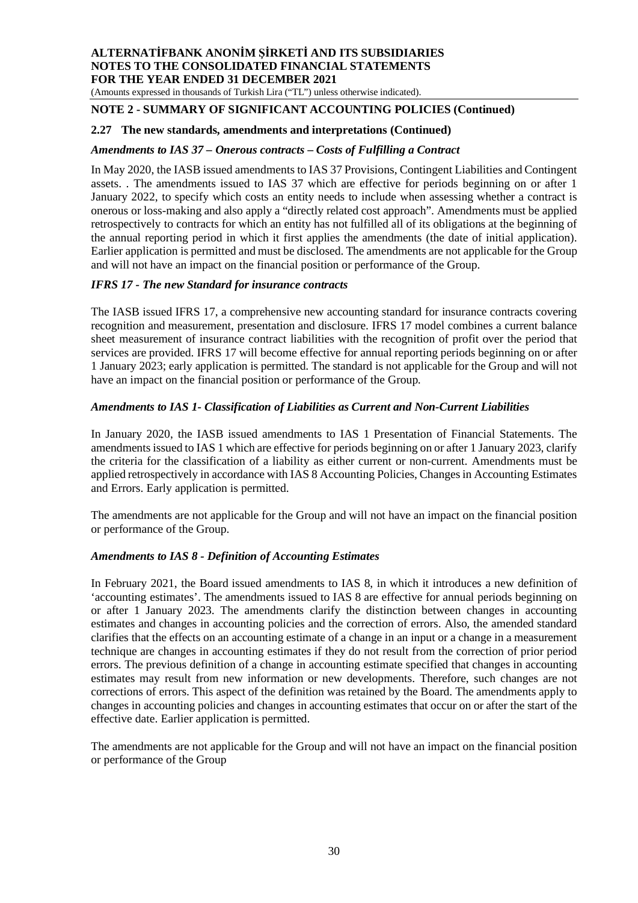## NOTE 2 - SUMMARY OF SIGNIFICANT ACCOUNTING POLICIES (Continued)

### 2.27 The new standards, amendments and interpretations (Continued)

***Amendments to IAS 37 – Onerous contracts – Costs of Fulfilling a Contract***

In May 2020, the IASB issued amendments to IAS 37 Provisions, Contingent Liabilities and Contingent assets. . The amendments issued to IAS 37 which are effective for periods beginning on or after 1 January 2022, to specify which costs an entity needs to include when assessing whether a contract is onerous or loss-making and also apply a "directly related cost approach". Amendments must be applied retrospectively to contracts for which an entity has not fulfilled all of its obligations at the beginning of the annual reporting period in which it first applies the amendments (the date of initial application). Earlier application is permitted and must be disclosed. The amendments are not applicable for the Group and will not have an impact on the financial position or performance of the Group.

***IFRS 17 - The new Standard for insurance contracts***

The IASB issued IFRS 17, a comprehensive new accounting standard for insurance contracts covering recognition and measurement, presentation and disclosure. IFRS 17 model combines a current balance sheet measurement of insurance contract liabilities with the recognition of profit over the period that services are provided. IFRS 17 will become effective for annual reporting periods beginning on or after 1 January 2023; early application is permitted. The standard is not applicable for the Group and will not have an impact on the financial position or performance of the Group.

***Amendments to IAS 1- Classification of Liabilities as Current and Non-Current Liabilities***

In January 2020, the IASB issued amendments to IAS 1 Presentation of Financial Statements. The amendments issued to IAS 1 which are effective for periods beginning on or after 1 January 2023, clarify the criteria for the classification of a liability as either current or non-current. Amendments must be applied retrospectively in accordance with IAS 8 Accounting Policies, Changes in Accounting Estimates and Errors. Early application is permitted.

The amendments are not applicable for the Group and will not have an impact on the financial position or performance of the Group.

***Amendments to IAS 8 - Definition of Accounting Estimates***

In February 2021, the Board issued amendments to IAS 8, in which it introduces a new definition of 'accounting estimates'. The amendments issued to IAS 8 are effective for annual periods beginning on or after 1 January 2023. The amendments clarify the distinction between changes in accounting estimates and changes in accounting policies and the correction of errors. Also, the amended standard clarifies that the effects on an accounting estimate of a change in an input or a change in a measurement technique are changes in accounting estimates if they do not result from the correction of prior period errors. The previous definition of a change in accounting estimate specified that changes in accounting estimates may result from new information or new developments. Therefore, such changes are not corrections of errors. This aspect of the definition was retained by the Board. The amendments apply to changes in accounting policies and changes in accounting estimates that occur on or after the start of the effective date. Earlier application is permitted.

The amendments are not applicable for the Group and will not have an impact on the financial position or performance of the Group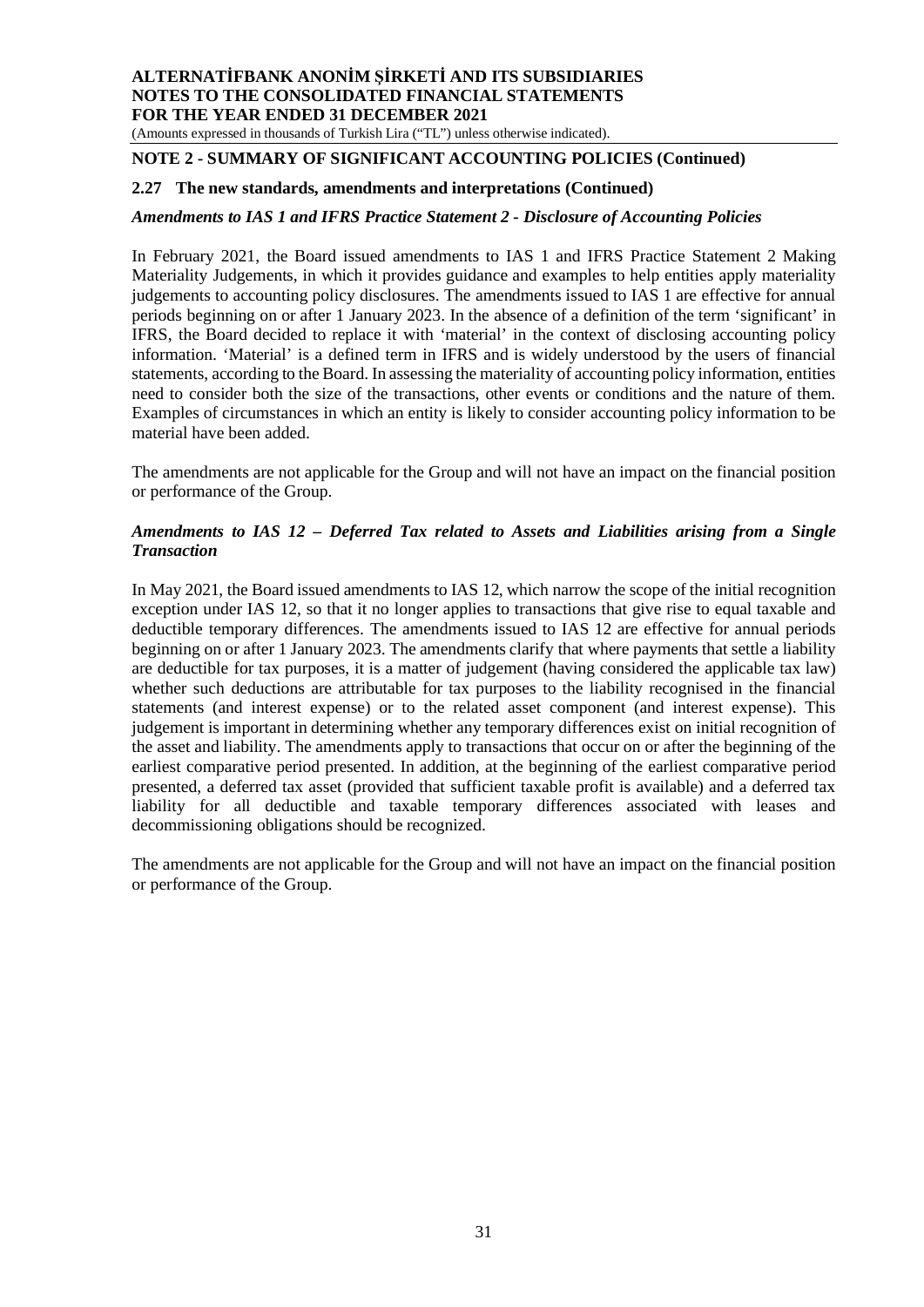## NOTE 2 - SUMMARY OF SIGNIFICANT ACCOUNTING POLICIES (Continued)

### 2.27 The new standards, amendments and interpretations (Continued)

***Amendments to IAS 1 and IFRS Practice Statement 2 - Disclosure of Accounting Policies***

In February 2021, the Board issued amendments to IAS 1 and IFRS Practice Statement 2 Making Materiality Judgements, in which it provides guidance and examples to help entities apply materiality judgements to accounting policy disclosures. The amendments issued to IAS 1 are effective for annual periods beginning on or after 1 January 2023. In the absence of a definition of the term 'significant' in IFRS, the Board decided to replace it with 'material' in the context of disclosing accounting policy information. 'Material' is a defined term in IFRS and is widely understood by the users of financial statements, according to the Board. In assessing the materiality of accounting policy information, entities need to consider both the size of the transactions, other events or conditions and the nature of them. Examples of circumstances in which an entity is likely to consider accounting policy information to be material have been added.

The amendments are not applicable for the Group and will not have an impact on the financial position or performance of the Group.

***Amendments to IAS 12 – Deferred Tax related to Assets and Liabilities arising from a Single Transaction***

In May 2021, the Board issued amendments to IAS 12, which narrow the scope of the initial recognition exception under IAS 12, so that it no longer applies to transactions that give rise to equal taxable and deductible temporary differences. The amendments issued to IAS 12 are effective for annual periods beginning on or after 1 January 2023. The amendments clarify that where payments that settle a liability are deductible for tax purposes, it is a matter of judgement (having considered the applicable tax law) whether such deductions are attributable for tax purposes to the liability recognised in the financial statements (and interest expense) or to the related asset component (and interest expense). This judgement is important in determining whether any temporary differences exist on initial recognition of the asset and liability. The amendments apply to transactions that occur on or after the beginning of the earliest comparative period presented. In addition, at the beginning of the earliest comparative period presented, a deferred tax asset (provided that sufficient taxable profit is available) and a deferred tax liability for all deductible and taxable temporary differences associated with leases and decommissioning obligations should be recognized.

The amendments are not applicable for the Group and will not have an impact on the financial position or performance of the Group.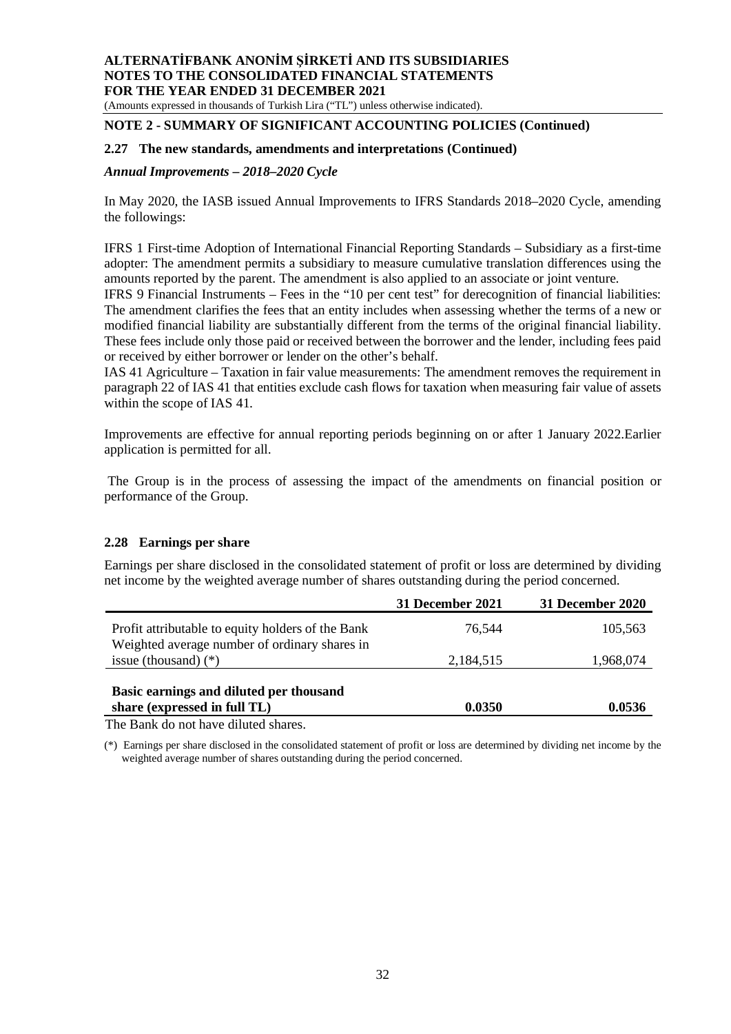## NOTE 2 - SUMMARY OF SIGNIFICANT ACCOUNTING POLICIES (Continued)

### 2.27 The new standards, amendments and interpretations (Continued)

***Annual Improvements – 2018–2020 Cycle***

In May 2020, the IASB issued Annual Improvements to IFRS Standards 2018–2020 Cycle, amending the followings:

IFRS 1 First-time Adoption of International Financial Reporting Standards – Subsidiary as a first-time adopter: The amendment permits a subsidiary to measure cumulative translation differences using the amounts reported by the parent. The amendment is also applied to an associate or joint venture.

IFRS 9 Financial Instruments – Fees in the "10 per cent test" for derecognition of financial liabilities: The amendment clarifies the fees that an entity includes when assessing whether the terms of a new or modified financial liability are substantially different from the terms of the original financial liability. These fees include only those paid or received between the borrower and the lender, including fees paid or received by either borrower or lender on the other's behalf.

IAS 41 Agriculture – Taxation in fair value measurements: The amendment removes the requirement in paragraph 22 of IAS 41 that entities exclude cash flows for taxation when measuring fair value of assets within the scope of IAS 41.

Improvements are effective for annual reporting periods beginning on or after 1 January 2022.Earlier application is permitted for all.

The Group is in the process of assessing the impact of the amendments on financial position or performance of the Group.

### 2.28 Earnings per share

Earnings per share disclosed in the consolidated statement of profit or loss are determined by dividing net income by the weighted average number of shares outstanding during the period concerned.

| | 31 December 2021 | 31 December 2020 |
|---|---|---|
| Profit attributable to equity holders of the Bank | 76,544 | 105,563 |
| Weighted average number of ordinary shares in issue (thousand) (*) | 2,184,515 | 1,968,074 |
| **Basic earnings and diluted per thousand share (expressed in full TL)** | **0.0350** | **0.0536** |

The Bank do not have diluted shares.

(*) Earnings per share disclosed in the consolidated statement of profit or loss are determined by dividing net income by the weighted average number of shares outstanding during the period concerned.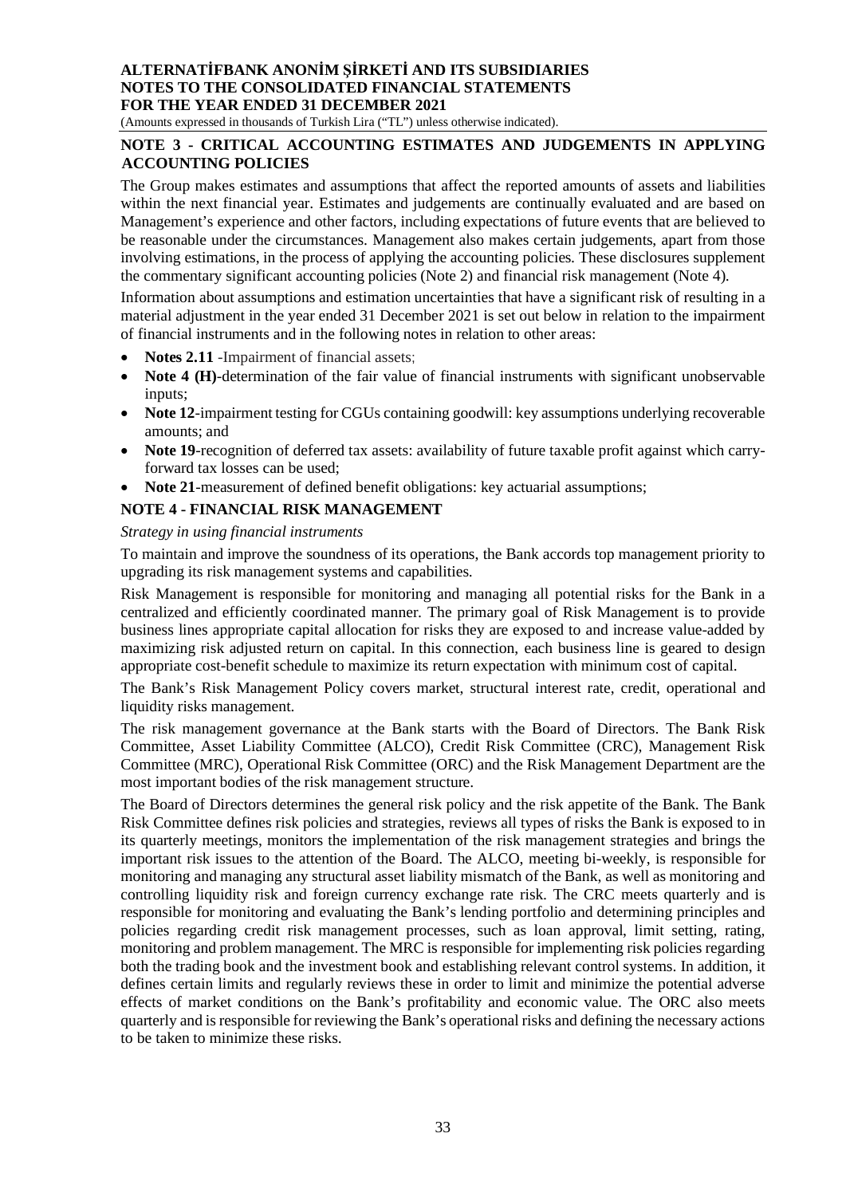## NOTE 3 - CRITICAL ACCOUNTING ESTIMATES AND JUDGEMENTS IN APPLYING ACCOUNTING POLICIES

The Group makes estimates and assumptions that affect the reported amounts of assets and liabilities within the next financial year. Estimates and judgements are continually evaluated and are based on Management's experience and other factors, including expectations of future events that are believed to be reasonable under the circumstances. Management also makes certain judgements, apart from those involving estimations, in the process of applying the accounting policies. These disclosures supplement the commentary significant accounting policies (Note 2) and financial risk management (Note 4).

Information about assumptions and estimation uncertainties that have a significant risk of resulting in a material adjustment in the year ended 31 December 2021 is set out below in relation to the impairment of financial instruments and in the following notes in relation to other areas:

- **Notes 2.11** -Impairment of financial assets;
- **Note 4 (H)**-determination of the fair value of financial instruments with significant unobservable inputs;
- **Note 12**-impairment testing for CGUs containing goodwill: key assumptions underlying recoverable amounts; and
- **Note 19**-recognition of deferred tax assets: availability of future taxable profit against which carry-forward tax losses can be used;
- **Note 21**-measurement of defined benefit obligations: key actuarial assumptions;

## NOTE 4 - FINANCIAL RISK MANAGEMENT

*Strategy in using financial instruments*

To maintain and improve the soundness of its operations, the Bank accords top management priority to upgrading its risk management systems and capabilities.

Risk Management is responsible for monitoring and managing all potential risks for the Bank in a centralized and efficiently coordinated manner. The primary goal of Risk Management is to provide business lines appropriate capital allocation for risks they are exposed to and increase value-added by maximizing risk adjusted return on capital. In this connection, each business line is geared to design appropriate cost-benefit schedule to maximize its return expectation with minimum cost of capital.

The Bank's Risk Management Policy covers market, structural interest rate, credit, operational and liquidity risks management.

The risk management governance at the Bank starts with the Board of Directors. The Bank Risk Committee, Asset Liability Committee (ALCO), Credit Risk Committee (CRC), Management Risk Committee (MRC), Operational Risk Committee (ORC) and the Risk Management Department are the most important bodies of the risk management structure.

The Board of Directors determines the general risk policy and the risk appetite of the Bank. The Bank Risk Committee defines risk policies and strategies, reviews all types of risks the Bank is exposed to in its quarterly meetings, monitors the implementation of the risk management strategies and brings the important risk issues to the attention of the Board. The ALCO, meeting bi-weekly, is responsible for monitoring and managing any structural asset liability mismatch of the Bank, as well as monitoring and controlling liquidity risk and foreign currency exchange rate risk. The CRC meets quarterly and is responsible for monitoring and evaluating the Bank's lending portfolio and determining principles and policies regarding credit risk management processes, such as loan approval, limit setting, rating, monitoring and problem management. The MRC is responsible for implementing risk policies regarding both the trading book and the investment book and establishing relevant control systems. In addition, it defines certain limits and regularly reviews these in order to limit and minimize the potential adverse effects of market conditions on the Bank's profitability and economic value. The ORC also meets quarterly and is responsible for reviewing the Bank's operational risks and defining the necessary actions to be taken to minimize these risks.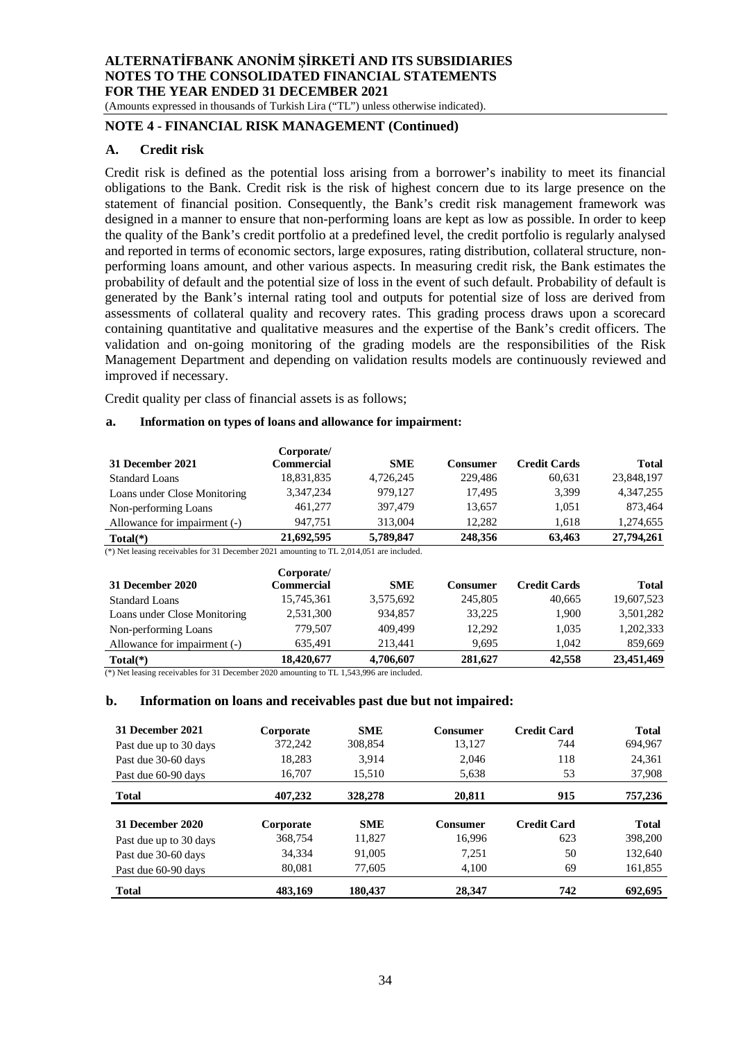## NOTE 4 - FINANCIAL RISK MANAGEMENT (Continued)

### A. Credit risk

Credit risk is defined as the potential loss arising from a borrower's inability to meet its financial obligations to the Bank. Credit risk is the risk of highest concern due to its large presence on the statement of financial position. Consequently, the Bank's credit risk management framework was designed in a manner to ensure that non-performing loans are kept as low as possible. In order to keep the quality of the Bank's credit portfolio at a predefined level, the credit portfolio is regularly analysed and reported in terms of economic sectors, large exposures, rating distribution, collateral structure, non-performing loans amount, and other various aspects. In measuring credit risk, the Bank estimates the probability of default and the potential size of loss in the event of such default. Probability of default is generated by the Bank's internal rating tool and outputs for potential size of loss are derived from assessments of collateral quality and recovery rates. This grading process draws upon a scorecard containing quantitative and qualitative measures and the expertise of the Bank's credit officers. The validation and on-going monitoring of the grading models are the responsibilities of the Risk Management Department and depending on validation results models are continuously reviewed and improved if necessary.

Credit quality per class of financial assets is as follows;

#### a. Information on types of loans and allowance for impairment:

| 31 December 2021 | Corporate/ Commercial | SME | Consumer | Credit Cards | Total |
|---|---|---|---|---|---|
| Standard Loans | 18,831,835 | 4,726,245 | 229,486 | 60,631 | 23,848,197 |
| Loans under Close Monitoring | 3,347,234 | 979,127 | 17,495 | 3,399 | 4,347,255 |
| Non-performing Loans | 461,277 | 397,479 | 13,657 | 1,051 | 873,464 |
| Allowance for impairment (-) | 947,751 | 313,004 | 12,282 | 1,618 | 1,274,655 |
| **Total(*)** | **21,692,595** | **5,789,847** | **248,356** | **63,463** | **27,794,261** |

(*) Net leasing receivables for 31 December 2021 amounting to TL 2,014,051 are included.

| 31 December 2020 | Corporate/ Commercial | SME | Consumer | Credit Cards | Total |
|---|---|---|---|---|---|
| Standard Loans | 15,745,361 | 3,575,692 | 245,805 | 40,665 | 19,607,523 |
| Loans under Close Monitoring | 2,531,300 | 934,857 | 33,225 | 1,900 | 3,501,282 |
| Non-performing Loans | 779,507 | 409,499 | 12,292 | 1,035 | 1,202,333 |
| Allowance for impairment (-) | 635,491 | 213,441 | 9,695 | 1,042 | 859,669 |
| **Total(*)** | **18,420,677** | **4,706,607** | **281,627** | **42,558** | **23,451,469** |

(*) Net leasing receivables for 31 December 2020 amounting to TL 1,543,996 are included.

#### b. Information on loans and receivables past due but not impaired:

| 31 December 2021 | Corporate | SME | Consumer | Credit Card | Total |
|---|---|---|---|---|---|
| Past due up to 30 days | 372,242 | 308,854 | 13,127 | 744 | 694,967 |
| Past due 30-60 days | 18,283 | 3,914 | 2,046 | 118 | 24,361 |
| Past due 60-90 days | 16,707 | 15,510 | 5,638 | 53 | 37,908 |
| **Total** | **407,232** | **328,278** | **20,811** | **915** | **757,236** |

| 31 December 2020 | Corporate | SME | Consumer | Credit Card | Total |
|---|---|---|---|---|---|
| Past due up to 30 days | 368,754 | 11,827 | 16,996 | 623 | 398,200 |
| Past due 30-60 days | 34,334 | 91,005 | 7,251 | 50 | 132,640 |
| Past due 60-90 days | 80,081 | 77,605 | 4,100 | 69 | 161,855 |
| **Total** | **483,169** | **180,437** | **28,347** | **742** | **692,695** |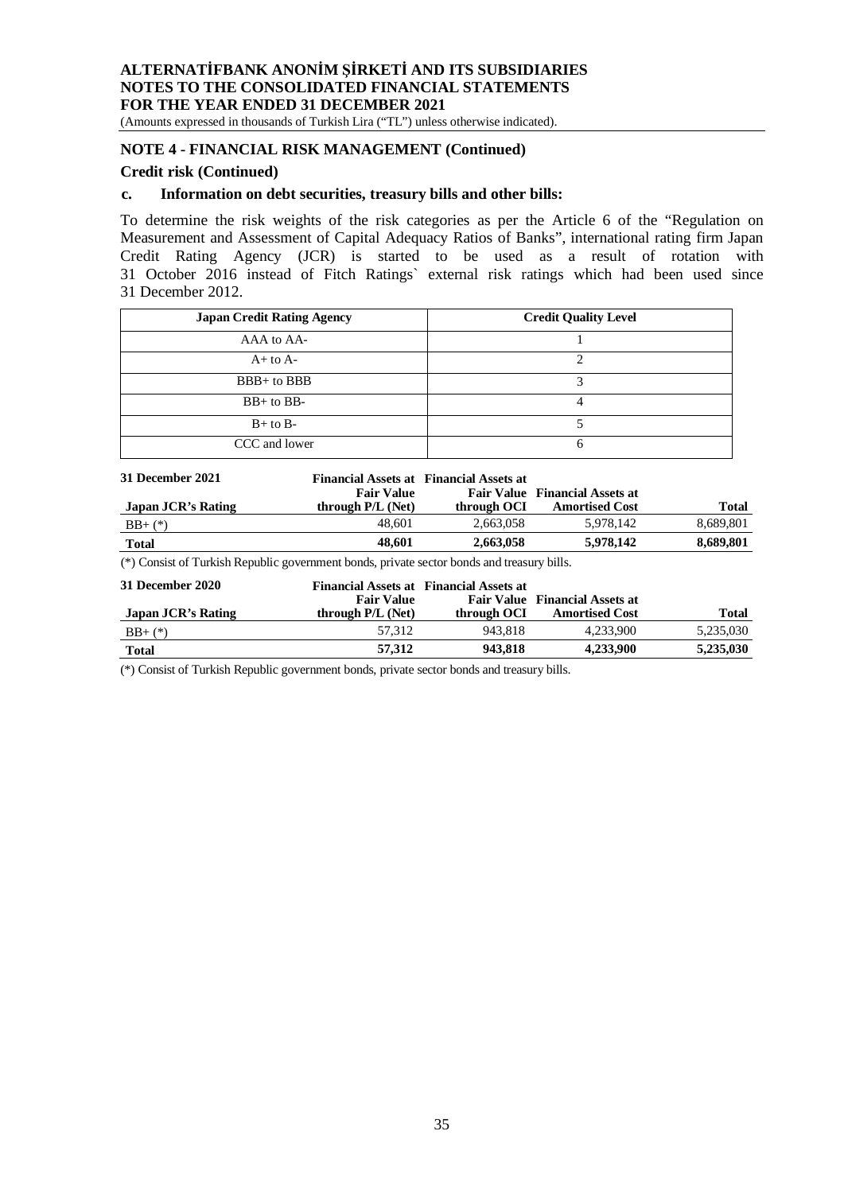## NOTE 4 - FINANCIAL RISK MANAGEMENT (Continued)

### Credit risk (Continued)

#### c. Information on debt securities, treasury bills and other bills:

To determine the risk weights of the risk categories as per the Article 6 of the "Regulation on Measurement and Assessment of Capital Adequacy Ratios of Banks", international rating firm Japan Credit Rating Agency (JCR) is started to be used as a result of rotation with 31 October 2016 instead of Fitch Ratings` external risk ratings which had been used since 31 December 2012.

| Japan Credit Rating Agency | Credit Quality Level |
|---|---|
| AAA to AA- | 1 |
| A+ to A- | 2 |
| BBB+ to BBB | 3 |
| BB+ to BB- | 4 |
| B+ to B- | 5 |
| CCC and lower | 6 |

| 31 December 2021<br>Japan JCR's Rating | Financial Assets at Fair Value through P/L (Net) | Financial Assets at Fair Value through OCI | Financial Assets at Amortised Cost | Total |
|---|---|---|---|---|
| BB+ (*) | 48,601 | 2,663,058 | 5,978,142 | 8,689,801 |
| **Total** | **48,601** | **2,663,058** | **5,978,142** | **8,689,801** |

(*) Consist of Turkish Republic government bonds, private sector bonds and treasury bills.

| 31 December 2020<br>Japan JCR's Rating | Financial Assets at Fair Value through P/L (Net) | Financial Assets at Fair Value through OCI | Financial Assets at Amortised Cost | Total |
|---|---|---|---|---|
| BB+ (*) | 57,312 | 943,818 | 4,233,900 | 5,235,030 |
| **Total** | **57,312** | **943,818** | **4,233,900** | **5,235,030** |

(*) Consist of Turkish Republic government bonds, private sector bonds and treasury bills.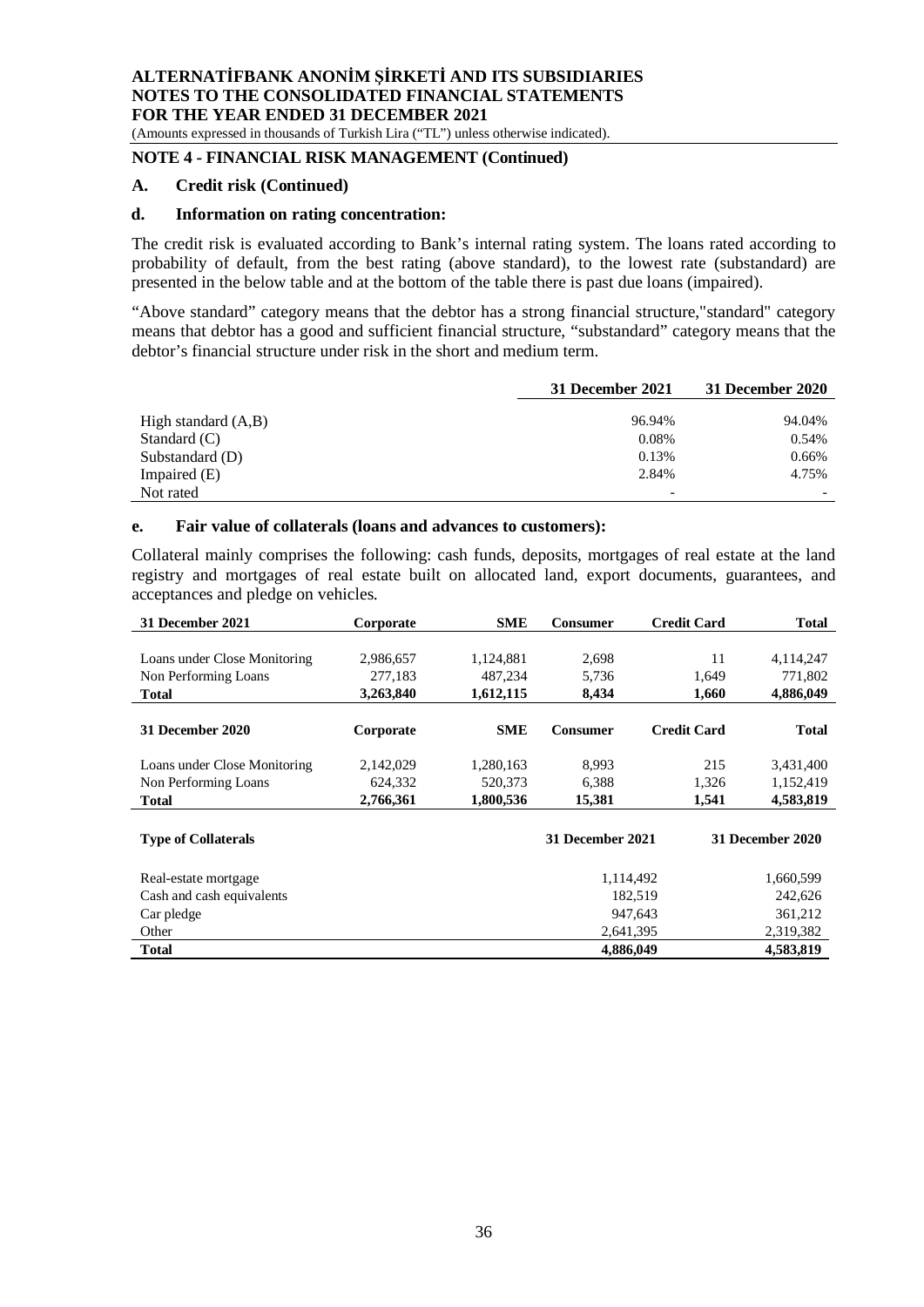## NOTE 4 - FINANCIAL RISK MANAGEMENT (Continued)

### A. Credit risk (Continued)

#### d. Information on rating concentration:

The credit risk is evaluated according to Bank's internal rating system. The loans rated according to probability of default, from the best rating (above standard), to the lowest rate (substandard) are presented in the below table and at the bottom of the table there is past due loans (impaired).

"Above standard" category means that the debtor has a strong financial structure,"standard" category means that debtor has a good and sufficient financial structure, "substandard" category means that the debtor's financial structure under risk in the short and medium term.

| | 31 December 2021 | 31 December 2020 |
|---|---|---|
| High standard (A,B) | 96.94% | 94.04% |
| Standard (C) | 0.08% | 0.54% |
| Substandard (D) | 0.13% | 0.66% |
| Impaired (E) | 2.84% | 4.75% |
| Not rated | - | - |

#### e. Fair value of collaterals (loans and advances to customers):

Collateral mainly comprises the following: cash funds, deposits, mortgages of real estate at the land registry and mortgages of real estate built on allocated land, export documents, guarantees, and acceptances and pledge on vehicles.

| 31 December 2021 | Corporate | SME | Consumer | Credit Card | Total |
|---|---|---|---|---|---|
| Loans under Close Monitoring | 2,986,657 | 1,124,881 | 2,698 | 11 | 4,114,247 |
| Non Performing Loans | 277,183 | 487,234 | 5,736 | 1,649 | 771,802 |
| **Total** | **3,263,840** | **1,612,115** | **8,434** | **1,660** | **4,886,049** |

| 31 December 2020 | Corporate | SME | Consumer | Credit Card | Total |
|---|---|---|---|---|---|
| Loans under Close Monitoring | 2,142,029 | 1,280,163 | 8,993 | 215 | 3,431,400 |
| Non Performing Loans | 624,332 | 520,373 | 6,388 | 1,326 | 1,152,419 |
| **Total** | **2,766,361** | **1,800,536** | **15,381** | **1,541** | **4,583,819** |

| Type of Collaterals | 31 December 2021 | 31 December 2020 |
|---|---|---|
| Real-estate mortgage | 1,114,492 | 1,660,599 |
| Cash and cash equivalents | 182,519 | 242,626 |
| Car pledge | 947,643 | 361,212 |
| Other | 2,641,395 | 2,319,382 |
| **Total** | **4,886,049** | **4,583,819** |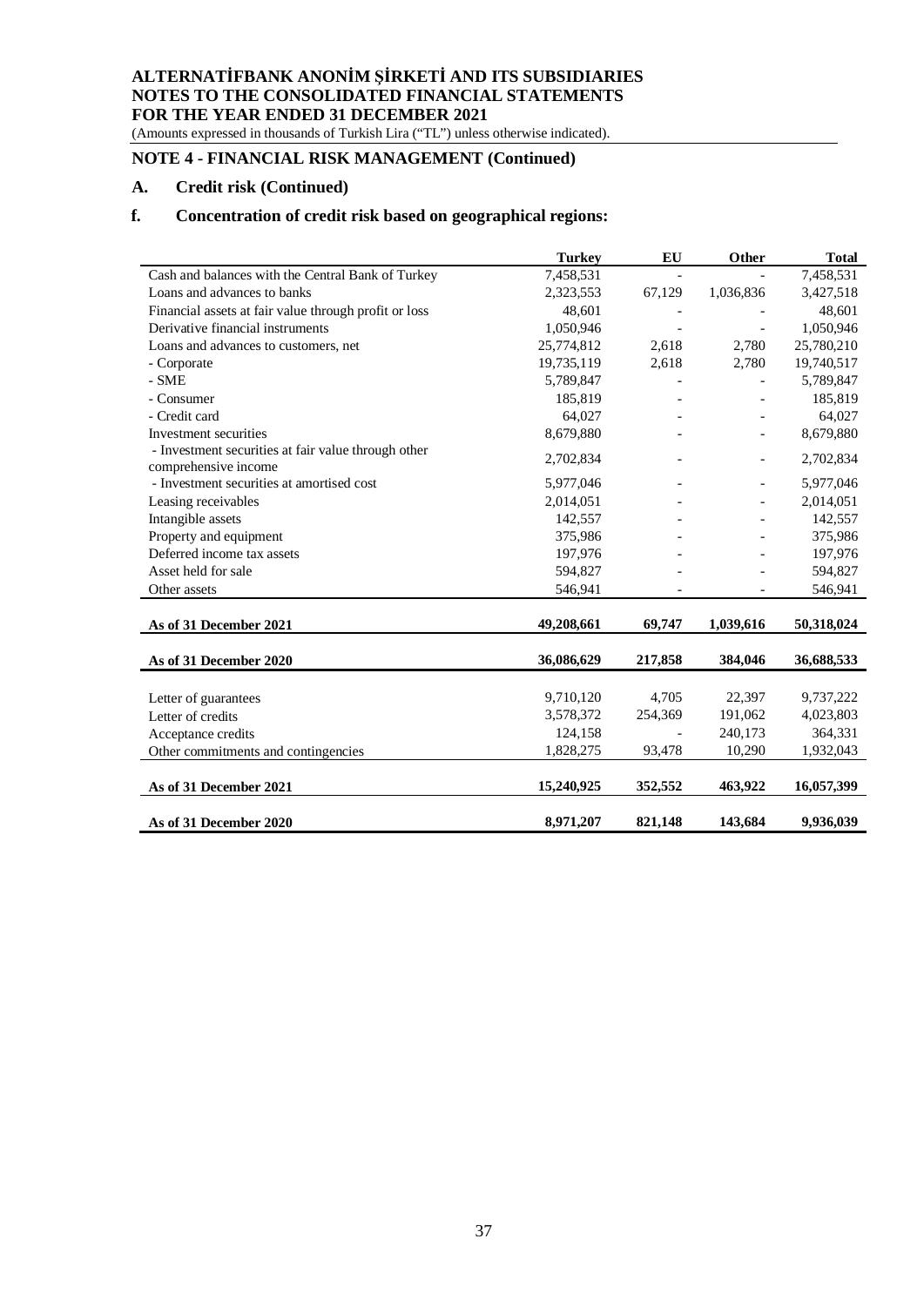## NOTE 4 - FINANCIAL RISK MANAGEMENT (Continued)

### A. Credit risk (Continued)

### f. Concentration of credit risk based on geographical regions:

| | Turkey | EU | Other | Total |
|---|---|---|---|---|
| Cash and balances with the Central Bank of Turkey | 7,458,531 | - | - | 7,458,531 |
| Loans and advances to banks | 2,323,553 | 67,129 | 1,036,836 | 3,427,518 |
| Financial assets at fair value through profit or loss | 48,601 | - | - | 48,601 |
| Derivative financial instruments | 1,050,946 | - | - | 1,050,946 |
| Loans and advances to customers, net | 25,774,812 | 2,618 | 2,780 | 25,780,210 |
| - Corporate | 19,735,119 | 2,618 | 2,780 | 19,740,517 |
| - SME | 5,789,847 | - | - | 5,789,847 |
| - Consumer | 185,819 | - | - | 185,819 |
| - Credit card | 64,027 | - | - | 64,027 |
| Investment securities | 8,679,880 | - | - | 8,679,880 |
| - Investment securities at fair value through other comprehensive income | 2,702,834 | - | - | 2,702,834 |
| - Investment securities at amortised cost | 5,977,046 | - | - | 5,977,046 |
| Leasing receivables | 2,014,051 | - | - | 2,014,051 |
| Intangible assets | 142,557 | - | - | 142,557 |
| Property and equipment | 375,986 | - | - | 375,986 |
| Deferred income tax assets | 197,976 | - | - | 197,976 |
| Asset held for sale | 594,827 | - | - | 594,827 |
| Other assets | 546,941 | - | - | 546,941 |
| **As of 31 December 2021** | **49,208,661** | **69,747** | **1,039,616** | **50,318,024** |
| **As of 31 December 2020** | **36,086,629** | **217,858** | **384,046** | **36,688,533** |
| Letter of guarantees | 9,710,120 | 4,705 | 22,397 | 9,737,222 |
| Letter of credits | 3,578,372 | 254,369 | 191,062 | 4,023,803 |
| Acceptance credits | 124,158 | - | 240,173 | 364,331 |
| Other commitments and contingencies | 1,828,275 | 93,478 | 10,290 | 1,932,043 |
| **As of 31 December 2021** | **15,240,925** | **352,552** | **463,922** | **16,057,399** |
| **As of 31 December 2020** | **8,971,207** | **821,148** | **143,684** | **9,936,039** |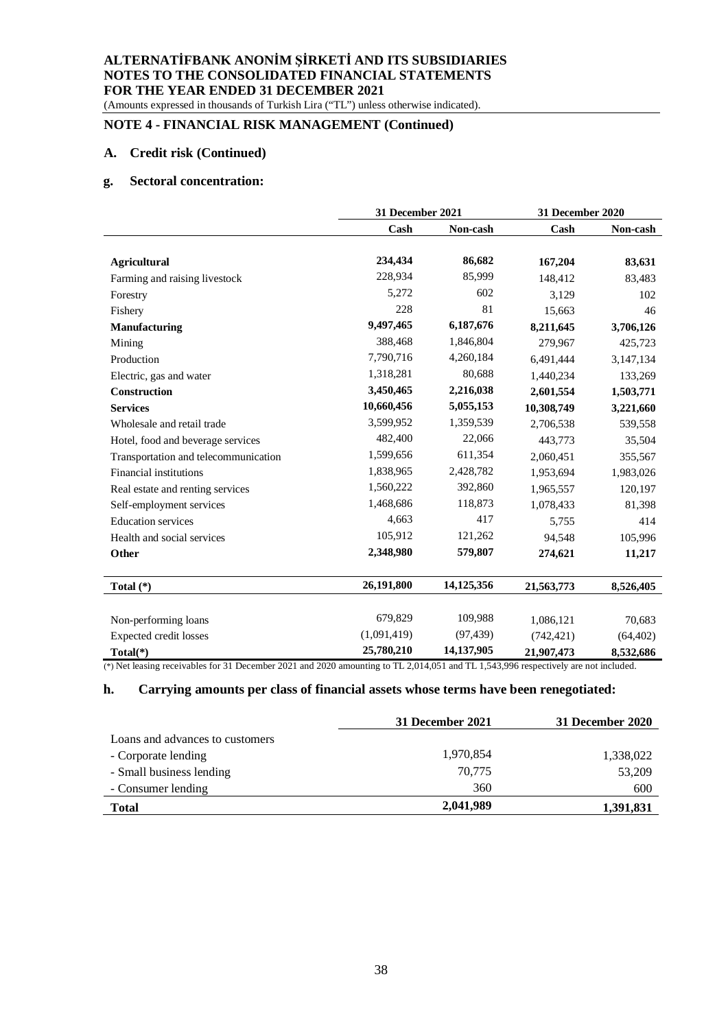# ALTERNATİFBANK ANONİM ŞİRKETİ AND ITS SUBSIDIARIES
# NOTES TO THE CONSOLIDATED FINANCIAL STATEMENTS
# FOR THE YEAR ENDED 31 DECEMBER 2021

(Amounts expressed in thousands of Turkish Lira ("TL") unless otherwise indicated).

## NOTE 4 - FINANCIAL RISK MANAGEMENT (Continued)

### A. Credit risk (Continued)

### g. Sectoral concentration:

| | 31 December 2021 | | 31 December 2020 | |
|---|---|---|---|---|
| | **Cash** | **Non-cash** | **Cash** | **Non-cash** |
| **Agricultural** | **234,434** | **86,682** | **167,204** | **83,631** |
| Farming and raising livestock | 228,934 | 85,999 | 148,412 | 83,483 |
| Forestry | 5,272 | 602 | 3,129 | 102 |
| Fishery | 228 | 81 | 15,663 | 46 |
| **Manufacturing** | **9,497,465** | **6,187,676** | **8,211,645** | **3,706,126** |
| Mining | 388,468 | 1,846,804 | 279,967 | 425,723 |
| Production | 7,790,716 | 4,260,184 | 6,491,444 | 3,147,134 |
| Electric, gas and water | 1,318,281 | 80,688 | 1,440,234 | 133,269 |
| **Construction** | **3,450,465** | **2,216,038** | **2,601,554** | **1,503,771** |
| **Services** | **10,660,456** | **5,055,153** | **10,308,749** | **3,221,660** |
| Wholesale and retail trade | 3,599,952 | 1,359,539 | 2,706,538 | 539,558 |
| Hotel, food and beverage services | 482,400 | 22,066 | 443,773 | 35,504 |
| Transportation and telecommunication | 1,599,656 | 611,354 | 2,060,451 | 355,567 |
| Financial institutions | 1,838,965 | 2,428,782 | 1,953,694 | 1,983,026 |
| Real estate and renting services | 1,560,222 | 392,860 | 1,965,557 | 120,197 |
| Self-employment services | 1,468,686 | 118,873 | 1,078,433 | 81,398 |
| Education services | 4,663 | 417 | 5,755 | 414 |
| Health and social services | 105,912 | 121,262 | 94,548 | 105,996 |
| **Other** | **2,348,980** | **579,807** | **274,621** | **11,217** |
| **Total (*)** | **26,191,800** | **14,125,356** | **21,563,773** | **8,526,405** |
| Non-performing loans | 679,829 | 109,988 | 1,086,121 | 70,683 |
| Expected credit losses | (1,091,419) | (97,439) | (742,421) | (64,402) |
| **Total(*)** | **25,780,210** | **14,137,905** | **21,907,473** | **8,532,686** |

(*) Net leasing receivables for 31 December 2021 and 2020 amounting to TL 2,014,051 and TL 1,543,996 respectively are not included.

### h. Carrying amounts per class of financial assets whose terms have been renegotiated:

| | 31 December 2021 | 31 December 2020 |
|---|---|---|
| Loans and advances to customers | | |
| - Corporate lending | 1,970,854 | 1,338,022 |
| - Small business lending | 70,775 | 53,209 |
| - Consumer lending | 360 | 600 |
| **Total** | **2,041,989** | **1,391,831** |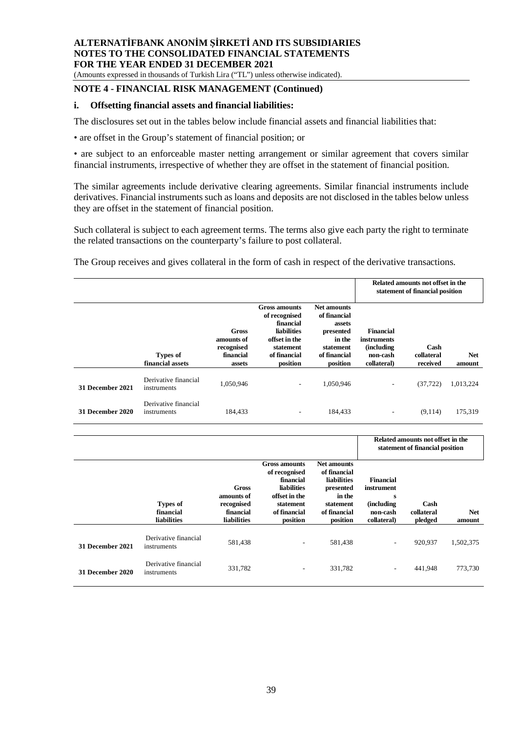## NOTE 4 - FINANCIAL RISK MANAGEMENT (Continued)

### i. Offsetting financial assets and financial liabilities:

The disclosures set out in the tables below include financial assets and financial liabilities that:

• are offset in the Group's statement of financial position; or

• are subject to an enforceable master netting arrangement or similar agreement that covers similar financial instruments, irrespective of whether they are offset in the statement of financial position.

The similar agreements include derivative clearing agreements. Similar financial instruments include derivatives. Financial instruments such as loans and deposits are not disclosed in the tables below unless they are offset in the statement of financial position.

Such collateral is subject to each agreement terms. The terms also give each party the right to terminate the related transactions on the counterparty's failure to post collateral.

The Group receives and gives collateral in the form of cash in respect of the derivative transactions.

| | | | | | Related amounts not offset in the statement of financial position | | |
|---|---|---|---|---|---|---|---|
| | **Types of financial assets** | **Gross amounts of recognised financial assets** | **Gross amounts of recognised financial liabilities offset in the statement of financial position** | **Net amounts of financial assets presented in the statement of financial position** | **Financial instruments (including non-cash collateral)** | **Cash collateral received** | **Net amount** |
| **31 December 2021** | Derivative financial instruments | 1,050,946 | - | 1,050,946 | - | (37,722) | 1,013,224 |
| **31 December 2020** | Derivative financial instruments | 184,433 | - | 184,433 | - | (9,114) | 175,319 |

| | | | | | Related amounts not offset in the statement of financial position | | |
|---|---|---|---|---|---|---|---|
| | **Types of financial liabilities** | **Gross amounts of recognised financial liabilities** | **Gross amounts of recognised financial liabilities offset in the statement of financial position** | **Net amounts of financial liabilities presented in the statement of financial position** | **Financial instruments (including non-cash collateral)** | **Cash collateral pledged** | **Net amount** |
| **31 December 2021** | Derivative financial instruments | 581,438 | - | 581,438 | - | 920,937 | 1,502,375 |
| **31 December 2020** | Derivative financial instruments | 331,782 | - | 331,782 | - | 441,948 | 773,730 |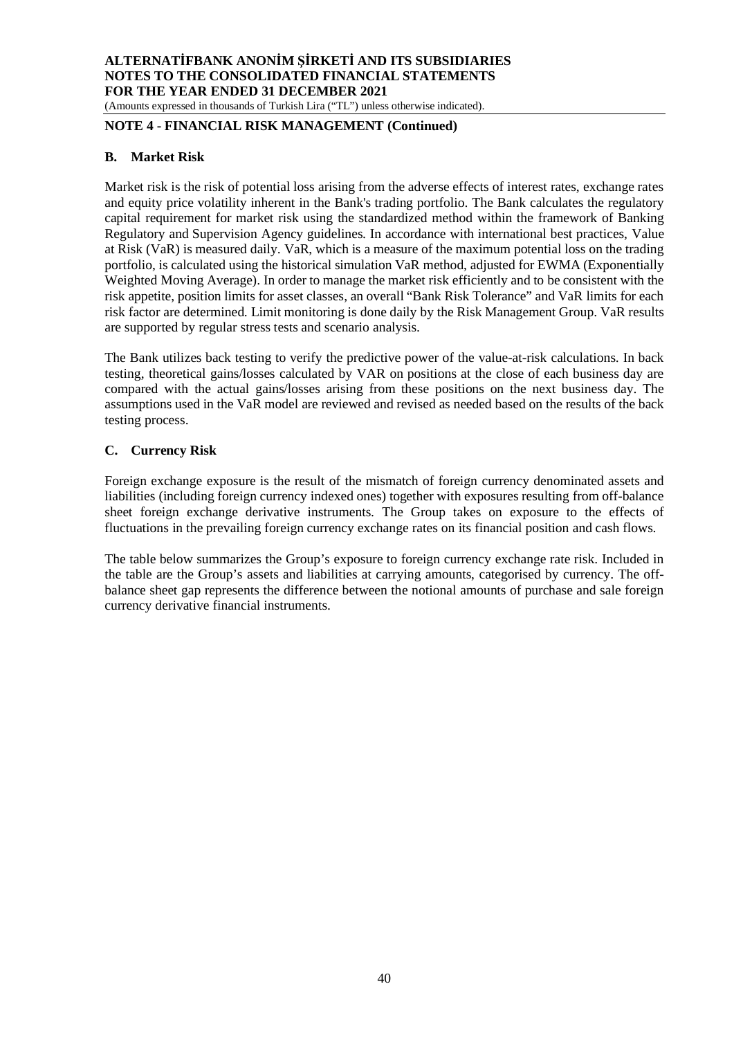## NOTE 4 - FINANCIAL RISK MANAGEMENT (Continued)

### B. Market Risk

Market risk is the risk of potential loss arising from the adverse effects of interest rates, exchange rates and equity price volatility inherent in the Bank's trading portfolio. The Bank calculates the regulatory capital requirement for market risk using the standardized method within the framework of Banking Regulatory and Supervision Agency guidelines. In accordance with international best practices, Value at Risk (VaR) is measured daily. VaR, which is a measure of the maximum potential loss on the trading portfolio, is calculated using the historical simulation VaR method, adjusted for EWMA (Exponentially Weighted Moving Average). In order to manage the market risk efficiently and to be consistent with the risk appetite, position limits for asset classes, an overall "Bank Risk Tolerance" and VaR limits for each risk factor are determined. Limit monitoring is done daily by the Risk Management Group. VaR results are supported by regular stress tests and scenario analysis.

The Bank utilizes back testing to verify the predictive power of the value-at-risk calculations. In back testing, theoretical gains/losses calculated by VAR on positions at the close of each business day are compared with the actual gains/losses arising from these positions on the next business day. The assumptions used in the VaR model are reviewed and revised as needed based on the results of the back testing process.

### C. Currency Risk

Foreign exchange exposure is the result of the mismatch of foreign currency denominated assets and liabilities (including foreign currency indexed ones) together with exposures resulting from off-balance sheet foreign exchange derivative instruments. The Group takes on exposure to the effects of fluctuations in the prevailing foreign currency exchange rates on its financial position and cash flows.

The table below summarizes the Group's exposure to foreign currency exchange rate risk. Included in the table are the Group's assets and liabilities at carrying amounts, categorised by currency. The off-balance sheet gap represents the difference between the notional amounts of purchase and sale foreign currency derivative financial instruments.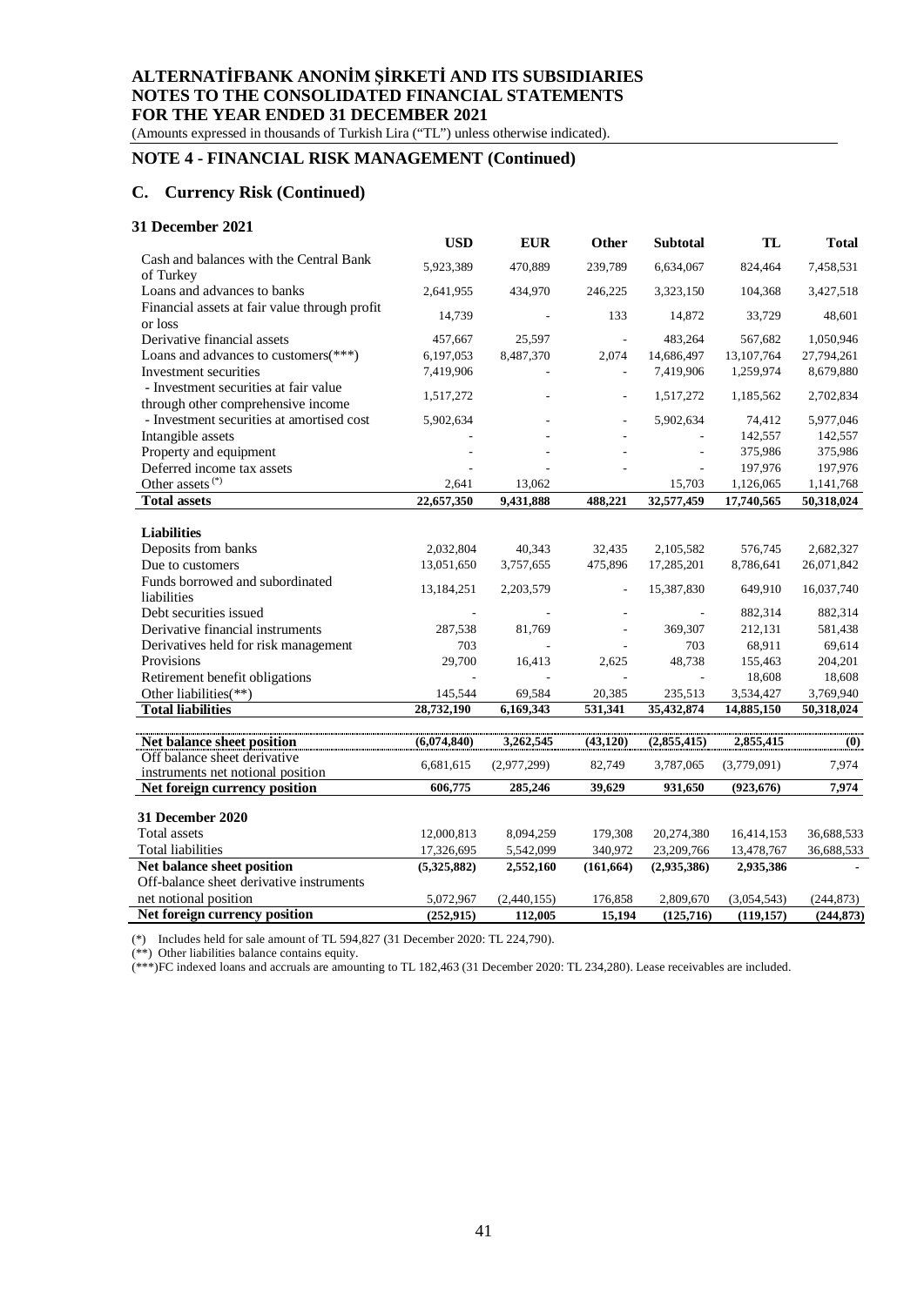## NOTE 4 - FINANCIAL RISK MANAGEMENT (Continued)

### C. Currency Risk (Continued)

**31 December 2021**

| | USD | EUR | Other | Subtotal | TL | Total |
|---|---|---|---|---|---|---|
| Cash and balances with the Central Bank of Turkey | 5,923,389 | 470,889 | 239,789 | 6,634,067 | 824,464 | 7,458,531 |
| Loans and advances to banks | 2,641,955 | 434,970 | 246,225 | 3,323,150 | 104,368 | 3,427,518 |
| Financial assets at fair value through profit or loss | 14,739 | - | 133 | 14,872 | 33,729 | 48,601 |
| Derivative financial assets | 457,667 | 25,597 | - | 483,264 | 567,682 | 1,050,946 |
| Loans and advances to customers(***) | 6,197,053 | 8,487,370 | 2,074 | 14,686,497 | 13,107,764 | 27,794,261 |
| Investment securities | 7,419,906 | - | - | 7,419,906 | 1,259,974 | 8,679,880 |
| - Investment securities at fair value through other comprehensive income | 1,517,272 | - | - | 1,517,272 | 1,185,562 | 2,702,834 |
| - Investment securities at amortised cost | 5,902,634 | - | - | 5,902,634 | 74,412 | 5,977,046 |
| Intangible assets | - | - | - | - | 142,557 | 142,557 |
| Property and equipment | - | - | - | - | 375,986 | 375,986 |
| Deferred income tax assets | - | - | - | - | 197,976 | 197,976 |
| Other assets (*) | 2,641 | 13,062 | | 15,703 | 1,126,065 | 1,141,768 |
| **Total assets** | **22,657,350** | **9,431,888** | **488,221** | **32,577,459** | **17,740,565** | **50,318,024** |
| | | | | | | |
| **Liabilities** | | | | | | |
| Deposits from banks | 2,032,804 | 40,343 | 32,435 | 2,105,582 | 576,745 | 2,682,327 |
| Due to customers | 13,051,650 | 3,757,655 | 475,896 | 17,285,201 | 8,786,641 | 26,071,842 |
| Funds borrowed and subordinated liabilities | 13,184,251 | 2,203,579 | - | 15,387,830 | 649,910 | 16,037,740 |
| Debt securities issued | - | - | - | - | 882,314 | 882,314 |
| Derivative financial instruments | 287,538 | 81,769 | - | 369,307 | 212,131 | 581,438 |
| Derivatives held for risk management | 703 | - | - | 703 | 68,911 | 69,614 |
| Provisions | 29,700 | 16,413 | 2,625 | 48,738 | 155,463 | 204,201 |
| Retirement benefit obligations | - | - | - | - | 18,608 | 18,608 |
| Other liabilities(**) | 145,544 | 69,584 | 20,385 | 235,513 | 3,534,427 | 3,769,940 |
| **Total liabilities** | **28,732,190** | **6,169,343** | **531,341** | **35,432,874** | **14,885,150** | **50,318,024** |
| | | | | | | |
| **Net balance sheet position** | **(6,074,840)** | **3,262,545** | **(43,120)** | **(2,855,415)** | **2,855,415** | **(0)** |
| Off balance sheet derivative instruments net notional position | 6,681,615 | (2,977,299) | 82,749 | 3,787,065 | (3,779,091) | 7,974 |
| **Net foreign currency position** | **606,775** | **285,246** | **39,629** | **931,650** | **(923,676)** | **7,974** |
| | | | | | | |
| **31 December 2020** | | | | | | |
| Total assets | 12,000,813 | 8,094,259 | 179,308 | 20,274,380 | 16,414,153 | 36,688,533 |
| Total liabilities | 17,326,695 | 5,542,099 | 340,972 | 23,209,766 | 13,478,767 | 36,688,533 |
| **Net balance sheet position** | **(5,325,882)** | **2,552,160** | **(161,664)** | **(2,935,386)** | **2,935,386** | **-** |
| Off-balance sheet derivative instruments net notional position | 5,072,967 | (2,440,155) | 176,858 | 2,809,670 | (3,054,543) | (244,873) |
| **Net foreign currency position** | **(252,915)** | **112,005** | **15,194** | **(125,716)** | **(119,157)** | **(244,873)** |

(*) Includes held for sale amount of TL 594,827 (31 December 2020: TL 224,790).
(**) Other liabilities balance contains equity.
(***)FC indexed loans and accruals are amounting to TL 182,463 (31 December 2020: TL 234,280). Lease receivables are included.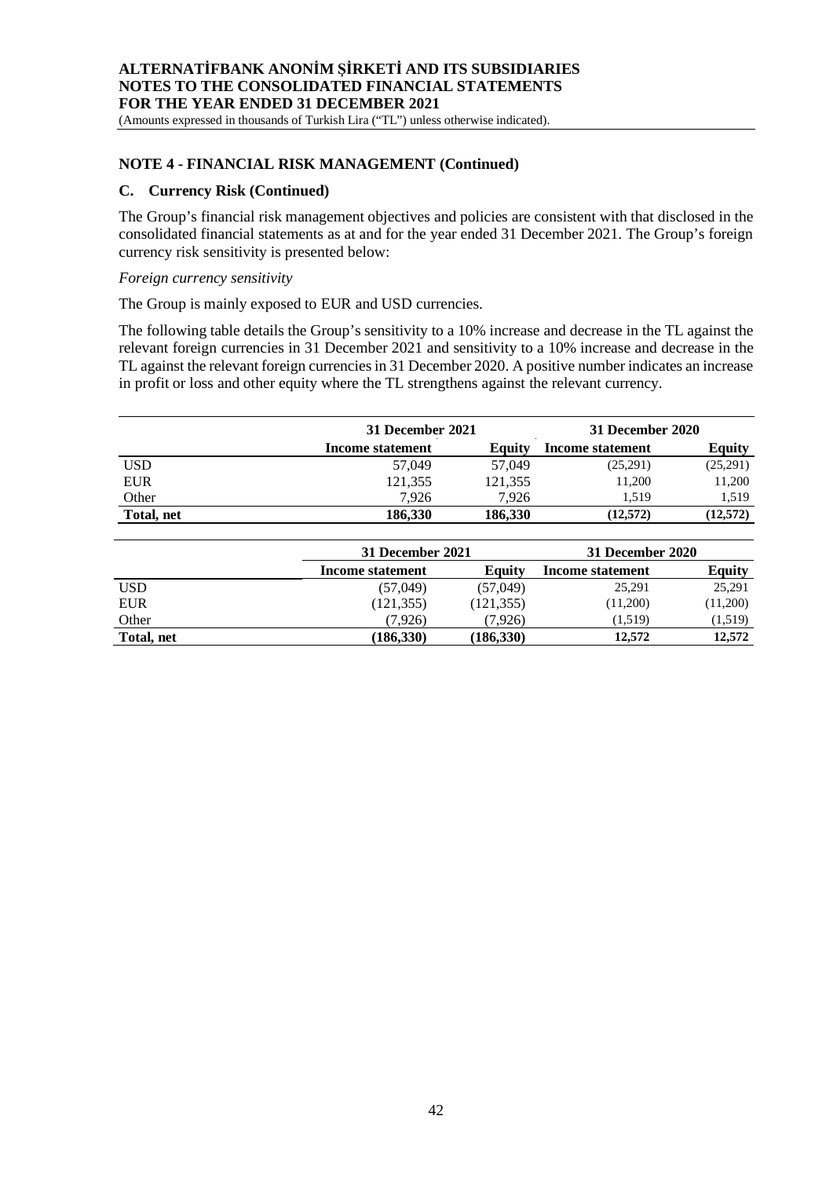## NOTE 4 - FINANCIAL RISK MANAGEMENT (Continued)

### C. Currency Risk (Continued)

The Group's financial risk management objectives and policies are consistent with that disclosed in the consolidated financial statements as at and for the year ended 31 December 2021. The Group's foreign currency risk sensitivity is presented below:

*Foreign currency sensitivity*

The Group is mainly exposed to EUR and USD currencies.

The following table details the Group's sensitivity to a 10% increase and decrease in the TL against the relevant foreign currencies in 31 December 2021 and sensitivity to a 10% increase and decrease in the TL against the relevant foreign currencies in 31 December 2020. A positive number indicates an increase in profit or loss and other equity where the TL strengthens against the relevant currency.

| | 31 December 2021 | | 31 December 2020 | |
|---|---|---|---|---|
| | **Income statement** | **Equity** | **Income statement** | **Equity** |
| USD | 57,049 | 57,049 | (25,291) | (25,291) |
| EUR | 121,355 | 121,355 | 11,200 | 11,200 |
| Other | 7,926 | 7,926 | 1,519 | 1,519 |
| **Total, net** | **186,330** | **186,330** | **(12,572)** | **(12,572)** |

| | 31 December 2021 | | 31 December 2020 | |
|---|---|---|---|---|
| | **Income statement** | **Equity** | **Income statement** | **Equity** |
| USD | (57,049) | (57,049) | 25,291 | 25,291 |
| EUR | (121,355) | (121,355) | (11,200) | (11,200) |
| Other | (7,926) | (7,926) | (1,519) | (1,519) |
| **Total, net** | **(186,330)** | **(186,330)** | **12,572** | **12,572** |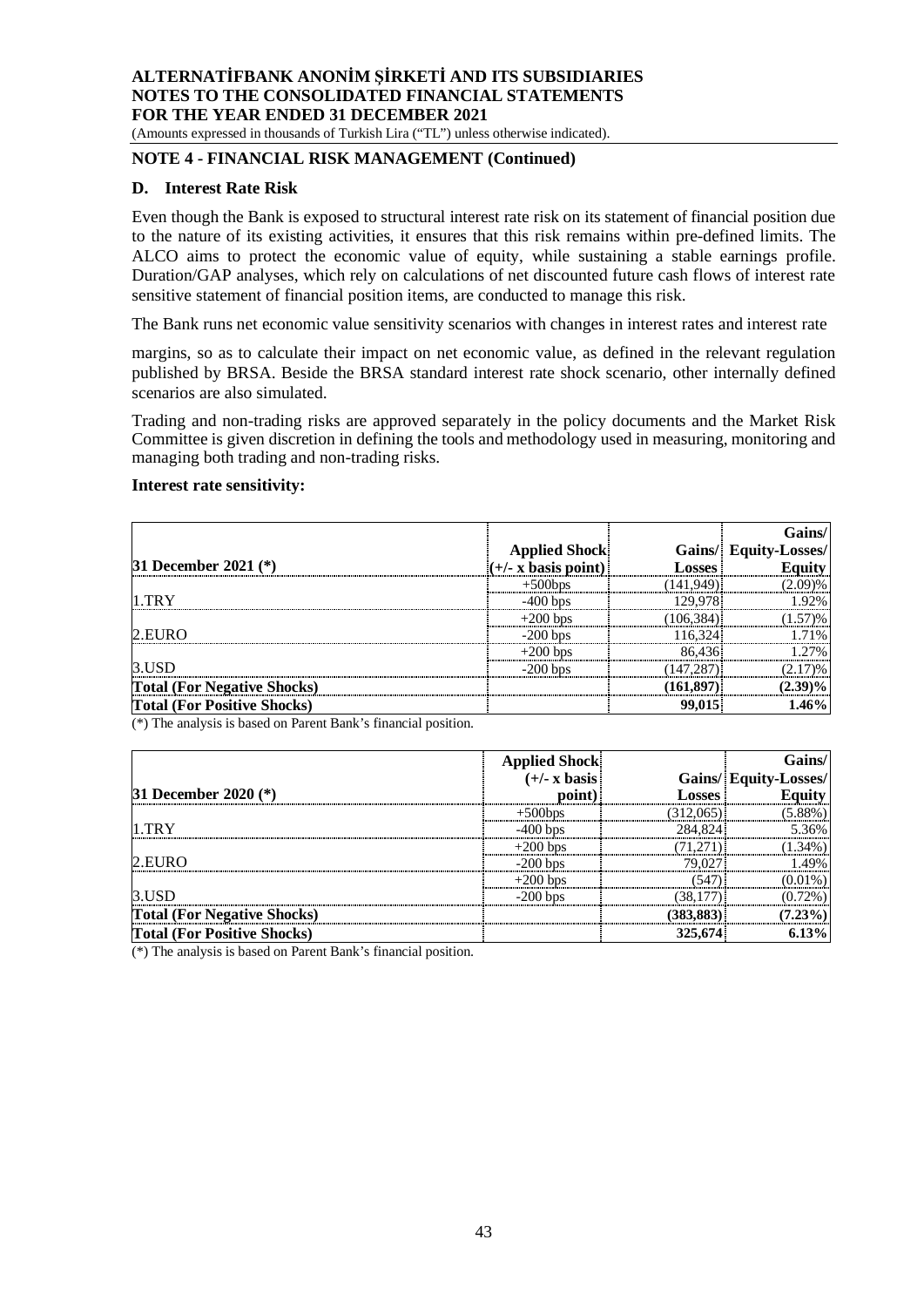## NOTE 4 - FINANCIAL RISK MANAGEMENT (Continued)

### D. Interest Rate Risk

Even though the Bank is exposed to structural interest rate risk on its statement of financial position due to the nature of its existing activities, it ensures that this risk remains within pre-defined limits. The ALCO aims to protect the economic value of equity, while sustaining a stable earnings profile. Duration/GAP analyses, which rely on calculations of net discounted future cash flows of interest rate sensitive statement of financial position items, are conducted to manage this risk.

The Bank runs net economic value sensitivity scenarios with changes in interest rates and interest rate

margins, so as to calculate their impact on net economic value, as defined in the relevant regulation published by BRSA. Beside the BRSA standard interest rate shock scenario, other internally defined scenarios are also simulated.

Trading and non-trading risks are approved separately in the policy documents and the Market Risk Committee is given discretion in defining the tools and methodology used in measuring, monitoring and managing both trading and non-trading risks.

**Interest rate sensitivity:**

| 31 December 2021 (*) | Applied Shock (+/- x basis point) | Gains/ Losses | Gains/ Equity-Losses/ Equity |
|---|---|---|---|
| 1.TRY | +500bps | (141,949) | (2.09)% |
| | -400 bps | 129,978 | 1.92% |
| 2.EURO | +200 bps | (106,384) | (1.57)% |
| | -200 bps | 116,324 | 1.71% |
| 3.USD | +200 bps | 86,436 | 1.27% |
| | -200 bps | (147,287) | (2.17)% |
| **Total (For Negative Shocks)** | | **(161,897)** | **(2.39)%** |
| **Total (For Positive Shocks)** | | **99,015** | **1.46%** |

(*) The analysis is based on Parent Bank's financial position.

| 31 December 2020 (*) | Applied Shock (+/- x basis point) | Gains/ Losses | Gains/ Equity-Losses/ Equity |
|---|---|---|---|
| 1.TRY | +500bps | (312,065) | (5.88%) |
| | -400 bps | 284,824 | 5.36% |
| 2.EURO | +200 bps | (71,271) | (1.34%) |
| | -200 bps | 79,027 | 1.49% |
| 3.USD | +200 bps | (547) | (0.01%) |
| | -200 bps | (38,177) | (0.72%) |
| **Total (For Negative Shocks)** | | **(383,883)** | **(7.23%)** |
| **Total (For Positive Shocks)** | | **325,674** | **6.13%** |

(*) The analysis is based on Parent Bank's financial position.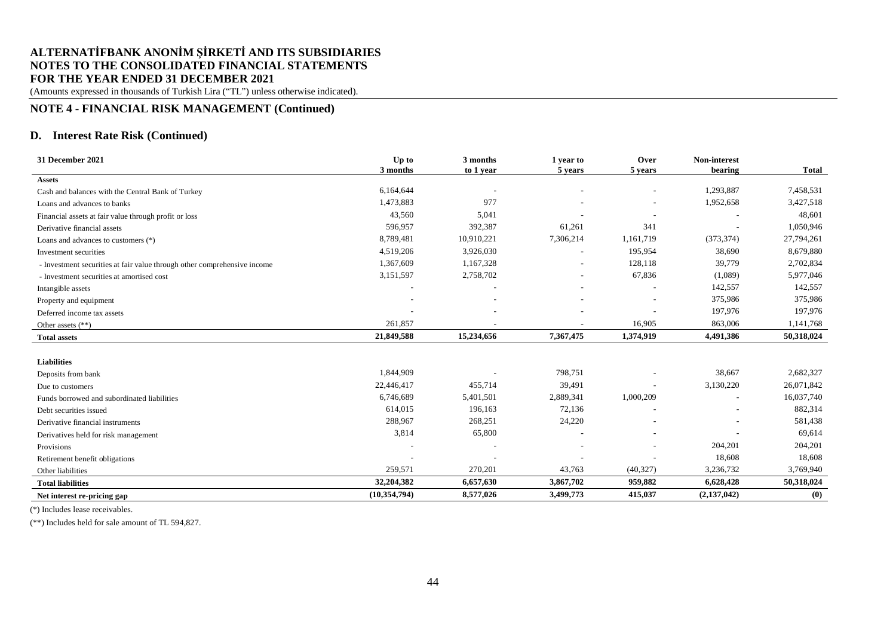# ALTERNATİFBANK ANONİM ŞİRKETİ AND ITS SUBSIDIARIES
# NOTES TO THE CONSOLIDATED FINANCIAL STATEMENTS
# FOR THE YEAR ENDED 31 DECEMBER 2021

(Amounts expressed in thousands of Turkish Lira ("TL") unless otherwise indicated).

## NOTE 4 - FINANCIAL RISK MANAGEMENT (Continued)

### D. Interest Rate Risk (Continued)

| 31 December 2021 | Up to 3 months | 3 months to 1 year | 1 year to 5 years | Over 5 years | Non-interest bearing | Total |
|---|---|---|---|---|---|---|
| **Assets** | | | | | | |
| Cash and balances with the Central Bank of Turkey | 6,164,644 | - | - | - | 1,293,887 | 7,458,531 |
| Loans and advances to banks | 1,473,883 | 977 | - | - | 1,952,658 | 3,427,518 |
| Financial assets at fair value through profit or loss | 43,560 | 5,041 | - | - | - | 48,601 |
| Derivative financial assets | 596,957 | 392,387 | 61,261 | 341 | - | 1,050,946 |
| Loans and advances to customers (*) | 8,789,481 | 10,910,221 | 7,306,214 | 1,161,719 | (373,374) | 27,794,261 |
| Investment securities | 4,519,206 | 3,926,030 | - | 195,954 | 38,690 | 8,679,880 |
| - Investment securities at fair value through other comprehensive income | 1,367,609 | 1,167,328 | - | 128,118 | 39,779 | 2,702,834 |
| - Investment securities at amortised cost | 3,151,597 | 2,758,702 | - | 67,836 | (1,089) | 5,977,046 |
| Intangible assets | - | - | - | - | 142,557 | 142,557 |
| Property and equipment | - | - | - | - | 375,986 | 375,986 |
| Deferred income tax assets | - | - | - | - | 197,976 | 197,976 |
| Other assets (**) | 261,857 | - | - | 16,905 | 863,006 | 1,141,768 |
| **Total assets** | **21,849,588** | **15,234,656** | **7,367,475** | **1,374,919** | **4,491,386** | **50,318,024** |
| **Liabilities** | | | | | | |
| Deposits from bank | 1,844,909 | - | 798,751 | - | 38,667 | 2,682,327 |
| Due to customers | 22,446,417 | 455,714 | 39,491 | - | 3,130,220 | 26,071,842 |
| Funds borrowed and subordinated liabilities | 6,746,689 | 5,401,501 | 2,889,341 | 1,000,209 | - | 16,037,740 |
| Debt securities issued | 614,015 | 196,163 | 72,136 | - | - | 882,314 |
| Derivative financial instruments | 288,967 | 268,251 | 24,220 | - | - | 581,438 |
| Derivatives held for risk management | 3,814 | 65,800 | - | - | - | 69,614 |
| Provisions | - | - | - | - | 204,201 | 204,201 |
| Retirement benefit obligations | - | - | - | - | 18,608 | 18,608 |
| Other liabilities | 259,571 | 270,201 | 43,763 | (40,327) | 3,236,732 | 3,769,940 |
| **Total liabilities** | **32,204,382** | **6,657,630** | **3,867,702** | **959,882** | **6,628,428** | **50,318,024** |
| **Net interest re-pricing gap** | **(10,354,794)** | **8,577,026** | **3,499,773** | **415,037** | **(2,137,042)** | **(0)** |

(*) Includes lease receivables.

(**) Includes held for sale amount of TL 594,827.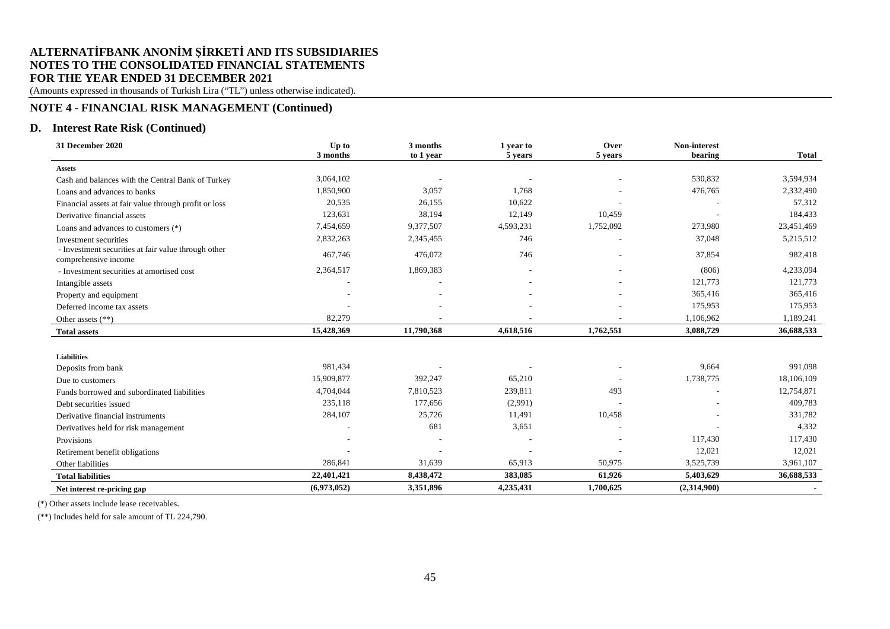# ALTERNATİFBANK ANONİM ŞİRKETİ AND ITS SUBSIDIARIES
# NOTES TO THE CONSOLIDATED FINANCIAL STATEMENTS
# FOR THE YEAR ENDED 31 DECEMBER 2021

(Amounts expressed in thousands of Turkish Lira ("TL") unless otherwise indicated).

## NOTE 4 - FINANCIAL RISK MANAGEMENT (Continued)

### D. Interest Rate Risk (Continued)

| 31 December 2020 | Up to 3 months | 3 months to 1 year | 1 year to 5 years | Over 5 years | Non-interest bearing | Total |
|---|---|---|---|---|---|---|
| **Assets** | | | | | | |
| Cash and balances with the Central Bank of Turkey | 3,064,102 | - | - | - | 530,832 | 3,594,934 |
| Loans and advances to banks | 1,850,900 | 3,057 | 1,768 | - | 476,765 | 2,332,490 |
| Financial assets at fair value through profit or loss | 20,535 | 26,155 | 10,622 | - | - | 57,312 |
| Derivative financial assets | 123,631 | 38,194 | 12,149 | 10,459 | - | 184,433 |
| Loans and advances to customers (*) | 7,454,659 | 9,377,507 | 4,593,231 | 1,752,092 | 273,980 | 23,451,469 |
| Investment securities | 2,832,263 | 2,345,455 | 746 | - | 37,048 | 5,215,512 |
| - Investment securities at fair value through other comprehensive income | 467,746 | 476,072 | 746 | - | 37,854 | 982,418 |
| - Investment securities at amortised cost | 2,364,517 | 1,869,383 | - | - | (806) | 4,233,094 |
| Intangible assets | - | - | - | - | 121,773 | 121,773 |
| Property and equipment | - | - | - | - | 365,416 | 365,416 |
| Deferred income tax assets | - | - | - | - | 175,953 | 175,953 |
| Other assets (**) | 82,279 | - | - | - | 1,106,962 | 1,189,241 |
| **Total assets** | **15,428,369** | **11,790,368** | **4,618,516** | **1,762,551** | **3,088,729** | **36,688,533** |
| | | | | | | |
| **Liabilities** | | | | | | |
| Deposits from bank | 981,434 | - | - | - | 9,664 | 991,098 |
| Due to customers | 15,909,877 | 392,247 | 65,210 | - | 1,738,775 | 18,106,109 |
| Funds borrowed and subordinated liabilities | 4,704,044 | 7,810,523 | 239,811 | 493 | - | 12,754,871 |
| Debt securities issued | 235,118 | 177,656 | (2,991) | - | - | 409,783 |
| Derivative financial instruments | 284,107 | 25,726 | 11,491 | 10,458 | - | 331,782 |
| Derivatives held for risk management | - | 681 | 3,651 | - | - | 4,332 |
| Provisions | - | - | - | - | 117,430 | 117,430 |
| Retirement benefit obligations | - | - | - | - | 12,021 | 12,021 |
| Other liabilities | 286,841 | 31,639 | 65,913 | 50,975 | 3,525,739 | 3,961,107 |
| **Total liabilities** | **22,401,421** | **8,438,472** | **383,085** | **61,926** | **5,403,629** | **36,688,533** |
| **Net interest re-pricing gap** | **(6,973,052)** | **3,351,896** | **4,235,431** | **1,700,625** | **(2,314,900)** | **-** |

(*) Other assets include lease receivables.

(**) Includes held for sale amount of TL 224,790.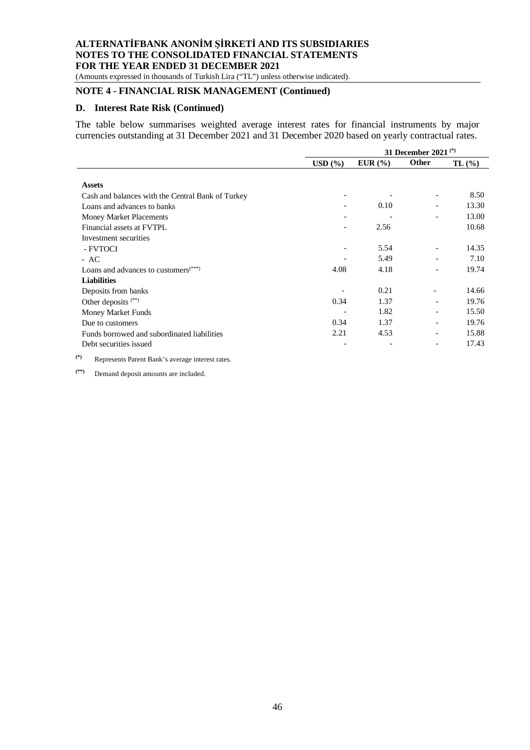## NOTE 4 - FINANCIAL RISK MANAGEMENT (Continued)

### D. Interest Rate Risk (Continued)

The table below summarises weighted average interest rates for financial instruments by major currencies outstanding at 31 December 2021 and 31 December 2020 based on yearly contractual rates.

| | 31 December 2021 (*) | | | |
|---|---|---|---|---|
| | USD (%) | EUR (%) | Other | TL (%) |
| **Assets** | | | | |
| Cash and balances with the Central Bank of Turkey | - | - | - | 8.50 |
| Loans and advances to banks | - | 0.10 | - | 13.30 |
| Money Market Placements | - | - | - | 13.00 |
| Financial assets at FVTPL | - | 2.56 | | 10.68 |
| Investment securities | | | | |
| - FVTOCI | - | 5.54 | - | 14.35 |
| - AC | - | 5.49 | - | 7.10 |
| Loans and advances to customers(***) | 4.08 | 4.18 | - | 19.74 |
| **Liabilities** | | | | |
| Deposits from banks | - | 0.21 | - | 14.66 |
| Other deposits (**) | 0.34 | 1.37 | - | 19.76 |
| Money Market Funds | - | 1.82 | - | 15.50 |
| Due to customers | 0.34 | 1.37 | - | 19.76 |
| Funds borrowed and subordinated liabilities | 2.21 | 4.53 | - | 15.88 |
| Debt securities issued | - | - | - | 17.43 |

(*) Represents Parent Bank's average interest rates.

(**) Demand deposit amounts are included.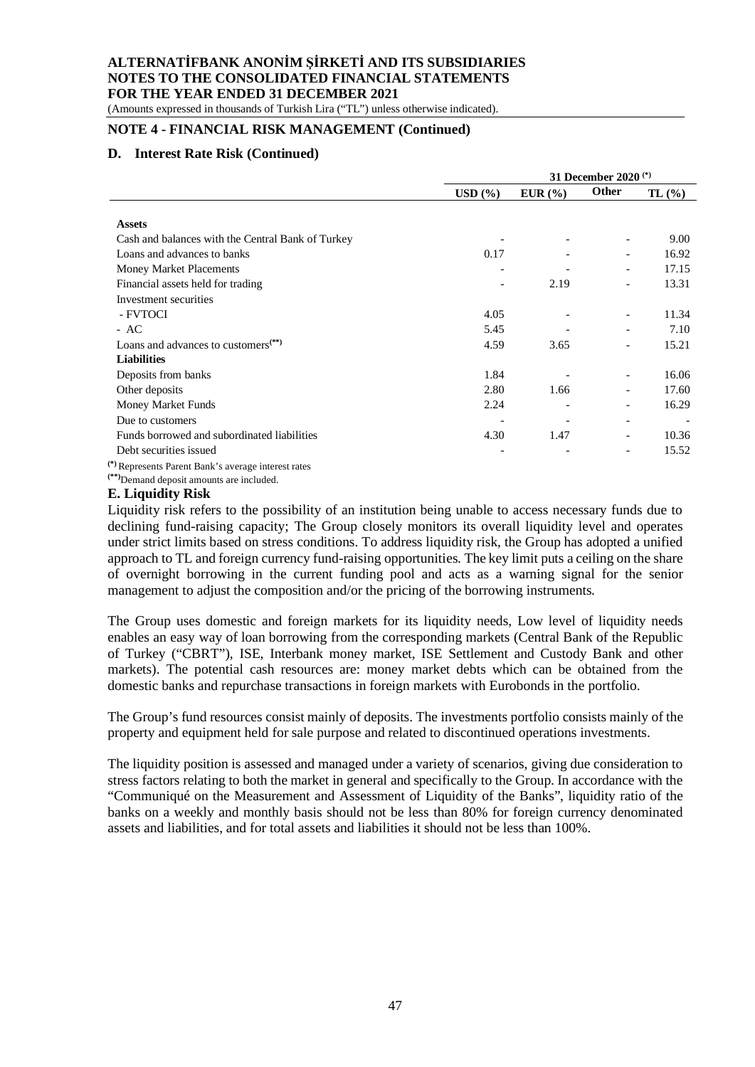## NOTE 4 - FINANCIAL RISK MANAGEMENT (Continued)

### D. Interest Rate Risk (Continued)

| | 31 December 2020 (*) | | | |
|---|---|---|---|---|
| | USD (%) | EUR (%) | Other | TL (%) |
| **Assets** | | | | |
| Cash and balances with the Central Bank of Turkey | - | - | - | 9.00 |
| Loans and advances to banks | 0.17 | - | - | 16.92 |
| Money Market Placements | - | - | - | 17.15 |
| Financial assets held for trading | - | 2.19 | - | 13.31 |
| Investment securities | | | | |
| - FVTOCI | 4.05 | - | - | 11.34 |
| - AC | 5.45 | - | - | 7.10 |
| Loans and advances to customers(**) | 4.59 | 3.65 | - | 15.21 |
| **Liabilities** | | | | |
| Deposits from banks | 1.84 | - | - | 16.06 |
| Other deposits | 2.80 | 1.66 | - | 17.60 |
| Money Market Funds | 2.24 | - | - | 16.29 |
| Due to customers | - | - | - | - |
| Funds borrowed and subordinated liabilities | 4.30 | 1.47 | - | 10.36 |
| Debt securities issued | - | - | - | 15.52 |

(*) Represents Parent Bank's average interest rates

(**) Demand deposit amounts are included.

### E. Liquidity Risk

Liquidity risk refers to the possibility of an institution being unable to access necessary funds due to declining fund-raising capacity; The Group closely monitors its overall liquidity level and operates under strict limits based on stress conditions. To address liquidity risk, the Group has adopted a unified approach to TL and foreign currency fund-raising opportunities. The key limit puts a ceiling on the share of overnight borrowing in the current funding pool and acts as a warning signal for the senior management to adjust the composition and/or the pricing of the borrowing instruments.

The Group uses domestic and foreign markets for its liquidity needs, Low level of liquidity needs enables an easy way of loan borrowing from the corresponding markets (Central Bank of the Republic of Turkey ("CBRT"), ISE, Interbank money market, ISE Settlement and Custody Bank and other markets). The potential cash resources are: money market debts which can be obtained from the domestic banks and repurchase transactions in foreign markets with Eurobonds in the portfolio.

The Group's fund resources consist mainly of deposits. The investments portfolio consists mainly of the property and equipment held for sale purpose and related to discontinued operations investments.

The liquidity position is assessed and managed under a variety of scenarios, giving due consideration to stress factors relating to both the market in general and specifically to the Group. In accordance with the "Communiqué on the Measurement and Assessment of Liquidity of the Banks", liquidity ratio of the banks on a weekly and monthly basis should not be less than 80% for foreign currency denominated assets and liabilities, and for total assets and liabilities it should not be less than 100%.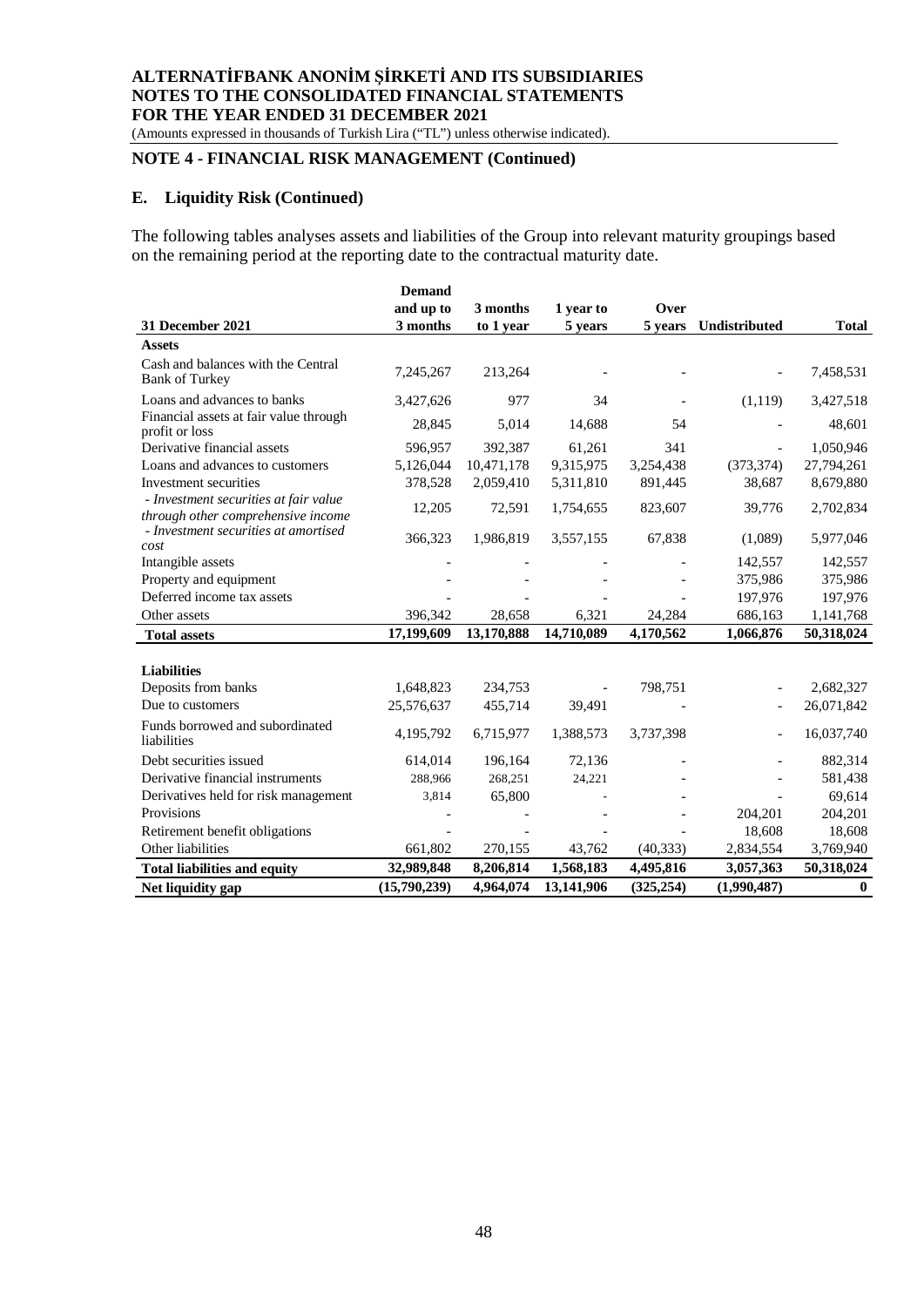## NOTE 4 - FINANCIAL RISK MANAGEMENT (Continued)

### E. Liquidity Risk (Continued)

The following tables analyses assets and liabilities of the Group into relevant maturity groupings based on the remaining period at the reporting date to the contractual maturity date.

| 31 December 2021 | Demand and up to 3 months | 3 months to 1 year | 1 year to 5 years | Over 5 years | Undistributed | Total |
|---|---|---|---|---|---|---|
| **Assets** | | | | | | |
| Cash and balances with the Central Bank of Turkey | 7,245,267 | 213,264 | - | - | - | 7,458,531 |
| Loans and advances to banks | 3,427,626 | 977 | 34 | - | (1,119) | 3,427,518 |
| Financial assets at fair value through profit or loss | 28,845 | 5,014 | 14,688 | 54 | - | 48,601 |
| Derivative financial assets | 596,957 | 392,387 | 61,261 | 341 | - | 1,050,946 |
| Loans and advances to customers | 5,126,044 | 10,471,178 | 9,315,975 | 3,254,438 | (373,374) | 27,794,261 |
| Investment securities | 378,528 | 2,059,410 | 5,311,810 | 891,445 | 38,687 | 8,679,880 |
| *- Investment securities at fair value through other comprehensive income* | 12,205 | 72,591 | 1,754,655 | 823,607 | 39,776 | 2,702,834 |
| *- Investment securities at amortised cost* | 366,323 | 1,986,819 | 3,557,155 | 67,838 | (1,089) | 5,977,046 |
| Intangible assets | - | - | - | - | 142,557 | 142,557 |
| Property and equipment | - | - | - | - | 375,986 | 375,986 |
| Deferred income tax assets | - | - | - | - | 197,976 | 197,976 |
| Other assets | 396,342 | 28,658 | 6,321 | 24,284 | 686,163 | 1,141,768 |
| **Total assets** | **17,199,609** | **13,170,888** | **14,710,089** | **4,170,562** | **1,066,876** | **50,318,024** |
| | | | | | | |
| **Liabilities** | | | | | | |
| Deposits from banks | 1,648,823 | 234,753 | - | 798,751 | - | 2,682,327 |
| Due to customers | 25,576,637 | 455,714 | 39,491 | - | - | 26,071,842 |
| Funds borrowed and subordinated liabilities | 4,195,792 | 6,715,977 | 1,388,573 | 3,737,398 | - | 16,037,740 |
| Debt securities issued | 614,014 | 196,164 | 72,136 | - | - | 882,314 |
| Derivative financial instruments | 288,966 | 268,251 | 24,221 | - | - | 581,438 |
| Derivatives held for risk management | 3,814 | 65,800 | - | - | - | 69,614 |
| Provisions | - | - | - | - | 204,201 | 204,201 |
| Retirement benefit obligations | - | - | - | - | 18,608 | 18,608 |
| Other liabilities | 661,802 | 270,155 | 43,762 | (40,333) | 2,834,554 | 3,769,940 |
| **Total liabilities and equity** | **32,989,848** | **8,206,814** | **1,568,183** | **4,495,816** | **3,057,363** | **50,318,024** |
| **Net liquidity gap** | **(15,790,239)** | **4,964,074** | **13,141,906** | **(325,254)** | **(1,990,487)** | **0** |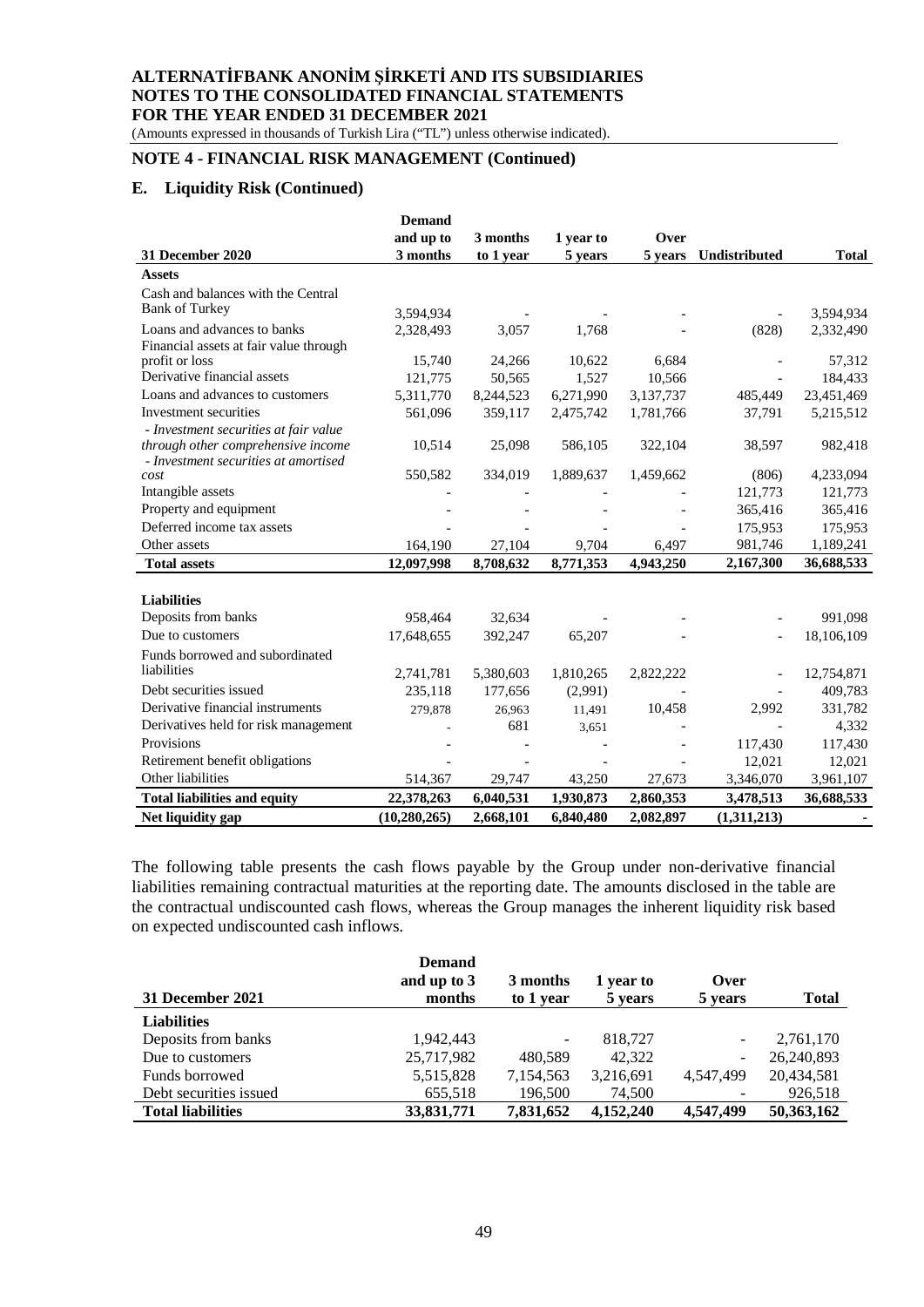## NOTE 4 - FINANCIAL RISK MANAGEMENT (Continued)

### E. Liquidity Risk (Continued)

| 31 December 2020 | Demand and up to 3 months | 3 months to 1 year | 1 year to 5 years | Over 5 years | Undistributed | Total |
|---|---|---|---|---|---|---|
| **Assets** | | | | | | |
| Cash and balances with the Central Bank of Turkey | 3,594,934 | - | - | - | - | 3,594,934 |
| Loans and advances to banks | 2,328,493 | 3,057 | 1,768 | - | (828) | 2,332,490 |
| Financial assets at fair value through profit or loss | 15,740 | 24,266 | 10,622 | 6,684 | - | 57,312 |
| Derivative financial assets | 121,775 | 50,565 | 1,527 | 10,566 | - | 184,433 |
| Loans and advances to customers | 5,311,770 | 8,244,523 | 6,271,990 | 3,137,737 | 485,449 | 23,451,469 |
| Investment securities | 561,096 | 359,117 | 2,475,742 | 1,781,766 | 37,791 | 5,215,512 |
| *- Investment securities at fair value through other comprehensive income* | 10,514 | 25,098 | 586,105 | 322,104 | 38,597 | 982,418 |
| *- Investment securities at amortised cost* | 550,582 | 334,019 | 1,889,637 | 1,459,662 | (806) | 4,233,094 |
| Intangible assets | - | - | - | - | 121,773 | 121,773 |
| Property and equipment | - | - | - | - | 365,416 | 365,416 |
| Deferred income tax assets | - | - | - | - | 175,953 | 175,953 |
| Other assets | 164,190 | 27,104 | 9,704 | 6,497 | 981,746 | 1,189,241 |
| **Total assets** | **12,097,998** | **8,708,632** | **8,771,353** | **4,943,250** | **2,167,300** | **36,688,533** |
| | | | | | | |
| **Liabilities** | | | | | | |
| Deposits from banks | 958,464 | 32,634 | - | - | - | 991,098 |
| Due to customers | 17,648,655 | 392,247 | 65,207 | - | - | 18,106,109 |
| Funds borrowed and subordinated liabilities | 2,741,781 | 5,380,603 | 1,810,265 | 2,822,222 | - | 12,754,871 |
| Debt securities issued | 235,118 | 177,656 | (2,991) | - | - | 409,783 |
| Derivative financial instruments | 279,878 | 26,963 | 11,491 | 10,458 | 2,992 | 331,782 |
| Derivatives held for risk management | - | 681 | 3,651 | - | - | 4,332 |
| Provisions | - | - | - | - | 117,430 | 117,430 |
| Retirement benefit obligations | - | - | - | - | 12,021 | 12,021 |
| Other liabilities | 514,367 | 29,747 | 43,250 | 27,673 | 3,346,070 | 3,961,107 |
| **Total liabilities and equity** | **22,378,263** | **6,040,531** | **1,930,873** | **2,860,353** | **3,478,513** | **36,688,533** |
| **Net liquidity gap** | **(10,280,265)** | **2,668,101** | **6,840,480** | **2,082,897** | **(1,311,213)** | **-** |

The following table presents the cash flows payable by the Group under non-derivative financial liabilities remaining contractual maturities at the reporting date. The amounts disclosed in the table are the contractual undiscounted cash flows, whereas the Group manages the inherent liquidity risk based on expected undiscounted cash inflows.

| 31 December 2021 | Demand and up to 3 months | 3 months to 1 year | 1 year to 5 years | Over 5 years | Total |
|---|---|---|---|---|---|
| **Liabilities** | | | | | |
| Deposits from banks | 1,942,443 | - | 818,727 | - | 2,761,170 |
| Due to customers | 25,717,982 | 480,589 | 42,322 | - | 26,240,893 |
| Funds borrowed | 5,515,828 | 7,154,563 | 3,216,691 | 4,547,499 | 20,434,581 |
| Debt securities issued | 655,518 | 196,500 | 74,500 | - | 926,518 |
| **Total liabilities** | **33,831,771** | **7,831,652** | **4,152,240** | **4,547,499** | **50,363,162** |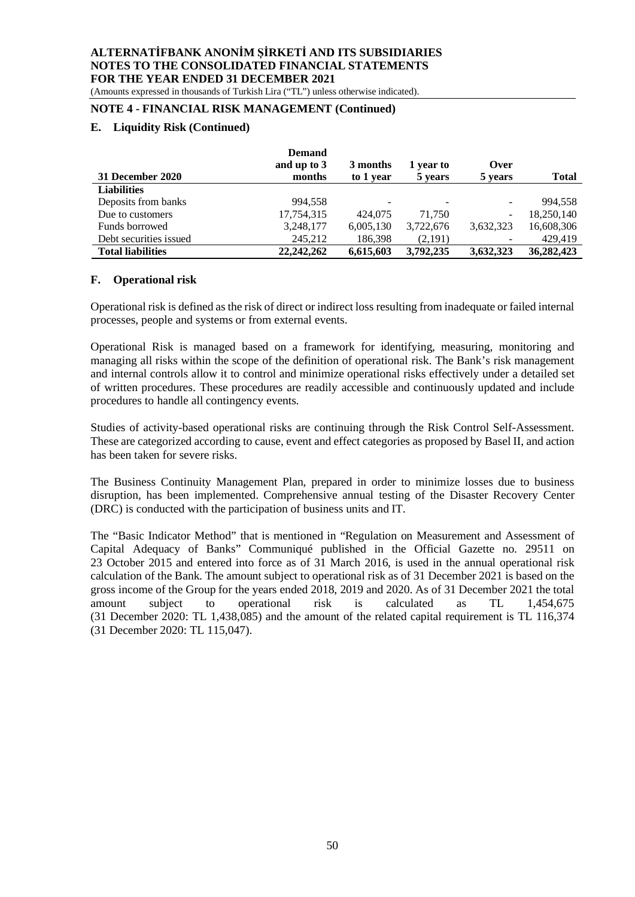## NOTE 4 - FINANCIAL RISK MANAGEMENT (Continued)

### E. Liquidity Risk (Continued)

| 31 December 2020 | Demand and up to 3 months | 3 months to 1 year | 1 year to 5 years | Over 5 years | Total |
|---|---|---|---|---|---|
| **Liabilities** | | | | | |
| Deposits from banks | 994,558 | - | - | - | 994,558 |
| Due to customers | 17,754,315 | 424,075 | 71,750 | - | 18,250,140 |
| Funds borrowed | 3,248,177 | 6,005,130 | 3,722,676 | 3,632,323 | 16,608,306 |
| Debt securities issued | 245,212 | 186,398 | (2,191) | - | 429,419 |
| **Total liabilities** | **22,242,262** | **6,615,603** | **3,792,235** | **3,632,323** | **36,282,423** |

### F. Operational risk

Operational risk is defined as the risk of direct or indirect loss resulting from inadequate or failed internal processes, people and systems or from external events.

Operational Risk is managed based on a framework for identifying, measuring, monitoring and managing all risks within the scope of the definition of operational risk. The Bank's risk management and internal controls allow it to control and minimize operational risks effectively under a detailed set of written procedures. These procedures are readily accessible and continuously updated and include procedures to handle all contingency events.

Studies of activity-based operational risks are continuing through the Risk Control Self-Assessment. These are categorized according to cause, event and effect categories as proposed by Basel II, and action has been taken for severe risks.

The Business Continuity Management Plan, prepared in order to minimize losses due to business disruption, has been implemented. Comprehensive annual testing of the Disaster Recovery Center (DRC) is conducted with the participation of business units and IT.

The "Basic Indicator Method" that is mentioned in "Regulation on Measurement and Assessment of Capital Adequacy of Banks" Communiqué published in the Official Gazette no. 29511 on 23 October 2015 and entered into force as of 31 March 2016, is used in the annual operational risk calculation of the Bank. The amount subject to operational risk as of 31 December 2021 is based on the gross income of the Group for the years ended 2018, 2019 and 2020. As of 31 December 2021 the total amount subject to operational risk is calculated as TL 1,454,675 (31 December 2020: TL 1,438,085) and the amount of the related capital requirement is TL 116,374 (31 December 2020: TL 115,047).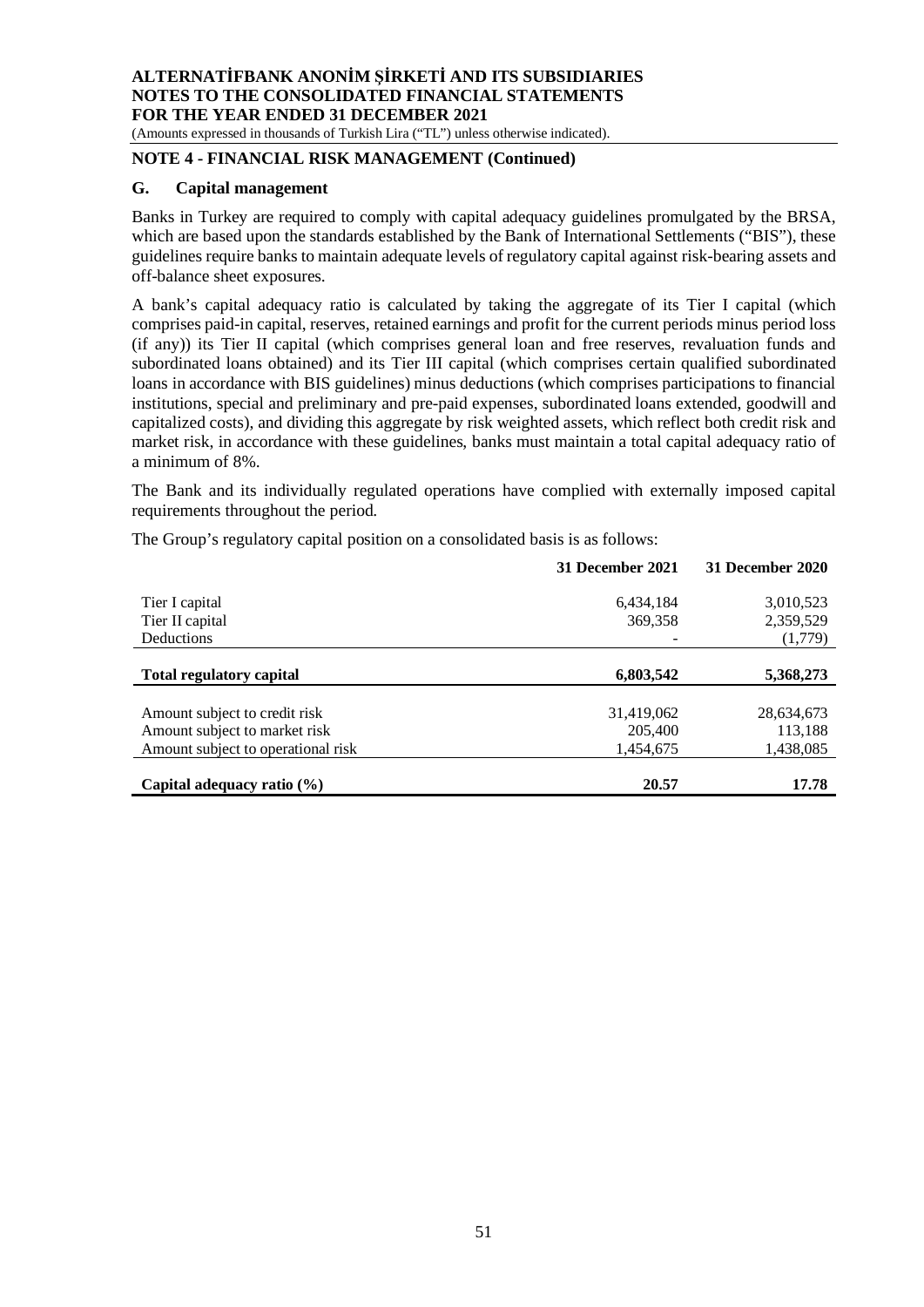## NOTE 4 - FINANCIAL RISK MANAGEMENT (Continued)

### G. Capital management

Banks in Turkey are required to comply with capital adequacy guidelines promulgated by the BRSA, which are based upon the standards established by the Bank of International Settlements ("BIS"), these guidelines require banks to maintain adequate levels of regulatory capital against risk-bearing assets and off-balance sheet exposures.

A bank's capital adequacy ratio is calculated by taking the aggregate of its Tier I capital (which comprises paid-in capital, reserves, retained earnings and profit for the current periods minus period loss (if any)) its Tier II capital (which comprises general loan and free reserves, revaluation funds and subordinated loans obtained) and its Tier III capital (which comprises certain qualified subordinated loans in accordance with BIS guidelines) minus deductions (which comprises participations to financial institutions, special and preliminary and pre-paid expenses, subordinated loans extended, goodwill and capitalized costs), and dividing this aggregate by risk weighted assets, which reflect both credit risk and market risk, in accordance with these guidelines, banks must maintain a total capital adequacy ratio of a minimum of 8%.

The Bank and its individually regulated operations have complied with externally imposed capital requirements throughout the period.

The Group's regulatory capital position on a consolidated basis is as follows:

| | 31 December 2021 | 31 December 2020 |
|---|---|---|
| Tier I capital | 6,434,184 | 3,010,523 |
| Tier II capital | 369,358 | 2,359,529 |
| Deductions | - | (1,779) |
| **Total regulatory capital** | **6,803,542** | **5,368,273** |
| Amount subject to credit risk | 31,419,062 | 28,634,673 |
| Amount subject to market risk | 205,400 | 113,188 |
| Amount subject to operational risk | 1,454,675 | 1,438,085 |
| **Capital adequacy ratio (%)** | **20.57** | **17.78** |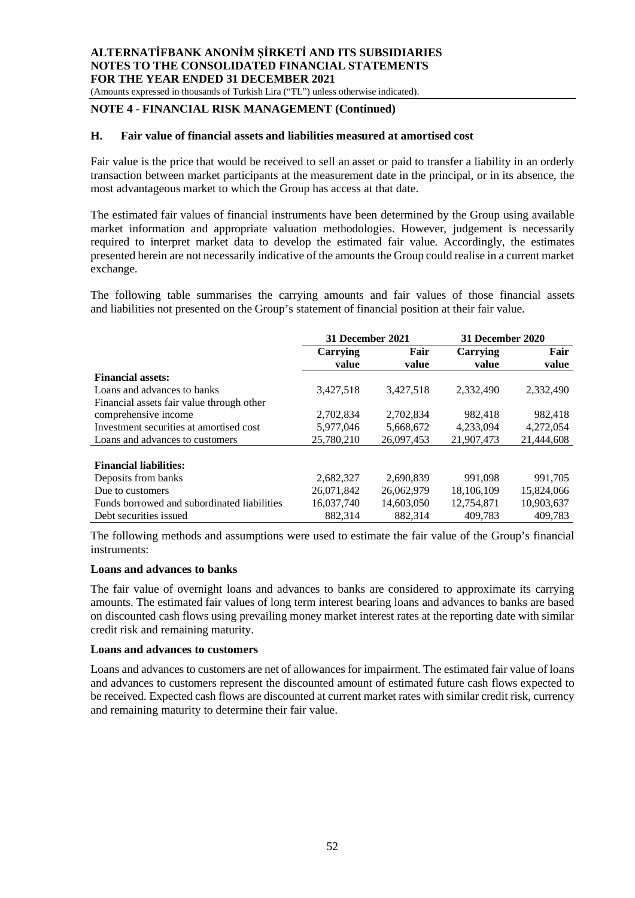## NOTE 4 - FINANCIAL RISK MANAGEMENT (Continued)

### H. Fair value of financial assets and liabilities measured at amortised cost

Fair value is the price that would be received to sell an asset or paid to transfer a liability in an orderly transaction between market participants at the measurement date in the principal, or in its absence, the most advantageous market to which the Group has access at that date.

The estimated fair values of financial instruments have been determined by the Group using available market information and appropriate valuation methodologies. However, judgement is necessarily required to interpret market data to develop the estimated fair value. Accordingly, the estimates presented herein are not necessarily indicative of the amounts the Group could realise in a current market exchange.

The following table summarises the carrying amounts and fair values of those financial assets and liabilities not presented on the Group's statement of financial position at their fair value.

| | 31 December 2021 | | 31 December 2020 | |
|---|---|---|---|---|
| | Carrying value | Fair value | Carrying value | Fair value |
| **Financial assets:** | | | | |
| Loans and advances to banks | 3,427,518 | 3,427,518 | 2,332,490 | 2,332,490 |
| Financial assets fair value through other comprehensive income | 2,702,834 | 2,702,834 | 982,418 | 982,418 |
| Investment securities at amortised cost | 5,977,046 | 5,668,672 | 4,233,094 | 4,272,054 |
| Loans and advances to customers | 25,780,210 | 26,097,453 | 21,907,473 | 21,444,608 |
| **Financial liabilities:** | | | | |
| Deposits from banks | 2,682,327 | 2,690,839 | 991,098 | 991,705 |
| Due to customers | 26,071,842 | 26,062,979 | 18,106,109 | 15,824,066 |
| Funds borrowed and subordinated liabilities | 16,037,740 | 14,603,050 | 12,754,871 | 10,903,637 |
| Debt securities issued | 882,314 | 882,314 | 409,783 | 409,783 |

The following methods and assumptions were used to estimate the fair value of the Group's financial instruments:

**Loans and advances to banks**

The fair value of overnight loans and advances to banks are considered to approximate its carrying amounts. The estimated fair values of long term interest bearing loans and advances to banks are based on discounted cash flows using prevailing money market interest rates at the reporting date with similar credit risk and remaining maturity.

**Loans and advances to customers**

Loans and advances to customers are net of allowances for impairment. The estimated fair value of loans and advances to customers represent the discounted amount of estimated future cash flows expected to be received. Expected cash flows are discounted at current market rates with similar credit risk, currency and remaining maturity to determine their fair value.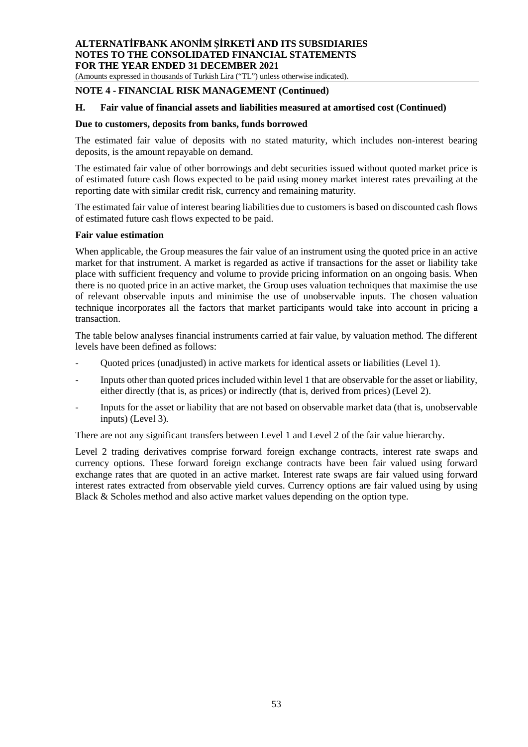## NOTE 4 - FINANCIAL RISK MANAGEMENT (Continued)

### H. Fair value of financial assets and liabilities measured at amortised cost (Continued)

**Due to customers, deposits from banks, funds borrowed**

The estimated fair value of deposits with no stated maturity, which includes non-interest bearing deposits, is the amount repayable on demand.

The estimated fair value of other borrowings and debt securities issued without quoted market price is of estimated future cash flows expected to be paid using money market interest rates prevailing at the reporting date with similar credit risk, currency and remaining maturity.

The estimated fair value of interest bearing liabilities due to customers is based on discounted cash flows of estimated future cash flows expected to be paid.

**Fair value estimation**

When applicable, the Group measures the fair value of an instrument using the quoted price in an active market for that instrument. A market is regarded as active if transactions for the asset or liability take place with sufficient frequency and volume to provide pricing information on an ongoing basis. When there is no quoted price in an active market, the Group uses valuation techniques that maximise the use of relevant observable inputs and minimise the use of unobservable inputs. The chosen valuation technique incorporates all the factors that market participants would take into account in pricing a transaction.

The table below analyses financial instruments carried at fair value, by valuation method. The different levels have been defined as follows:

- Quoted prices (unadjusted) in active markets for identical assets or liabilities (Level 1).
- Inputs other than quoted prices included within level 1 that are observable for the asset or liability, either directly (that is, as prices) or indirectly (that is, derived from prices) (Level 2).
- Inputs for the asset or liability that are not based on observable market data (that is, unobservable inputs) (Level 3).

There are not any significant transfers between Level 1 and Level 2 of the fair value hierarchy.

Level 2 trading derivatives comprise forward foreign exchange contracts, interest rate swaps and currency options. These forward foreign exchange contracts have been fair valued using forward exchange rates that are quoted in an active market. Interest rate swaps are fair valued using forward interest rates extracted from observable yield curves. Currency options are fair valued using by using Black & Scholes method and also active market values depending on the option type.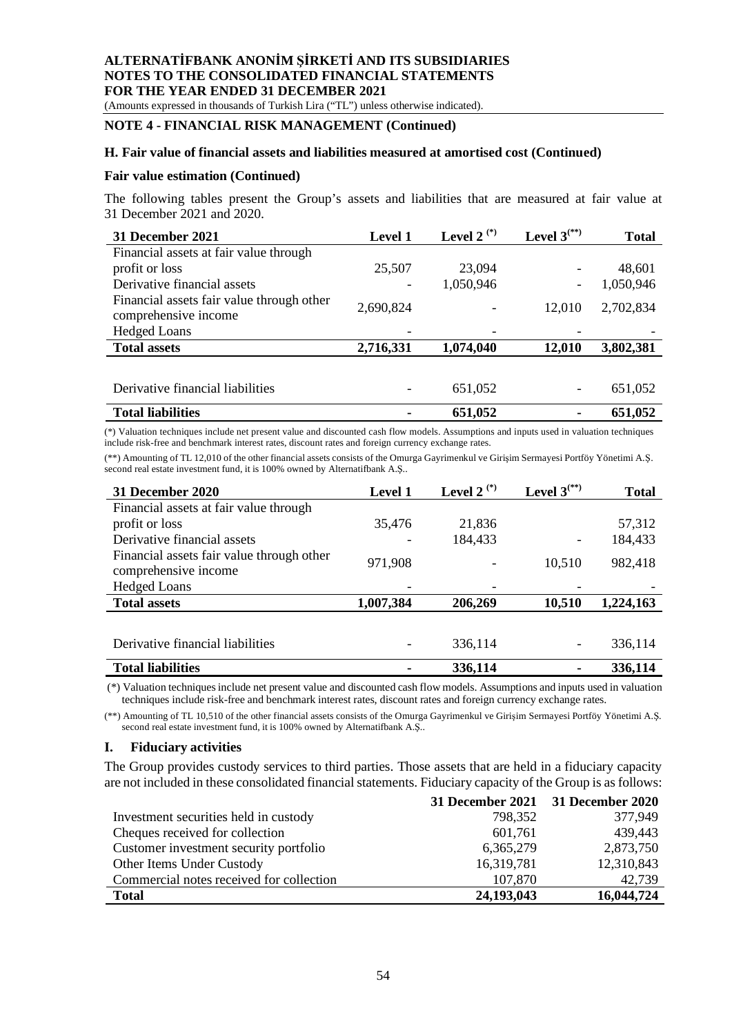## NOTE 4 - FINANCIAL RISK MANAGEMENT (Continued)

### H. Fair value of financial assets and liabilities measured at amortised cost (Continued)

**Fair value estimation (Continued)**

The following tables present the Group's assets and liabilities that are measured at fair value at 31 December 2021 and 2020.

| 31 December 2021 | Level 1 | Level 2 (*) | Level 3(**) | Total |
|---|---|---|---|---|
| Financial assets at fair value through profit or loss | 25,507 | 23,094 | - | 48,601 |
| Derivative financial assets | - | 1,050,946 | - | 1,050,946 |
| Financial assets fair value through other comprehensive income | 2,690,824 | - | 12,010 | 2,702,834 |
| Hedged Loans | - | - | - | - |
| **Total assets** | **2,716,331** | **1,074,040** | **12,010** | **3,802,381** |
| | | | | |
| Derivative financial liabilities | - | 651,052 | - | 651,052 |
| **Total liabilities** | **-** | **651,052** | **-** | **651,052** |

(*) Valuation techniques include net present value and discounted cash flow models. Assumptions and inputs used in valuation techniques include risk-free and benchmark interest rates, discount rates and foreign currency exchange rates.

(**) Amounting of TL 12,010 of the other financial assets consists of the Omurga Gayrimenkul ve Girişim Sermayesi Portföy Yönetimi A.Ş. second real estate investment fund, it is 100% owned by Alternatifbank A.Ş..

| 31 December 2020 | Level 1 | Level 2 (*) | Level 3(**) | Total |
|---|---|---|---|---|
| Financial assets at fair value through profit or loss | 35,476 | 21,836 | | 57,312 |
| Derivative financial assets | - | 184,433 | - | 184,433 |
| Financial assets fair value through other comprehensive income | 971,908 | - | 10,510 | 982,418 |
| Hedged Loans | - | - | - | - |
| **Total assets** | **1,007,384** | **206,269** | **10,510** | **1,224,163** |
| | | | | |
| Derivative financial liabilities | - | 336,114 | - | 336,114 |
| **Total liabilities** | **-** | **336,114** | **-** | **336,114** |

(*) Valuation techniques include net present value and discounted cash flow models. Assumptions and inputs used in valuation techniques include risk-free and benchmark interest rates, discount rates and foreign currency exchange rates.

(**) Amounting of TL 10,510 of the other financial assets consists of the Omurga Gayrimenkul ve Girişim Sermayesi Portföy Yönetimi A.Ş. second real estate investment fund, it is 100% owned by Alternatifbank A.Ş..

### I. Fiduciary activities

The Group provides custody services to third parties. Those assets that are held in a fiduciary capacity are not included in these consolidated financial statements. Fiduciary capacity of the Group is as follows:

| | 31 December 2021 | 31 December 2020 |
|---|---|---|
| Investment securities held in custody | 798,352 | 377,949 |
| Cheques received for collection | 601,761 | 439,443 |
| Customer investment security portfolio | 6,365,279 | 2,873,750 |
| Other Items Under Custody | 16,319,781 | 12,310,843 |
| Commercial notes received for collection | 107,870 | 42,739 |
| **Total** | **24,193,043** | **16,044,724** |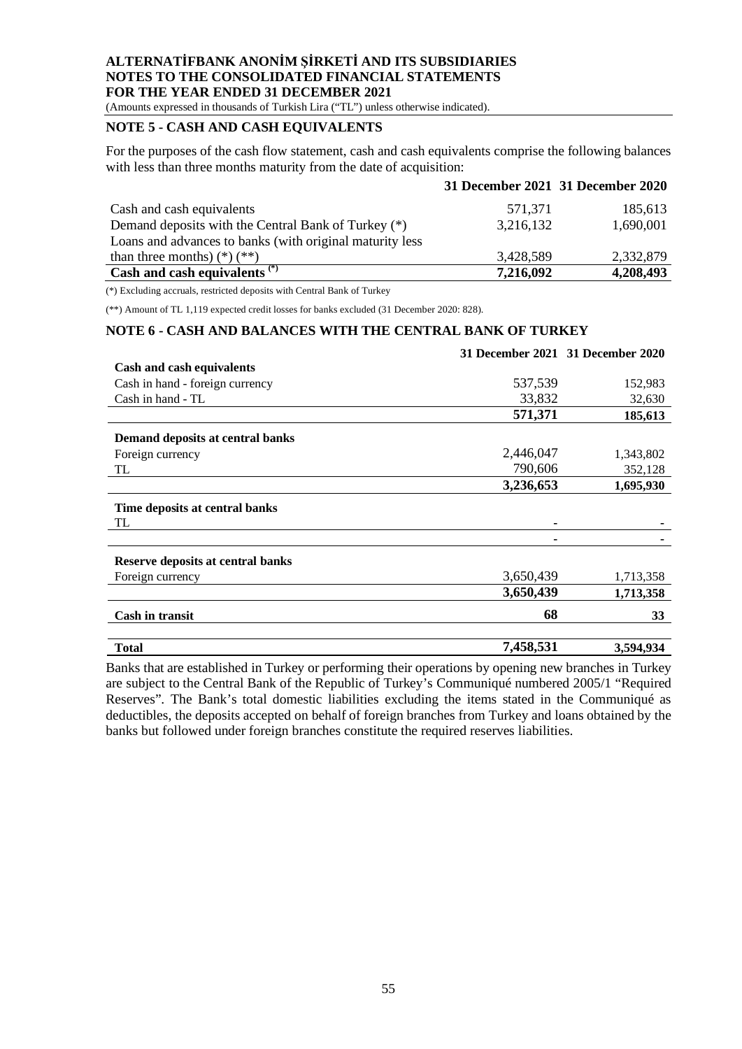## NOTE 5 - CASH AND CASH EQUIVALENTS

For the purposes of the cash flow statement, cash and cash equivalents comprise the following balances with less than three months maturity from the date of acquisition:

| | 31 December 2021 | 31 December 2020 |
|---|---|---|
| Cash and cash equivalents | 571,371 | 185,613 |
| Demand deposits with the Central Bank of Turkey (*) | 3,216,132 | 1,690,001 |
| Loans and advances to banks (with original maturity less than three months) (*) (**) | 3,428,589 | 2,332,879 |
| **Cash and cash equivalents (*)** | **7,216,092** | **4,208,493** |

(*) Excluding accruals, restricted deposits with Central Bank of Turkey

(**) Amount of TL 1,119 expected credit losses for banks excluded (31 December 2020: 828).

## NOTE 6 - CASH AND BALANCES WITH THE CENTRAL BANK OF TURKEY

| | 31 December 2021 | 31 December 2020 |
|---|---|---|
| **Cash and cash equivalents** | | |
| Cash in hand - foreign currency | 537,539 | 152,983 |
| Cash in hand - TL | 33,832 | 32,630 |
| | **571,371** | **185,613** |
| **Demand deposits at central banks** | | |
| Foreign currency | 2,446,047 | 1,343,802 |
| TL | 790,606 | 352,128 |
| | **3,236,653** | **1,695,930** |
| **Time deposits at central banks** | | |
| TL | - | - |
| | - | - |
| **Reserve deposits at central banks** | | |
| Foreign currency | 3,650,439 | 1,713,358 |
| | **3,650,439** | **1,713,358** |
| **Cash in transit** | **68** | **33** |
| **Total** | **7,458,531** | **3,594,934** |

Banks that are established in Turkey or performing their operations by opening new branches in Turkey are subject to the Central Bank of the Republic of Turkey's Communiqué numbered 2005/1 "Required Reserves". The Bank's total domestic liabilities excluding the items stated in the Communiqué as deductibles, the deposits accepted on behalf of foreign branches from Turkey and loans obtained by the banks but followed under foreign branches constitute the required reserves liabilities.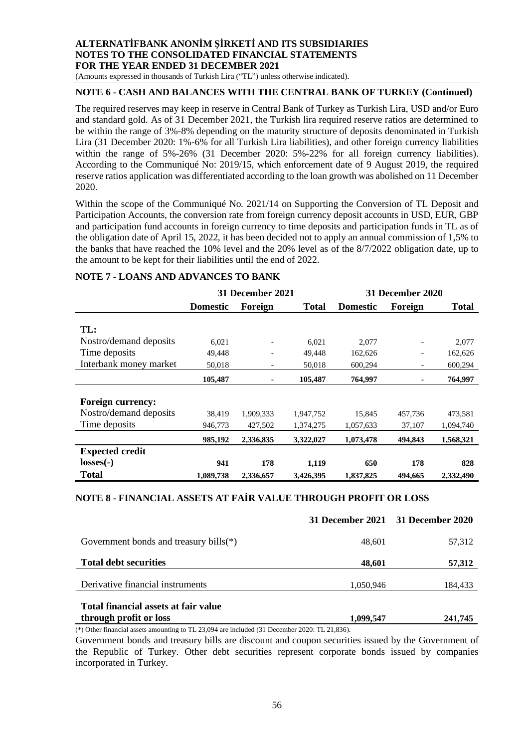## NOTE 6 - CASH AND BALANCES WITH THE CENTRAL BANK OF TURKEY (Continued)

The required reserves may keep in reserve in Central Bank of Turkey as Turkish Lira, USD and/or Euro and standard gold. As of 31 December 2021, the Turkish lira required reserve ratios are determined to be within the range of 3%-8% depending on the maturity structure of deposits denominated in Turkish Lira (31 December 2020: 1%-6% for all Turkish Lira liabilities), and other foreign currency liabilities within the range of 5%-26% (31 December 2020: 5%-22% for all foreign currency liabilities). According to the Communiqué No: 2019/15, which enforcement date of 9 August 2019, the required reserve ratios application was differentiated according to the loan growth was abolished on 11 December 2020.

Within the scope of the Communiqué No. 2021/14 on Supporting the Conversion of TL Deposit and Participation Accounts, the conversion rate from foreign currency deposit accounts in USD, EUR, GBP and participation fund accounts in foreign currency to time deposits and participation funds in TL as of the obligation date of April 15, 2022, it has been decided not to apply an annual commission of 1,5% to the banks that have reached the 10% level and the 20% level as of the 8/7/2022 obligation date, up to the amount to be kept for their liabilities until the end of 2022.

## NOTE 7 - LOANS AND ADVANCES TO BANK

| | 31 December 2021 | | | 31 December 2020 | | |
|---|---|---|---|---|---|---|
| | **Domestic** | **Foreign** | **Total** | **Domestic** | **Foreign** | **Total** |
| **TL:** | | | | | | |
| Nostro/demand deposits | 6,021 | - | 6,021 | 2,077 | - | 2,077 |
| Time deposits | 49,448 | - | 49,448 | 162,626 | - | 162,626 |
| Interbank money market | 50,018 | - | 50,018 | 600,294 | - | 600,294 |
| | **105,487** | - | **105,487** | **764,997** | - | **764,997** |
| **Foreign currency:** | | | | | | |
| Nostro/demand deposits | 38,419 | 1,909,333 | 1,947,752 | 15,845 | 457,736 | 473,581 |
| Time deposits | 946,773 | 427,502 | 1,374,275 | 1,057,633 | 37,107 | 1,094,740 |
| | **985,192** | **2,336,835** | **3,322,027** | **1,073,478** | **494,843** | **1,568,321** |
| **Expected credit losses(-)** | **941** | **178** | **1,119** | **650** | **178** | **828** |
| **Total** | **1,089,738** | **2,336,657** | **3,426,395** | **1,837,825** | **494,665** | **2,332,490** |

## NOTE 8 - FINANCIAL ASSETS AT FAİR VALUE THROUGH PROFIT OR LOSS

| | **31 December 2021** | **31 December 2020** |
|---|---|---|
| Government bonds and treasury bills(*) | 48,601 | 57,312 |
| **Total debt securities** | **48,601** | **57,312** |
| Derivative financial instruments | 1,050,946 | 184,433 |
| **Total financial assets at fair value through profit or loss** | **1,099,547** | **241,745** |

(*) Other financial assets amounting to TL 23,094 are included (31 December 2020: TL 21,836).

Government bonds and treasury bills are discount and coupon securities issued by the Government of the Republic of Turkey. Other debt securities represent corporate bonds issued by companies incorporated in Turkey.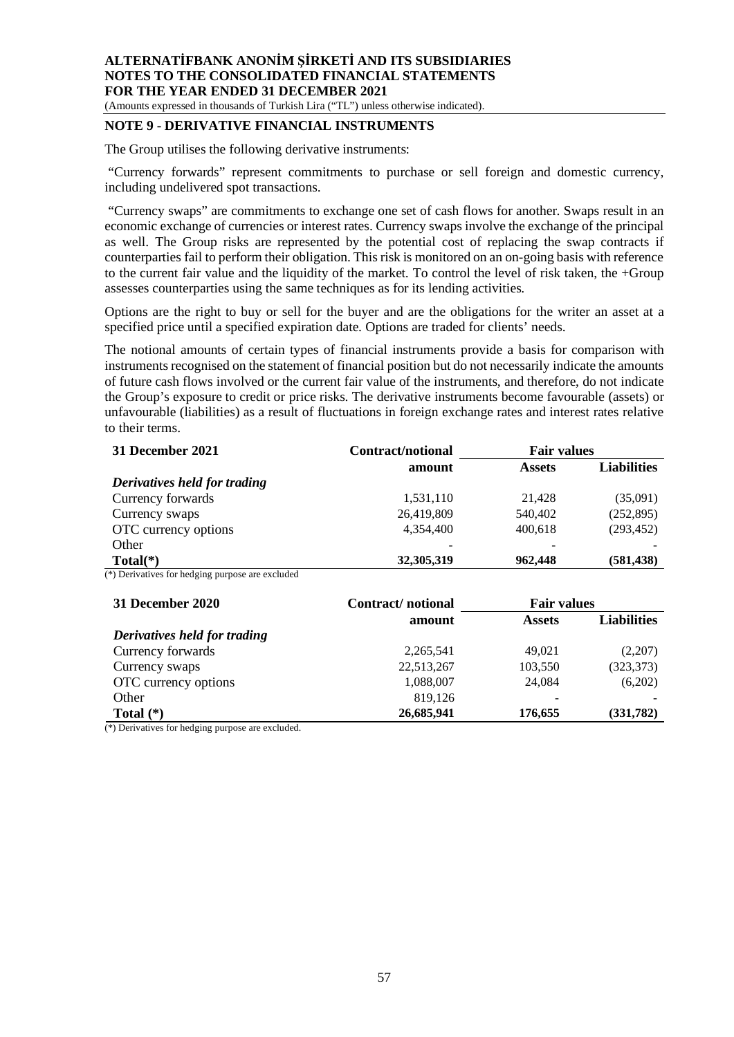## NOTE 9 - DERIVATIVE FINANCIAL INSTRUMENTS

The Group utilises the following derivative instruments:

"Currency forwards" represent commitments to purchase or sell foreign and domestic currency, including undelivered spot transactions.

"Currency swaps" are commitments to exchange one set of cash flows for another. Swaps result in an economic exchange of currencies or interest rates. Currency swaps involve the exchange of the principal as well. The Group risks are represented by the potential cost of replacing the swap contracts if counterparties fail to perform their obligation. This risk is monitored on an on-going basis with reference to the current fair value and the liquidity of the market. To control the level of risk taken, the +Group assesses counterparties using the same techniques as for its lending activities.

Options are the right to buy or sell for the buyer and are the obligations for the writer an asset at a specified price until a specified expiration date. Options are traded for clients' needs.

The notional amounts of certain types of financial instruments provide a basis for comparison with instruments recognised on the statement of financial position but do not necessarily indicate the amounts of future cash flows involved or the current fair value of the instruments, and therefore, do not indicate the Group's exposure to credit or price risks. The derivative instruments become favourable (assets) or unfavourable (liabilities) as a result of fluctuations in foreign exchange rates and interest rates relative to their terms.

| **31 December 2021** | **Contract/notional** | **Fair values** | |
|---|---|---|---|
| | **amount** | **Assets** | **Liabilities** |
| ***Derivatives held for trading*** | | | |
| Currency forwards | 1,531,110 | 21,428 | (35,091) |
| Currency swaps | 26,419,809 | 540,402 | (252,895) |
| OTC currency options | 4,354,400 | 400,618 | (293,452) |
| Other | - | - | - |
| **Total(*)** | **32,305,319** | **962,448** | **(581,438)** |

(*) Derivatives for hedging purpose are excluded

| **31 December 2020** | **Contract/ notional** | **Fair values** | |
|---|---|---|---|
| | **amount** | **Assets** | **Liabilities** |
| ***Derivatives held for trading*** | | | |
| Currency forwards | 2,265,541 | 49,021 | (2,207) |
| Currency swaps | 22,513,267 | 103,550 | (323,373) |
| OTC currency options | 1,088,007 | 24,084 | (6,202) |
| Other | 819,126 | - | - |
| **Total (*)** | **26,685,941** | **176,655** | **(331,782)** |

(*) Derivatives for hedging purpose are excluded.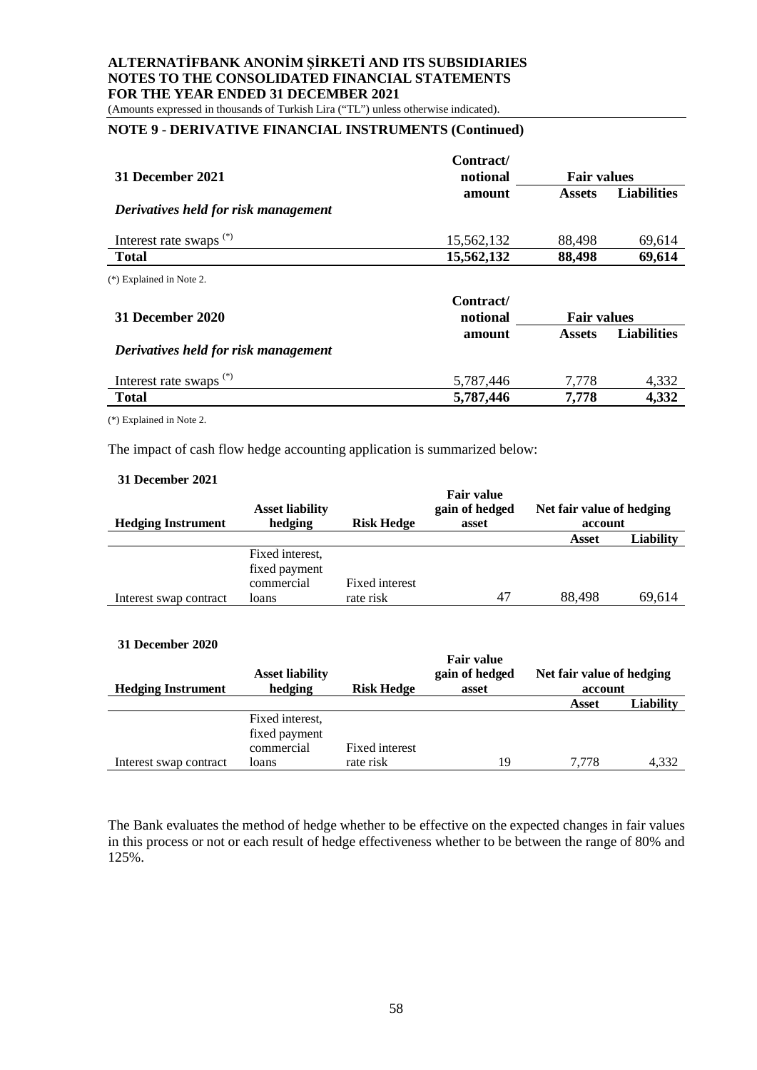## NOTE 9 - DERIVATIVE FINANCIAL INSTRUMENTS (Continued)

| 31 December 2021 | Contract/ notional amount | Fair values | |
|---|---|---|---|
| | | Assets | Liabilities |
| *Derivatives held for risk management* | | | |
| Interest rate swaps (*) | 15,562,132 | 88,498 | 69,614 |
| **Total** | **15,562,132** | **88,498** | **69,614** |

(*) Explained in Note 2.

| 31 December 2020 | Contract/ notional amount | Fair values | |
|---|---|---|---|
| | | Assets | Liabilities |
| *Derivatives held for risk management* | | | |
| Interest rate swaps (*) | 5,787,446 | 7,778 | 4,332 |
| **Total** | **5,787,446** | **7,778** | **4,332** |

(*) Explained in Note 2.

The impact of cash flow hedge accounting application is summarized below:

**31 December 2021**

| Hedging Instrument | Asset liability hedging | Risk Hedge | Fair value gain of hedged asset | Net fair value of hedging account | |
|---|---|---|---|---|---|
| | | | | Asset | Liability |
| Interest swap contract | Fixed interest, fixed payment commercial loans | Fixed interest rate risk | 47 | 88,498 | 69,614 |

**31 December 2020**

| Hedging Instrument | Asset liability hedging | Risk Hedge | Fair value gain of hedged asset | Net fair value of hedging account | |
|---|---|---|---|---|---|
| | | | | Asset | Liability |
| Interest swap contract | Fixed interest, fixed payment commercial loans | Fixed interest rate risk | 19 | 7,778 | 4,332 |

The Bank evaluates the method of hedge whether to be effective on the expected changes in fair values in this process or not or each result of hedge effectiveness whether to be between the range of 80% and 125%.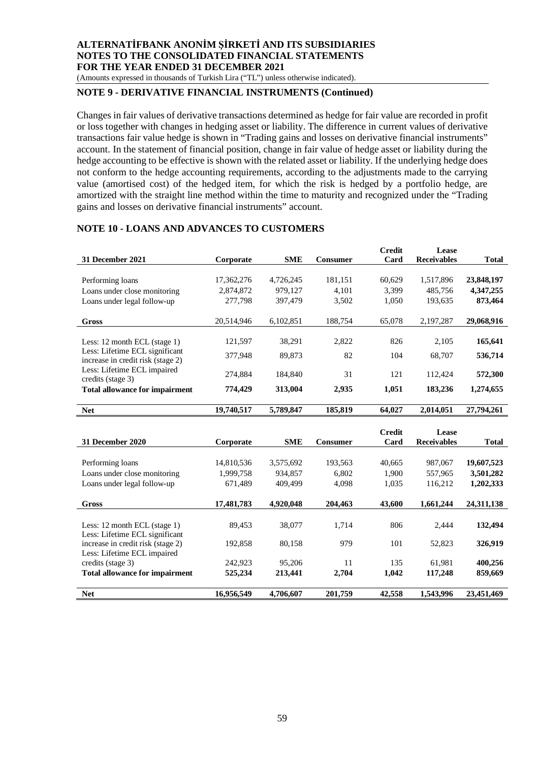## NOTE 9 - DERIVATIVE FINANCIAL INSTRUMENTS (Continued)

Changes in fair values of derivative transactions determined as hedge for fair value are recorded in profit or loss together with changes in hedging asset or liability. The difference in current values of derivative transactions fair value hedge is shown in "Trading gains and losses on derivative financial instruments" account. In the statement of financial position, change in fair value of hedge asset or liability during the hedge accounting to be effective is shown with the related asset or liability. If the underlying hedge does not conform to the hedge accounting requirements, according to the adjustments made to the carrying value (amortised cost) of the hedged item, for which the risk is hedged by a portfolio hedge, are amortized with the straight line method within the time to maturity and recognized under the "Trading gains and losses on derivative financial instruments" account.

## NOTE 10 - LOANS AND ADVANCES TO CUSTOMERS

| 31 December 2021 | Corporate | SME | Consumer | Credit Card | Lease Receivables | Total |
|---|---|---|---|---|---|---|
| Performing loans | 17,362,276 | 4,726,245 | 181,151 | 60,629 | 1,517,896 | **23,848,197** |
| Loans under close monitoring | 2,874,872 | 979,127 | 4,101 | 3,399 | 485,756 | **4,347,255** |
| Loans under legal follow-up | 277,798 | 397,479 | 3,502 | 1,050 | 193,635 | **873,464** |
| **Gross** | 20,514,946 | 6,102,851 | 188,754 | 65,078 | 2,197,287 | **29,068,916** |
| Less: 12 month ECL (stage 1) | 121,597 | 38,291 | 2,822 | 826 | 2,105 | **165,641** |
| Less: Lifetime ECL significant increase in credit risk (stage 2) | 377,948 | 89,873 | 82 | 104 | 68,707 | **536,714** |
| Less: Lifetime ECL impaired credits (stage 3) | 274,884 | 184,840 | 31 | 121 | 112,424 | **572,300** |
| **Total allowance for impairment** | **774,429** | **313,004** | **2,935** | **1,051** | **183,236** | **1,274,655** |
| **Net** | **19,740,517** | **5,789,847** | **185,819** | **64,027** | **2,014,051** | **27,794,261** |

| 31 December 2020 | Corporate | SME | Consumer | Credit Card | Lease Receivables | Total |
|---|---|---|---|---|---|---|
| Performing loans | 14,810,536 | 3,575,692 | 193,563 | 40,665 | 987,067 | **19,607,523** |
| Loans under close monitoring | 1,999,758 | 934,857 | 6,802 | 1,900 | 557,965 | **3,501,282** |
| Loans under legal follow-up | 671,489 | 409,499 | 4,098 | 1,035 | 116,212 | **1,202,333** |
| **Gross** | **17,481,783** | **4,920,048** | **204,463** | **43,600** | **1,661,244** | **24,311,138** |
| Less: 12 month ECL (stage 1) | 89,453 | 38,077 | 1,714 | 806 | 2,444 | **132,494** |
| Less: Lifetime ECL significant increase in credit risk (stage 2) | 192,858 | 80,158 | 979 | 101 | 52,823 | **326,919** |
| Less: Lifetime ECL impaired credits (stage 3) | 242,923 | 95,206 | 11 | 135 | 61,981 | **400,256** |
| **Total allowance for impairment** | **525,234** | **213,441** | **2,704** | **1,042** | **117,248** | **859,669** |
| **Net** | **16,956,549** | **4,706,607** | **201,759** | **42,558** | **1,543,996** | **23,451,469** |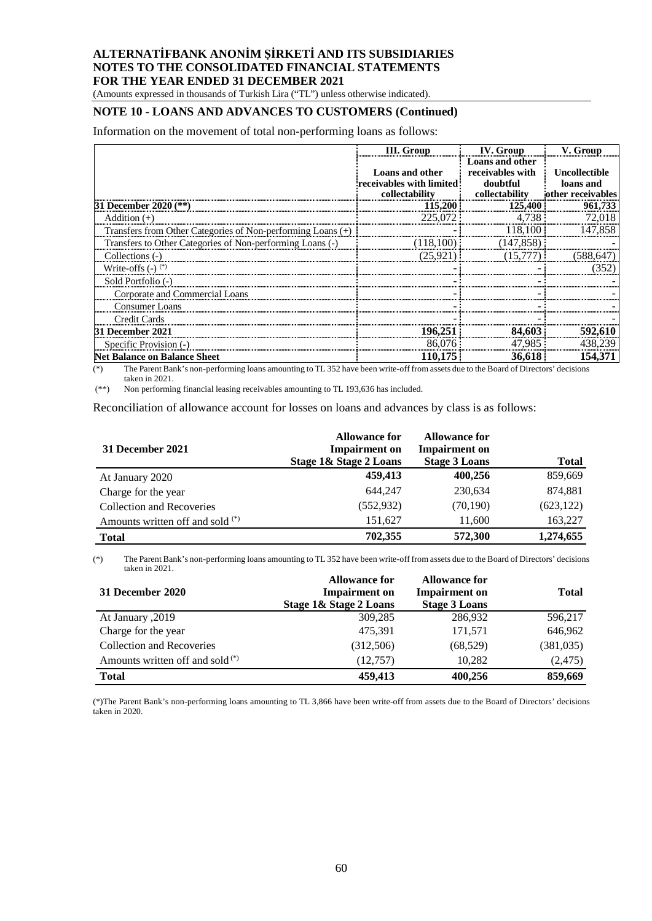# ALTERNATİFBANK ANONİM ŞİRKETİ AND ITS SUBSIDIARIES
# NOTES TO THE CONSOLIDATED FINANCIAL STATEMENTS
# FOR THE YEAR ENDED 31 DECEMBER 2021

(Amounts expressed in thousands of Turkish Lira ("TL") unless otherwise indicated).

## NOTE 10 - LOANS AND ADVANCES TO CUSTOMERS (Continued)

Information on the movement of total non-performing loans as follows:

| | III. Group | IV. Group | V. Group |
|---|---|---|---|
| | Loans and other receivables with limited collectability | Loans and other receivables with doubtful collectability | Uncollectible loans and other receivables |
| **31 December 2020 (**)** | **115,200** | **125,400** | **961,733** |
| Addition (+) | 225,072 | 4,738 | 72,018 |
| Transfers from Other Categories of Non-performing Loans (+) | - | 118,100 | 147,858 |
| Transfers to Other Categories of Non-performing Loans (-) | (118,100) | (147,858) | - |
| Collections (-) | (25,921) | (15,777) | (588,647) |
| Write-offs (-) (*) | - | - | (352) |
| Sold Portfolio (-) | - | - | - |
| Corporate and Commercial Loans | - | - | - |
| Consumer Loans | - | - | - |
| Credit Cards | - | - | - |
| **31 December 2021** | **196,251** | **84,603** | **592,610** |
| Specific Provision (-) | 86,076 | 47,985 | 438,239 |
| **Net Balance on Balance Sheet** | **110,175** | **36,618** | **154,371** |

(*) The Parent Bank's non-performing loans amounting to TL 352 have been write-off from assets due to the Board of Directors' decisions taken in 2021.

(**) Non performing financial leasing receivables amounting to TL 193,636 has included.

Reconciliation of allowance account for losses on loans and advances by class is as follows:

| 31 December 2021 | Allowance for Impairment on Stage 1& Stage 2 Loans | Allowance for Impairment on Stage 3 Loans | Total |
|---|---|---|---|
| At January 2020 | **459,413** | **400,256** | 859,669 |
| Charge for the year | 644,247 | 230,634 | 874,881 |
| Collection and Recoveries | (552,932) | (70,190) | (623,122) |
| Amounts written off and sold (*) | 151,627 | 11,600 | 163,227 |
| **Total** | **702,355** | **572,300** | **1,274,655** |

(*) The Parent Bank's non-performing loans amounting to TL 352 have been write-off from assets due to the Board of Directors' decisions taken in 2021.

| 31 December 2020 | Allowance for Impairment on Stage 1& Stage 2 Loans | Allowance for Impairment on Stage 3 Loans | Total |
|---|---|---|---|
| At January ,2019 | 309,285 | 286,932 | 596,217 |
| Charge for the year | 475,391 | 171,571 | 646,962 |
| Collection and Recoveries | (312,506) | (68,529) | (381,035) |
| Amounts written off and sold (*) | (12,757) | 10,282 | (2,475) |
| **Total** | **459,413** | **400,256** | **859,669** |

(*)The Parent Bank's non-performing loans amounting to TL 3,866 have been write-off from assets due to the Board of Directors' decisions taken in 2020.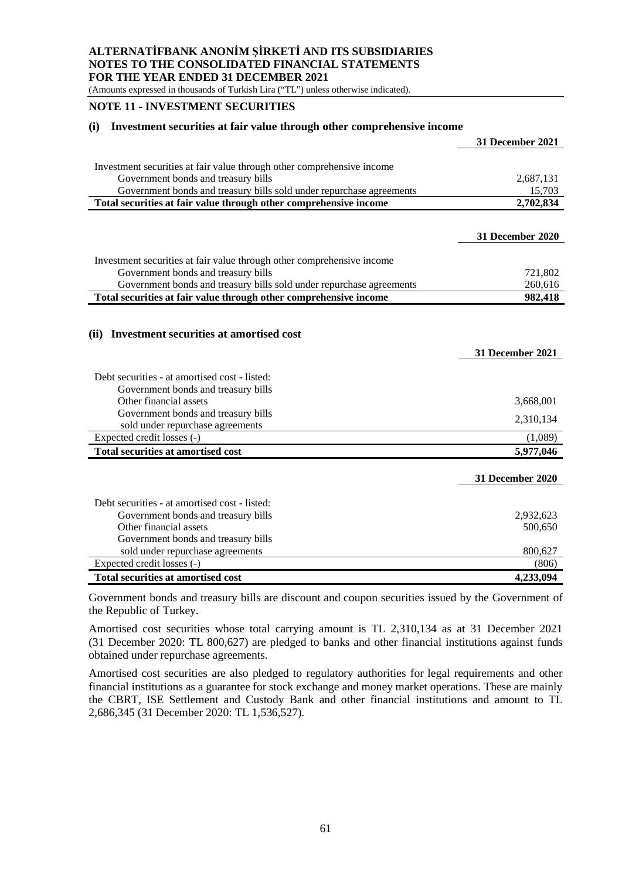## NOTE 11 - INVESTMENT SECURITIES

### (i) Investment securities at fair value through other comprehensive income

| | 31 December 2021 |
|---|---|
| Investment securities at fair value through other comprehensive income | |
| Government bonds and treasury bills | 2,687,131 |
| Government bonds and treasury bills sold under repurchase agreements | 15,703 |
| **Total securities at fair value through other comprehensive income** | **2,702,834** |

| | 31 December 2020 |
|---|---|
| Investment securities at fair value through other comprehensive income | |
| Government bonds and treasury bills | 721,802 |
| Government bonds and treasury bills sold under repurchase agreements | 260,616 |
| **Total securities at fair value through other comprehensive income** | **982,418** |

### (ii) Investment securities at amortised cost

| | 31 December 2021 |
|---|---|
| Debt securities - at amortised cost - listed: | |
| Government bonds and treasury bills | |
| Other financial assets | 3,668,001 |
| Government bonds and treasury bills sold under repurchase agreements | 2,310,134 |
| Expected credit losses (-) | (1,089) |
| **Total securities at amortised cost** | **5,977,046** |

| | 31 December 2020 |
|---|---|
| Debt securities - at amortised cost - listed: | |
| Government bonds and treasury bills | 2,932,623 |
| Other financial assets | 500,650 |
| Government bonds and treasury bills sold under repurchase agreements | 800,627 |
| Expected credit losses (-) | (806) |
| **Total securities at amortised cost** | **4,233,094** |

Government bonds and treasury bills are discount and coupon securities issued by the Government of the Republic of Turkey.

Amortised cost securities whose total carrying amount is TL 2,310,134 as at 31 December 2021 (31 December 2020: TL 800,627) are pledged to banks and other financial institutions against funds obtained under repurchase agreements.

Amortised cost securities are also pledged to regulatory authorities for legal requirements and other financial institutions as a guarantee for stock exchange and money market operations. These are mainly the CBRT, ISE Settlement and Custody Bank and other financial institutions and amount to TL 2,686,345 (31 December 2020: TL 1,536,527).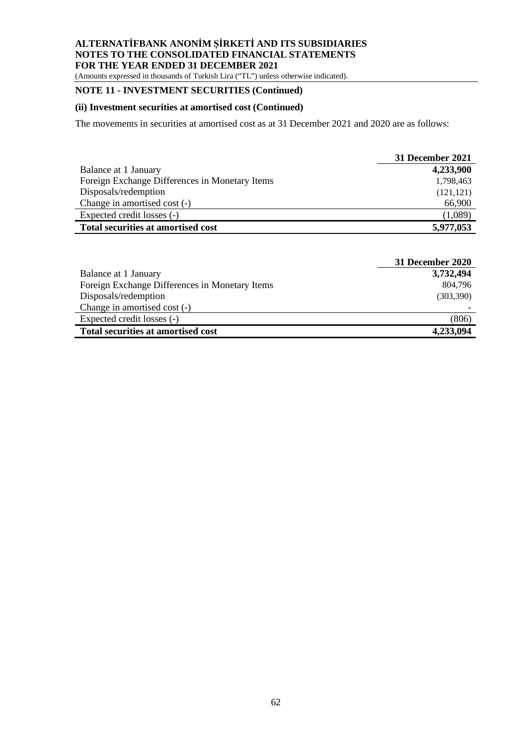## NOTE 11 - INVESTMENT SECURITIES (Continued)

### (ii) Investment securities at amortised cost (Continued)

The movements in securities at amortised cost as at 31 December 2021 and 2020 are as follows:

| | 31 December 2021 |
|---|---|
| Balance at 1 January | **4,233,900** |
| Foreign Exchange Differences in Monetary Items | 1,798,463 |
| Disposals/redemption | (121,121) |
| Change in amortised cost (-) | 66,900 |
| Expected credit losses (-) | (1,089) |
| **Total securities at amortised cost** | **5,977,053** |

| | 31 December 2020 |
|---|---|
| Balance at 1 January | **3,732,494** |
| Foreign Exchange Differences in Monetary Items | 804,796 |
| Disposals/redemption | (303,390) |
| Change in amortised cost (-) | - |
| Expected credit losses (-) | (806) |
| **Total securities at amortised cost** | **4,233,094** |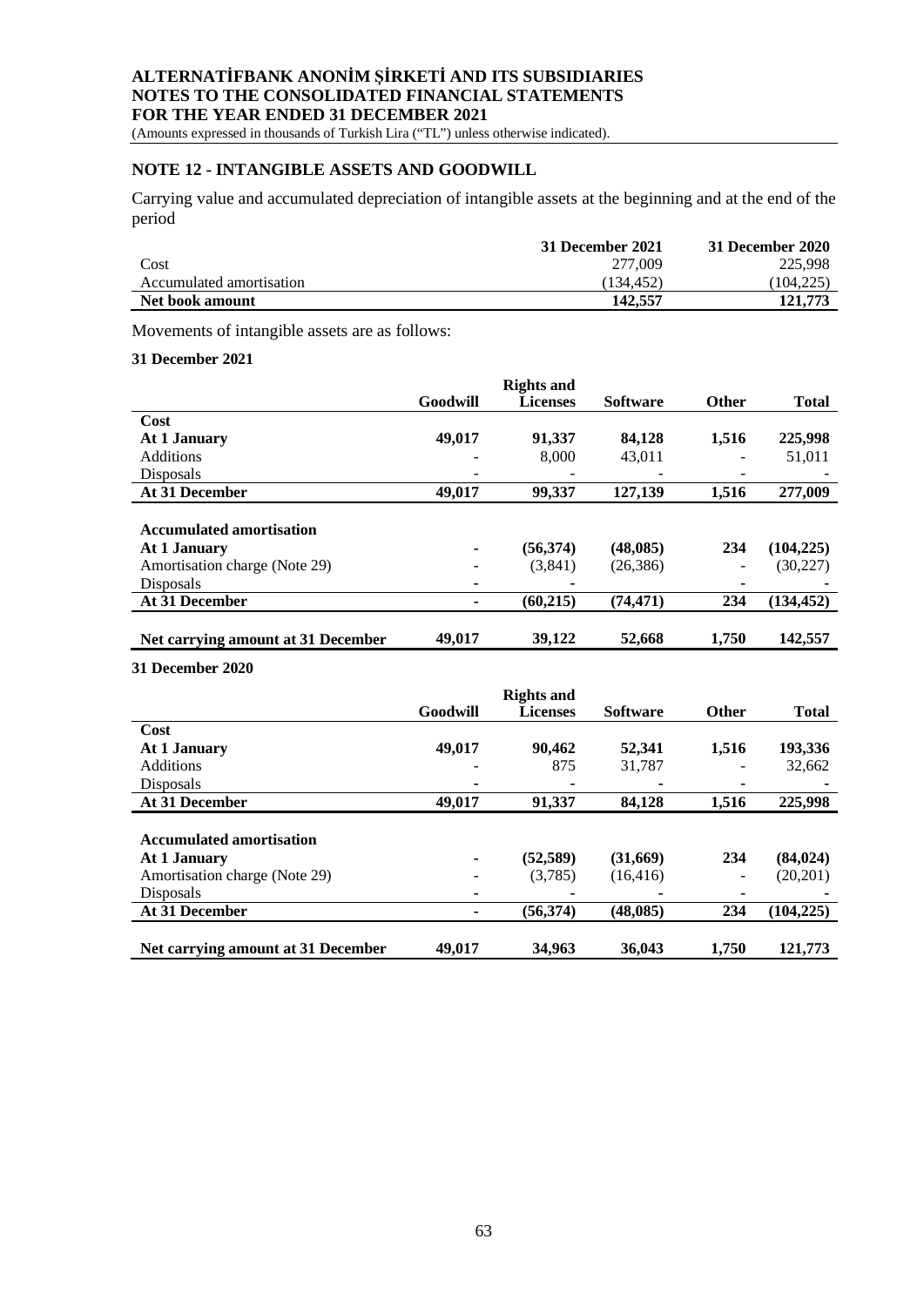## NOTE 12 - INTANGIBLE ASSETS AND GOODWILL

Carrying value and accumulated depreciation of intangible assets at the beginning and at the end of the period

| | 31 December 2021 | 31 December 2020 |
|---|---|---|
| Cost | 277,009 | 225,998 |
| Accumulated amortisation | (134,452) | (104,225) |
| **Net book amount** | **142,557** | **121,773** |

Movements of intangible assets are as follows:

**31 December 2021**

| | Goodwill | Rights and Licenses | Software | Other | Total |
|---|---|---|---|---|---|
| **Cost** | | | | | |
| **At 1 January** | **49,017** | **91,337** | **84,128** | **1,516** | **225,998** |
| Additions | - | 8,000 | 43,011 | - | 51,011 |
| Disposals | - | - | - | - | - |
| **At 31 December** | **49,017** | **99,337** | **127,139** | **1,516** | **277,009** |
| **Accumulated amortisation** | | | | | |
| **At 1 January** | **-** | **(56,374)** | **(48,085)** | **234** | **(104,225)** |
| Amortisation charge (Note 29) | - | (3,841) | (26,386) | - | (30,227) |
| Disposals | - | - | - | - | - |
| **At 31 December** | **-** | **(60,215)** | **(74,471)** | **234** | **(134,452)** |
| **Net carrying amount at 31 December** | **49,017** | **39,122** | **52,668** | **1,750** | **142,557** |

**31 December 2020**

| | Goodwill | Rights and Licenses | Software | Other | Total |
|---|---|---|---|---|---|
| **Cost** | | | | | |
| **At 1 January** | **49,017** | **90,462** | **52,341** | **1,516** | **193,336** |
| Additions | - | 875 | 31,787 | - | 32,662 |
| Disposals | - | - | - | - | - |
| **At 31 December** | **49,017** | **91,337** | **84,128** | **1,516** | **225,998** |
| **Accumulated amortisation** | | | | | |
| **At 1 January** | **-** | **(52,589)** | **(31,669)** | **234** | **(84,024)** |
| Amortisation charge (Note 29) | - | (3,785) | (16,416) | - | (20,201) |
| Disposals | - | - | - | - | - |
| **At 31 December** | **-** | **(56,374)** | **(48,085)** | **234** | **(104,225)** |
| **Net carrying amount at 31 December** | **49,017** | **34,963** | **36,043** | **1,750** | **121,773** |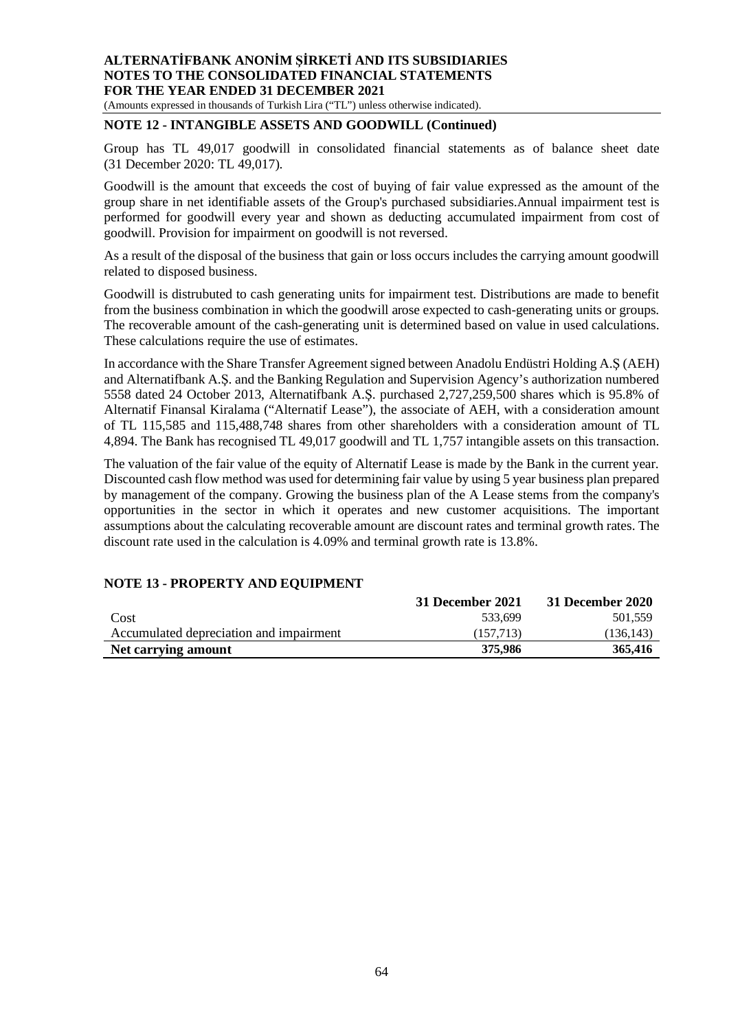## NOTE 12 - INTANGIBLE ASSETS AND GOODWILL (Continued)

Group has TL 49,017 goodwill in consolidated financial statements as of balance sheet date (31 December 2020: TL 49,017).

Goodwill is the amount that exceeds the cost of buying of fair value expressed as the amount of the group share in net identifiable assets of the Group's purchased subsidiaries.Annual impairment test is performed for goodwill every year and shown as deducting accumulated impairment from cost of goodwill. Provision for impairment on goodwill is not reversed.

As a result of the disposal of the business that gain or loss occurs includes the carrying amount goodwill related to disposed business.

Goodwill is distrubuted to cash generating units for impairment test. Distributions are made to benefit from the business combination in which the goodwill arose expected to cash-generating units or groups. The recoverable amount of the cash-generating unit is determined based on value in used calculations. These calculations require the use of estimates.

In accordance with the Share Transfer Agreement signed between Anadolu Endüstri Holding A.Ş (AEH) and Alternatifbank A.Ş. and the Banking Regulation and Supervision Agency's authorization numbered 5558 dated 24 October 2013, Alternatifbank A.Ş. purchased 2,727,259,500 shares which is 95.8% of Alternatif Finansal Kiralama ("Alternatif Lease"), the associate of AEH, with a consideration amount of TL 115,585 and 115,488,748 shares from other shareholders with a consideration amount of TL 4,894. The Bank has recognised TL 49,017 goodwill and TL 1,757 intangible assets on this transaction.

The valuation of the fair value of the equity of Alternatif Lease is made by the Bank in the current year. Discounted cash flow method was used for determining fair value by using 5 year business plan prepared by management of the company. Growing the business plan of the A Lease stems from the company's opportunities in the sector in which it operates and new customer acquisitions. The important assumptions about the calculating recoverable amount are discount rates and terminal growth rates. The discount rate used in the calculation is 4.09% and terminal growth rate is 13.8%.

## NOTE 13 - PROPERTY AND EQUIPMENT

| | 31 December 2021 | 31 December 2020 |
|---|---|---|
| Cost | 533,699 | 501,559 |
| Accumulated depreciation and impairment | (157,713) | (136,143) |
| **Net carrying amount** | **375,986** | **365,416** |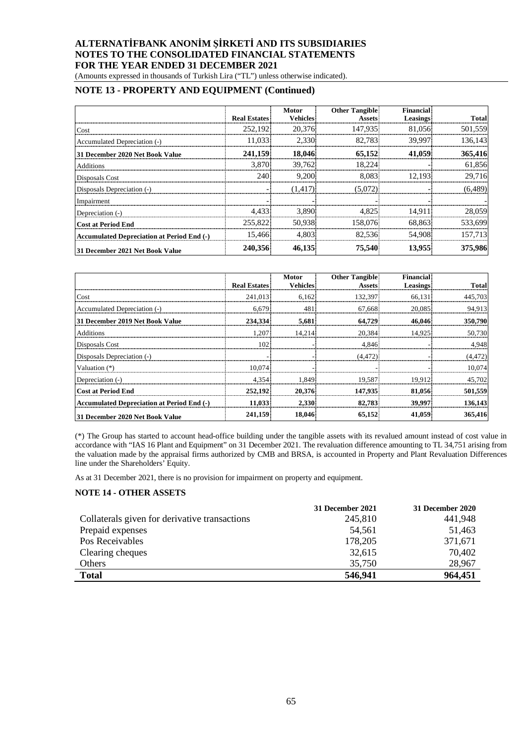## NOTE 13 - PROPERTY AND EQUIPMENT (Continued)

| | Real Estates | Motor Vehicles | Other Tangible Assets | Financial Leasings | Total |
|---|---|---|---|---|---|
| Cost | 252,192 | 20,376 | 147,935 | 81,056 | 501,559 |
| Accumulated Depreciation (-) | 11,033 | 2,330 | 82,783 | 39,997 | 136,143 |
| **31 December 2020 Net Book Value** | **241,159** | **18,046** | **65,152** | **41,059** | **365,416** |
| Additions | 3,870 | 39,762 | 18,224 | - | 61,856 |
| Disposals Cost | 240 | 9,200 | 8,083 | 12,193 | 29,716 |
| Disposals Depreciation (-) | - | (1,417) | (5,072) | - | (6,489) |
| Impairment | - | - | - | - | - |
| Depreciation (-) | 4,433 | 3,890 | 4,825 | 14,911 | 28,059 |
| **Cost at Period End** | 255,822 | 50,938 | 158,076 | 68,863 | 533,699 |
| **Accumulated Depreciation at Period End (-)** | 15,466 | 4,803 | 82,536 | 54,908 | 157,713 |
| **31 December 2021 Net Book Value** | **240,356** | **46,135** | **75,540** | **13,955** | **375,986** |

| | Real Estates | Motor Vehicles | Other Tangible Assets | Financial Leasings | Total |
|---|---|---|---|---|---|
| Cost | 241,013 | 6,162 | 132,397 | 66,131 | 445,703 |
| Accumulated Depreciation (-) | 6,679 | 481 | 67,668 | 20,085 | 94,913 |
| **31 December 2019 Net Book Value** | **234,334** | **5,681** | **64,729** | **46,046** | **350,790** |
| Additions | 1,207 | 14,214 | 20,384 | 14,925 | 50,730 |
| Disposals Cost | 102 | - | 4,846 | - | 4,948 |
| Disposals Depreciation (-) | - | - | (4,472) | - | (4,472) |
| Valuation (*) | 10,074 | | - | - | 10,074 |
| Depreciation (-) | 4,354 | 1,849 | 19,587 | 19,912 | 45,702 |
| **Cost at Period End** | **252,192** | **20,376** | **147,935** | **81,056** | **501,559** |
| **Accumulated Depreciation at Period End (-)** | **11,033** | **2,330** | **82,783** | **39,997** | **136,143** |
| **31 December 2020 Net Book Value** | **241,159** | **18,046** | **65,152** | **41,059** | **365,416** |

(*) The Group has started to account head-office building under the tangible assets with its revalued amount instead of cost value in accordance with "IAS 16 Plant and Equipment" on 31 December 2021. The revaluation difference amounting to TL 34,751 arising from the valuation made by the appraisal firms authorized by CMB and BRSA, is accounted in Property and Plant Revaluation Differences line under the Shareholders' Equity.

As at 31 December 2021, there is no provision for impairment on property and equipment.

## NOTE 14 - OTHER ASSETS

| | 31 December 2021 | 31 December 2020 |
|---|---|---|
| Collaterals given for derivative transactions | 245,810 | 441,948 |
| Prepaid expenses | 54,561 | 51,463 |
| Pos Receivables | 178,205 | 371,671 |
| Clearing cheques | 32,615 | 70,402 |
| Others | 35,750 | 28,967 |
| **Total** | **546,941** | **964,451** |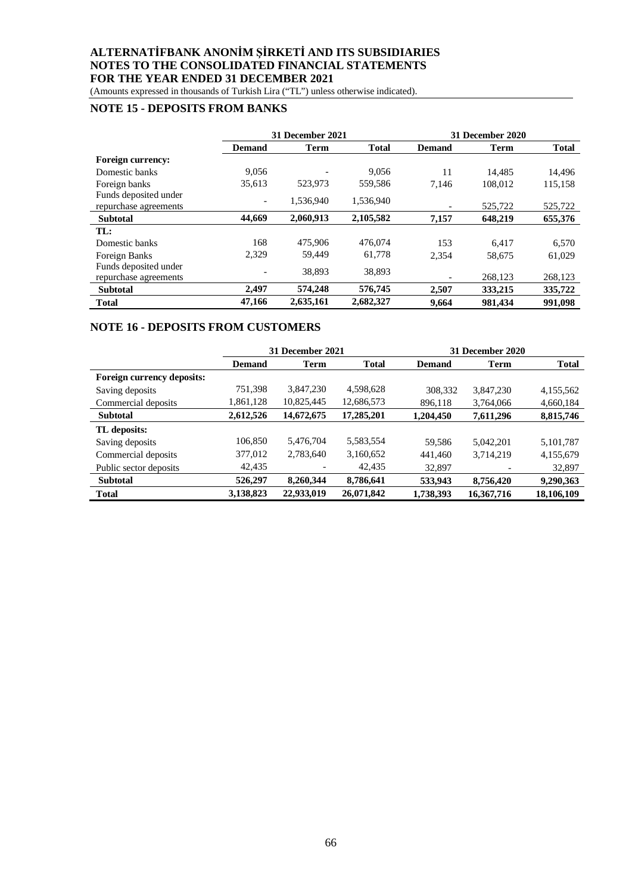# ALTERNATİFBANK ANONİM ŞİRKETİ AND ITS SUBSIDIARIES
# NOTES TO THE CONSOLIDATED FINANCIAL STATEMENTS
# FOR THE YEAR ENDED 31 DECEMBER 2021

(Amounts expressed in thousands of Turkish Lira ("TL") unless otherwise indicated).

## NOTE 15 - DEPOSITS FROM BANKS

| | 31 December 2021 | | | 31 December 2020 | | |
|---|---|---|---|---|---|---|
| | **Demand** | **Term** | **Total** | **Demand** | **Term** | **Total** |
| **Foreign currency:** | | | | | | |
| Domestic banks | 9,056 | - | 9,056 | 11 | 14,485 | 14,496 |
| Foreign banks | 35,613 | 523,973 | 559,586 | 7,146 | 108,012 | 115,158 |
| Funds deposited under repurchase agreements | - | 1,536,940 | 1,536,940 | - | 525,722 | 525,722 |
| **Subtotal** | **44,669** | **2,060,913** | **2,105,582** | **7,157** | **648,219** | **655,376** |
| **TL:** | | | | | | |
| Domestic banks | 168 | 475,906 | 476,074 | 153 | 6,417 | 6,570 |
| Foreign Banks | 2,329 | 59,449 | 61,778 | 2,354 | 58,675 | 61,029 |
| Funds deposited under repurchase agreements | - | 38,893 | 38,893 | - | 268,123 | 268,123 |
| **Subtotal** | **2,497** | **574,248** | **576,745** | **2,507** | **333,215** | **335,722** |
| **Total** | **47,166** | **2,635,161** | **2,682,327** | **9,664** | **981,434** | **991,098** |

## NOTE 16 - DEPOSITS FROM CUSTOMERS

| | 31 December 2021 | | | 31 December 2020 | | |
|---|---|---|---|---|---|---|
| | **Demand** | **Term** | **Total** | **Demand** | **Term** | **Total** |
| **Foreign currency deposits:** | | | | | | |
| Saving deposits | 751,398 | 3,847,230 | 4,598,628 | 308,332 | 3,847,230 | 4,155,562 |
| Commercial deposits | 1,861,128 | 10,825,445 | 12,686,573 | 896,118 | 3,764,066 | 4,660,184 |
| **Subtotal** | **2,612,526** | **14,672,675** | **17,285,201** | **1,204,450** | **7,611,296** | **8,815,746** |
| **TL deposits:** | | | | | | |
| Saving deposits | 106,850 | 5,476,704 | 5,583,554 | 59,586 | 5,042,201 | 5,101,787 |
| Commercial deposits | 377,012 | 2,783,640 | 3,160,652 | 441,460 | 3,714,219 | 4,155,679 |
| Public sector deposits | 42,435 | - | 42,435 | 32,897 | - | 32,897 |
| **Subtotal** | **526,297** | **8,260,344** | **8,786,641** | **533,943** | **8,756,420** | **9,290,363** |
| **Total** | **3,138,823** | **22,933,019** | **26,071,842** | **1,738,393** | **16,367,716** | **18,106,109** |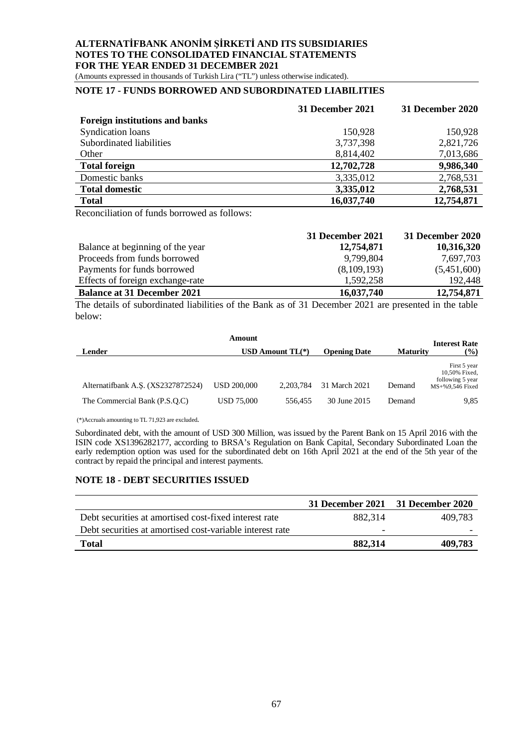## NOTE 17 - FUNDS BORROWED AND SUBORDINATED LIABILITIES

| | 31 December 2021 | 31 December 2020 |
|---|---|---|
| **Foreign institutions and banks** | | |
| Syndication loans | 150,928 | 150,928 |
| Subordinated liabilities | 3,737,398 | 2,821,726 |
| Other | 8,814,402 | 7,013,686 |
| **Total foreign** | **12,702,728** | **9,986,340** |
| Domestic banks | 3,335,012 | 2,768,531 |
| **Total domestic** | **3,335,012** | **2,768,531** |
| **Total** | **16,037,740** | **12,754,871** |

Reconciliation of funds borrowed as follows:

| | 31 December 2021 | 31 December 2020 |
|---|---|---|
| Balance at beginning of the year | **12,754,871** | **10,316,320** |
| Proceeds from funds borrowed | 9,799,804 | 7,697,703 |
| Payments for funds borrowed | (8,109,193) | (5,451,600) |
| Effects of foreign exchange-rate | 1,592,258 | 192,448 |
| **Balance at 31 December 2021** | **16,037,740** | **12,754,871** |

The details of subordinated liabilities of the Bank as of 31 December 2021 are presented in the table below:

| Lender | Amount USD | Amount TL(*) | Opening Date | Maturity | Interest Rate (%) |
|---|---|---|---|---|---|
| Alternatifbank A.Ş. (XS2327872524) | USD 200,000 | 2,203,784 | 31 March 2021 | Demand | First 5 year 10,50% Fixed, following 5 year MS+%9,546 Fixed |
| The Commercial Bank (P.S.Q.C) | USD 75,000 | 556,455 | 30 June 2015 | Demand | 9,85 |

(*)Accruals amounting to TL 71,923 are excluded.

Subordinated debt, with the amount of USD 300 Million, was issued by the Parent Bank on 15 April 2016 with the ISIN code XS1396282177, according to BRSA's Regulation on Bank Capital, Secondary Subordinated Loan the early redemption option was used for the subordinated debt on 16th April 2021 at the end of the 5th year of the contract by repaid the principal and interest payments.

## NOTE 18 - DEBT SECURITIES ISSUED

| | 31 December 2021 | 31 December 2020 |
|---|---|---|
| Debt securities at amortised cost-fixed interest rate | 882,314 | 409,783 |
| Debt securities at amortised cost-variable interest rate | - | - |
| **Total** | **882,314** | **409,783** |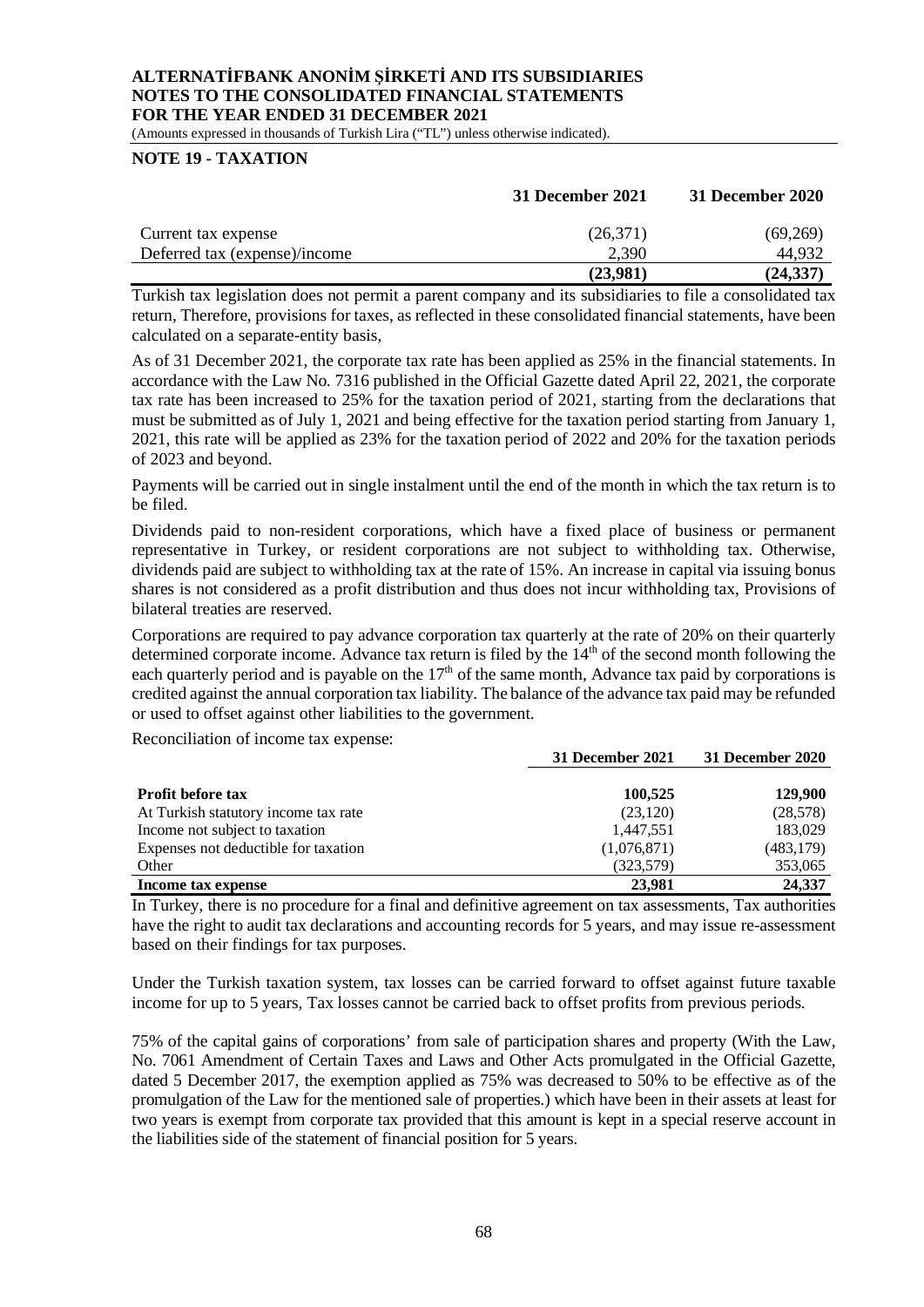## NOTE 19 - TAXATION

| | 31 December 2021 | 31 December 2020 |
|---|---|---|
| Current tax expense | (26,371) | (69,269) |
| Deferred tax (expense)/income | 2,390 | 44,932 |
| | **(23,981)** | **(24,337)** |

Turkish tax legislation does not permit a parent company and its subsidiaries to file a consolidated tax return, Therefore, provisions for taxes, as reflected in these consolidated financial statements, have been calculated on a separate-entity basis,

As of 31 December 2021, the corporate tax rate has been applied as 25% in the financial statements. In accordance with the Law No. 7316 published in the Official Gazette dated April 22, 2021, the corporate tax rate has been increased to 25% for the taxation period of 2021, starting from the declarations that must be submitted as of July 1, 2021 and being effective for the taxation period starting from January 1, 2021, this rate will be applied as 23% for the taxation period of 2022 and 20% for the taxation periods of 2023 and beyond.

Payments will be carried out in single instalment until the end of the month in which the tax return is to be filed.

Dividends paid to non-resident corporations, which have a fixed place of business or permanent representative in Turkey, or resident corporations are not subject to withholding tax. Otherwise, dividends paid are subject to withholding tax at the rate of 15%. An increase in capital via issuing bonus shares is not considered as a profit distribution and thus does not incur withholding tax, Provisions of bilateral treaties are reserved.

Corporations are required to pay advance corporation tax quarterly at the rate of 20% on their quarterly determined corporate income. Advance tax return is filed by the 14th of the second month following the each quarterly period and is payable on the 17th of the same month, Advance tax paid by corporations is credited against the annual corporation tax liability. The balance of the advance tax paid may be refunded or used to offset against other liabilities to the government.

Reconciliation of income tax expense:

| | 31 December 2021 | 31 December 2020 |
|---|---|---|
| **Profit before tax** | **100,525** | **129,900** |
| At Turkish statutory income tax rate | (23,120) | (28,578) |
| Income not subject to taxation | 1,447,551 | 183,029 |
| Expenses not deductible for taxation | (1,076,871) | (483,179) |
| Other | (323,579) | 353,065 |
| **Income tax expense** | **23,981** | **24,337** |

In Turkey, there is no procedure for a final and definitive agreement on tax assessments, Tax authorities have the right to audit tax declarations and accounting records for 5 years, and may issue re-assessment based on their findings for tax purposes.

Under the Turkish taxation system, tax losses can be carried forward to offset against future taxable income for up to 5 years, Tax losses cannot be carried back to offset profits from previous periods.

75% of the capital gains of corporations' from sale of participation shares and property (With the Law, No. 7061 Amendment of Certain Taxes and Laws and Other Acts promulgated in the Official Gazette, dated 5 December 2017, the exemption applied as 75% was decreased to 50% to be effective as of the promulgation of the Law for the mentioned sale of properties.) which have been in their assets at least for two years is exempt from corporate tax provided that this amount is kept in a special reserve account in the liabilities side of the statement of financial position for 5 years.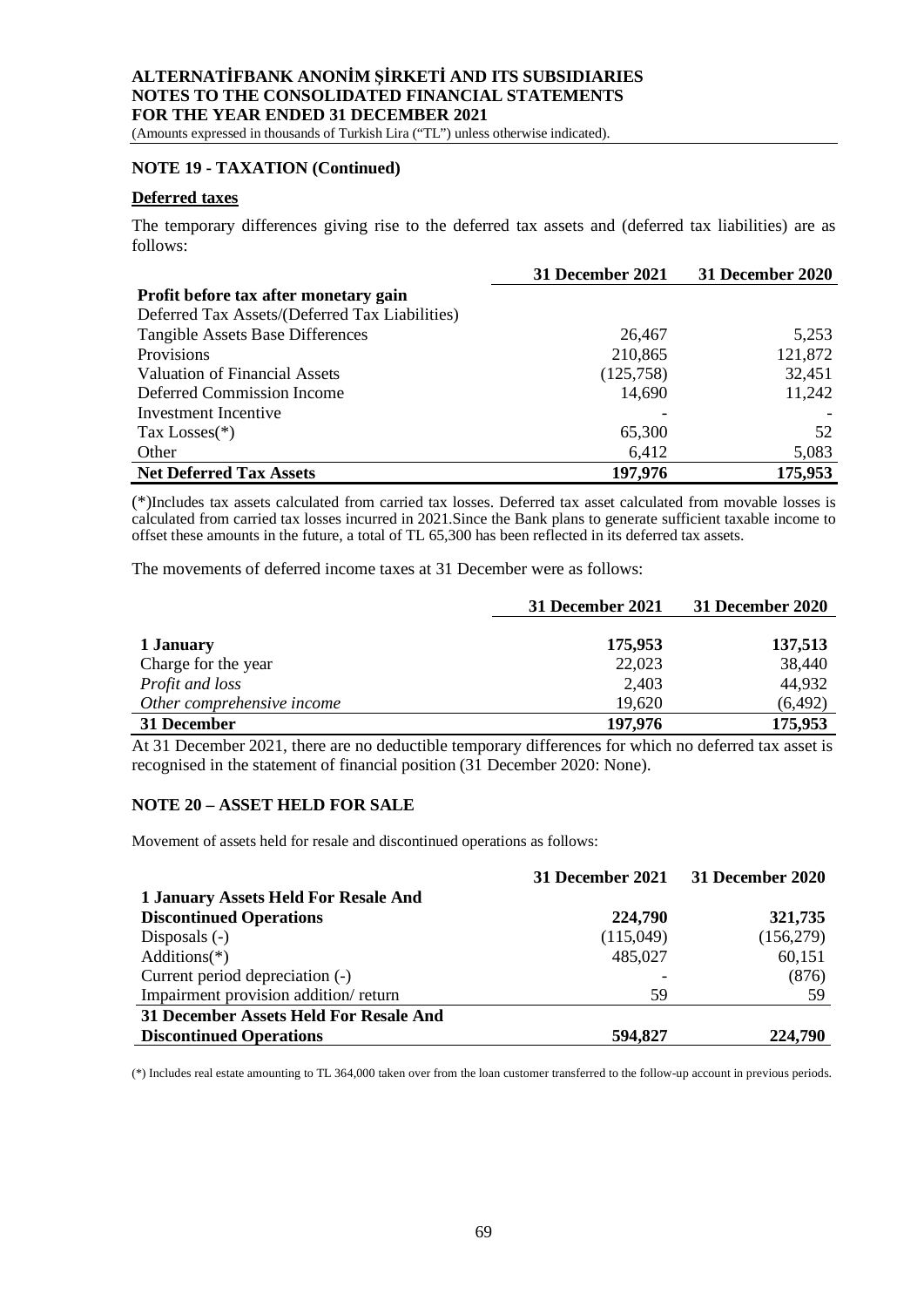## NOTE 19 - TAXATION (Continued)

### Deferred taxes

The temporary differences giving rise to the deferred tax assets and (deferred tax liabilities) are as follows:

| | 31 December 2021 | 31 December 2020 |
|---|---|---|
| **Profit before tax after monetary gain** | | |
| Deferred Tax Assets/(Deferred Tax Liabilities) | | |
| Tangible Assets Base Differences | 26,467 | 5,253 |
| Provisions | 210,865 | 121,872 |
| Valuation of Financial Assets | (125,758) | 32,451 |
| Deferred Commission Income | 14,690 | 11,242 |
| Investment Incentive | - | - |
| Tax Losses(*) | 65,300 | 52 |
| Other | 6,412 | 5,083 |
| **Net Deferred Tax Assets** | **197,976** | **175,953** |

(*)Includes tax assets calculated from carried tax losses. Deferred tax asset calculated from movable losses is calculated from carried tax losses incurred in 2021.Since the Bank plans to generate sufficient taxable income to offset these amounts in the future, a total of TL 65,300 has been reflected in its deferred tax assets.

The movements of deferred income taxes at 31 December were as follows:

| | 31 December 2021 | 31 December 2020 |
|---|---|---|
| **1 January** | **175,953** | **137,513** |
| Charge for the year | 22,023 | 38,440 |
| *Profit and loss* | 2,403 | 44,932 |
| *Other comprehensive income* | 19,620 | (6,492) |
| **31 December** | **197,976** | **175,953** |

At 31 December 2021, there are no deductible temporary differences for which no deferred tax asset is recognised in the statement of financial position (31 December 2020: None).

## NOTE 20 – ASSET HELD FOR SALE

Movement of assets held for resale and discontinued operations as follows:

| | 31 December 2021 | 31 December 2020 |
|---|---|---|
| **1 January Assets Held For Resale And Discontinued Operations** | **224,790** | **321,735** |
| Disposals (-) | (115,049) | (156,279) |
| Additions(*) | 485,027 | 60,151 |
| Current period depreciation (-) | - | (876) |
| Impairment provision addition/ return | 59 | 59 |
| **31 December Assets Held For Resale And Discontinued Operations** | **594,827** | **224,790** |

(*) Includes real estate amounting to TL 364,000 taken over from the loan customer transferred to the follow-up account in previous periods.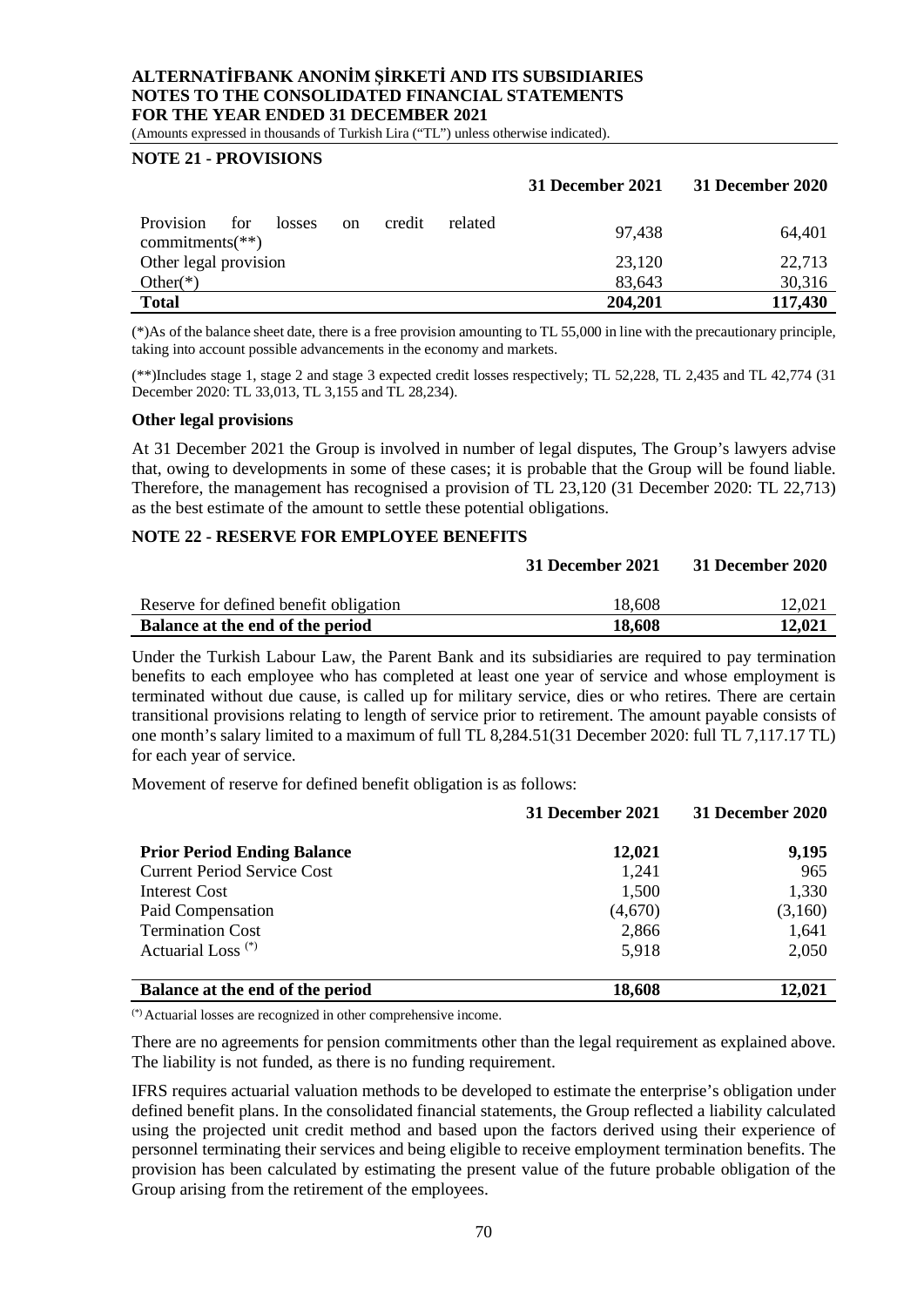## NOTE 21 - PROVISIONS

| | 31 December 2021 | 31 December 2020 |
|---|---|---|
| Provision for losses on credit related commitments(**) | 97,438 | 64,401 |
| Other legal provision | 23,120 | 22,713 |
| Other(*) | 83,643 | 30,316 |
| **Total** | **204,201** | **117,430** |

(*)As of the balance sheet date, there is a free provision amounting to TL 55,000 in line with the precautionary principle, taking into account possible advancements in the economy and markets.

(**)Includes stage 1, stage 2 and stage 3 expected credit losses respectively; TL 52,228, TL 2,435 and TL 42,774 (31 December 2020: TL 33,013, TL 3,155 and TL 28,234).

### Other legal provisions

At 31 December 2021 the Group is involved in number of legal disputes, The Group's lawyers advise that, owing to developments in some of these cases; it is probable that the Group will be found liable. Therefore, the management has recognised a provision of TL 23,120 (31 December 2020: TL 22,713) as the best estimate of the amount to settle these potential obligations.

## NOTE 22 - RESERVE FOR EMPLOYEE BENEFITS

| | 31 December 2021 | 31 December 2020 |
|---|---|---|
| Reserve for defined benefit obligation | 18,608 | 12,021 |
| **Balance at the end of the period** | **18,608** | **12,021** |

Under the Turkish Labour Law, the Parent Bank and its subsidiaries are required to pay termination benefits to each employee who has completed at least one year of service and whose employment is terminated without due cause, is called up for military service, dies or who retires. There are certain transitional provisions relating to length of service prior to retirement. The amount payable consists of one month's salary limited to a maximum of full TL 8,284.51(31 December 2020: full TL 7,117.17 TL) for each year of service.

Movement of reserve for defined benefit obligation is as follows:

| | 31 December 2021 | 31 December 2020 |
|---|---|---|
| **Prior Period Ending Balance** | **12,021** | **9,195** |
| Current Period Service Cost | 1,241 | 965 |
| Interest Cost | 1,500 | 1,330 |
| Paid Compensation | (4,670) | (3,160) |
| Termination Cost | 2,866 | 1,641 |
| Actuarial Loss (*) | 5,918 | 2,050 |
| **Balance at the end of the period** | **18,608** | **12,021** |

(*) Actuarial losses are recognized in other comprehensive income.

There are no agreements for pension commitments other than the legal requirement as explained above. The liability is not funded, as there is no funding requirement.

IFRS requires actuarial valuation methods to be developed to estimate the enterprise's obligation under defined benefit plans. In the consolidated financial statements, the Group reflected a liability calculated using the projected unit credit method and based upon the factors derived using their experience of personnel terminating their services and being eligible to receive employment termination benefits. The provision has been calculated by estimating the present value of the future probable obligation of the Group arising from the retirement of the employees.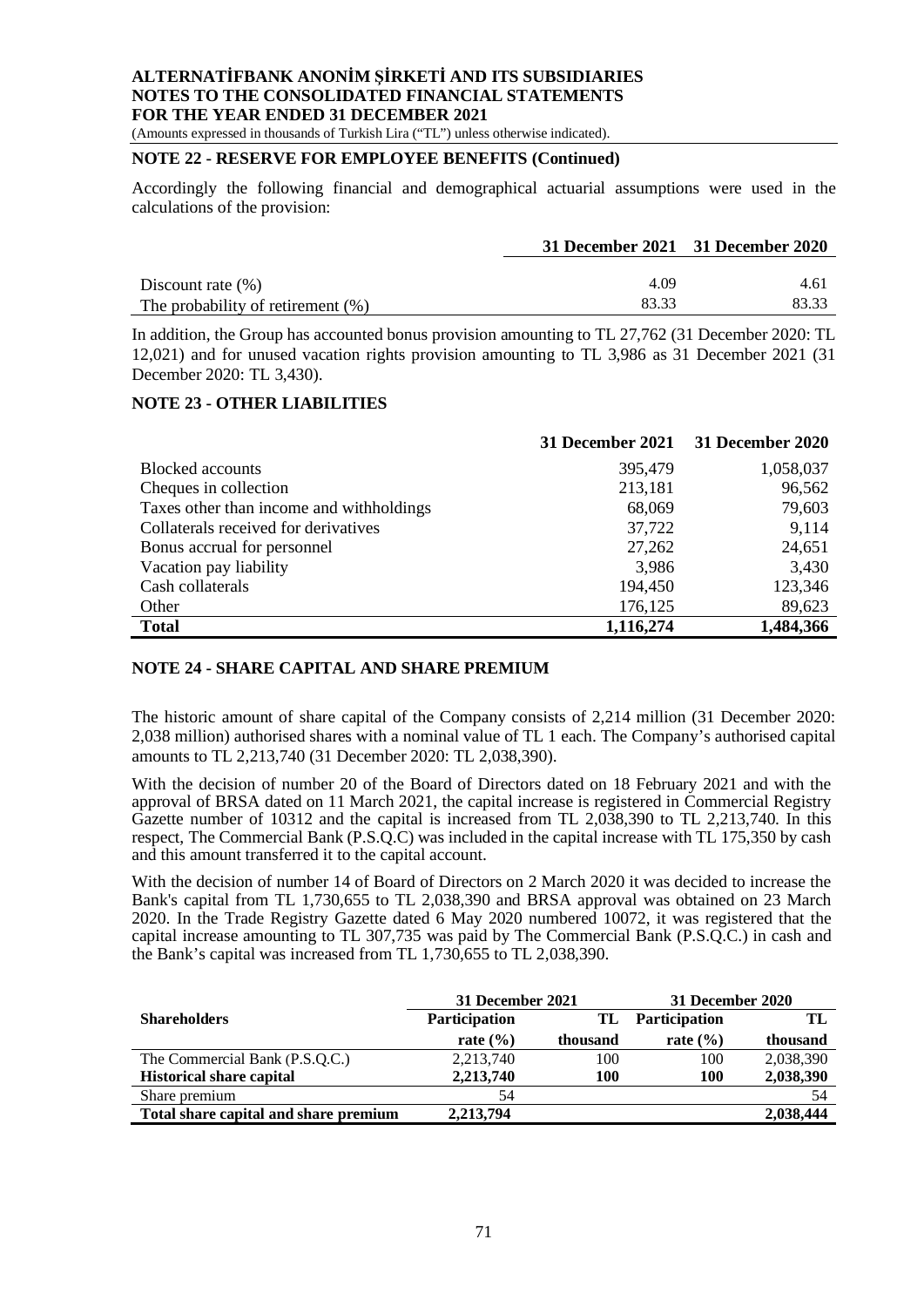## NOTE 22 - RESERVE FOR EMPLOYEE BENEFITS (Continued)

Accordingly the following financial and demographical actuarial assumptions were used in the calculations of the provision:

| | 31 December 2021 | 31 December 2020 |
|---|---|---|
| Discount rate (%) | 4.09 | 4.61 |
| The probability of retirement (%) | 83.33 | 83.33 |

In addition, the Group has accounted bonus provision amounting to TL 27,762 (31 December 2020: TL 12,021) and for unused vacation rights provision amounting to TL 3,986 as 31 December 2021 (31 December 2020: TL 3,430).

## NOTE 23 - OTHER LIABILITIES

| | 31 December 2021 | 31 December 2020 |
|---|---|---|
| Blocked accounts | 395,479 | 1,058,037 |
| Cheques in collection | 213,181 | 96,562 |
| Taxes other than income and withholdings | 68,069 | 79,603 |
| Collaterals received for derivatives | 37,722 | 9,114 |
| Bonus accrual for personnel | 27,262 | 24,651 |
| Vacation pay liability | 3,986 | 3,430 |
| Cash collaterals | 194,450 | 123,346 |
| Other | 176,125 | 89,623 |
| **Total** | **1,116,274** | **1,484,366** |

## NOTE 24 - SHARE CAPITAL AND SHARE PREMIUM

The historic amount of share capital of the Company consists of 2,214 million (31 December 2020: 2,038 million) authorised shares with a nominal value of TL 1 each. The Company's authorised capital amounts to TL 2,213,740 (31 December 2020: TL 2,038,390).

With the decision of number 20 of the Board of Directors dated on 18 February 2021 and with the approval of BRSA dated on 11 March 2021, the capital increase is registered in Commercial Registry Gazette number of 10312 and the capital is increased from TL 2,038,390 to TL 2,213,740. In this respect, The Commercial Bank (P.S.Q.C) was included in the capital increase with TL 175,350 by cash and this amount transferred it to the capital account.

With the decision of number 14 of Board of Directors on 2 March 2020 it was decided to increase the Bank's capital from TL 1,730,655 to TL 2,038,390 and BRSA approval was obtained on 23 March 2020. In the Trade Registry Gazette dated 6 May 2020 numbered 10072, it was registered that the capital increase amounting to TL 307,735 was paid by The Commercial Bank (P.S.Q.C.) in cash and the Bank's capital was increased from TL 1,730,655 to TL 2,038,390.

| | 31 December 2021 | | 31 December 2020 | |
|---|---|---|---|---|
| **Shareholders** | **Participation rate (%)** | **TL thousand** | **Participation rate (%)** | **TL thousand** |
| The Commercial Bank (P.S.Q.C.) | 2,213,740 | 100 | 100 | 2,038,390 |
| **Historical share capital** | **2,213,740** | **100** | **100** | **2,038,390** |
| Share premium | 54 | | | 54 |
| **Total share capital and share premium** | **2,213,794** | | | **2,038,444** |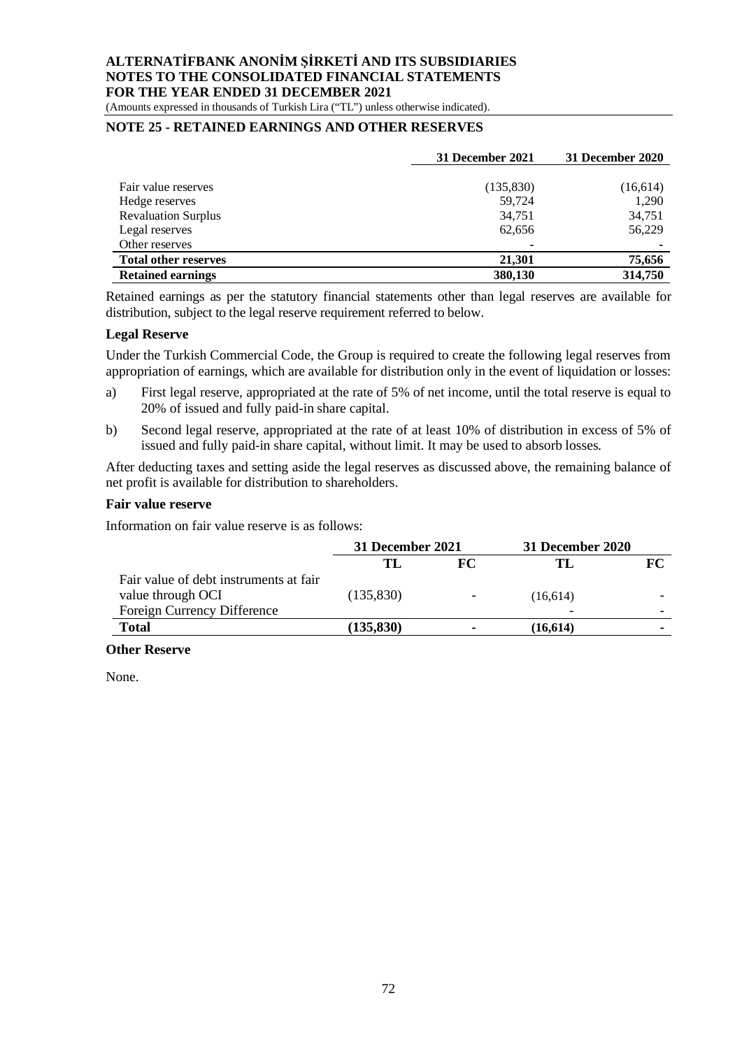## NOTE 25 - RETAINED EARNINGS AND OTHER RESERVES

| | 31 December 2021 | 31 December 2020 |
|---|---|---|
| Fair value reserves | (135,830) | (16,614) |
| Hedge reserves | 59,724 | 1,290 |
| Revaluation Surplus | 34,751 | 34,751 |
| Legal reserves | 62,656 | 56,229 |
| Other reserves | - | - |
| **Total other reserves** | **21,301** | **75,656** |
| **Retained earnings** | **380,130** | **314,750** |

Retained earnings as per the statutory financial statements other than legal reserves are available for distribution, subject to the legal reserve requirement referred to below.

### Legal Reserve

Under the Turkish Commercial Code, the Group is required to create the following legal reserves from appropriation of earnings, which are available for distribution only in the event of liquidation or losses:

a) First legal reserve, appropriated at the rate of 5% of net income, until the total reserve is equal to 20% of issued and fully paid-in share capital.

b) Second legal reserve, appropriated at the rate of at least 10% of distribution in excess of 5% of issued and fully paid-in share capital, without limit. It may be used to absorb losses.

After deducting taxes and setting aside the legal reserves as discussed above, the remaining balance of net profit is available for distribution to shareholders.

### Fair value reserve

Information on fair value reserve is as follows:

| | 31 December 2021 | | 31 December 2020 | |
|---|---|---|---|---|
| | TL | FC | TL | FC |
| Fair value of debt instruments at fair value through OCI | (135,830) | - | (16,614) | - |
| Foreign Currency Difference | | | - | - |
| **Total** | **(135,830)** | **-** | **(16,614)** | **-** |

### Other Reserve

None.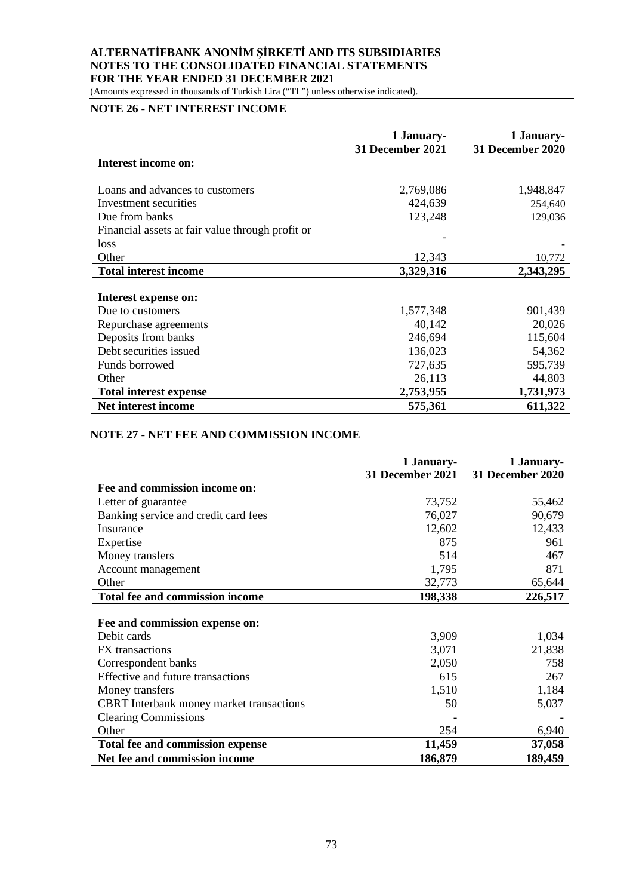## NOTE 26 - NET INTEREST INCOME

| | 1 January-31 December 2021 | 1 January-31 December 2020 |
|---|---|---|
| **Interest income on:** | | |
| Loans and advances to customers | 2,769,086 | 1,948,847 |
| Investment securities | 424,639 | 254,640 |
| Due from banks | 123,248 | 129,036 |
| Financial assets at fair value through profit or loss | - | - |
| Other | 12,343 | 10,772 |
| **Total interest income** | **3,329,316** | **2,343,295** |
| **Interest expense on:** | | |
| Due to customers | 1,577,348 | 901,439 |
| Repurchase agreements | 40,142 | 20,026 |
| Deposits from banks | 246,694 | 115,604 |
| Debt securities issued | 136,023 | 54,362 |
| Funds borrowed | 727,635 | 595,739 |
| Other | 26,113 | 44,803 |
| **Total interest expense** | **2,753,955** | **1,731,973** |
| **Net interest income** | **575,361** | **611,322** |

## NOTE 27 - NET FEE AND COMMISSION INCOME

| | 1 January-31 December 2021 | 1 January-31 December 2020 |
|---|---|---|
| **Fee and commission income on:** | | |
| Letter of guarantee | 73,752 | 55,462 |
| Banking service and credit card fees | 76,027 | 90,679 |
| Insurance | 12,602 | 12,433 |
| Expertise | 875 | 961 |
| Money transfers | 514 | 467 |
| Account management | 1,795 | 871 |
| Other | 32,773 | 65,644 |
| **Total fee and commission income** | **198,338** | **226,517** |
| **Fee and commission expense on:** | | |
| Debit cards | 3,909 | 1,034 |
| FX transactions | 3,071 | 21,838 |
| Correspondent banks | 2,050 | 758 |
| Effective and future transactions | 615 | 267 |
| Money transfers | 1,510 | 1,184 |
| CBRT Interbank money market transactions | 50 | 5,037 |
| Clearing Commissions | - | - |
| Other | 254 | 6,940 |
| **Total fee and commission expense** | **11,459** | **37,058** |
| **Net fee and commission income** | **186,879** | **189,459** |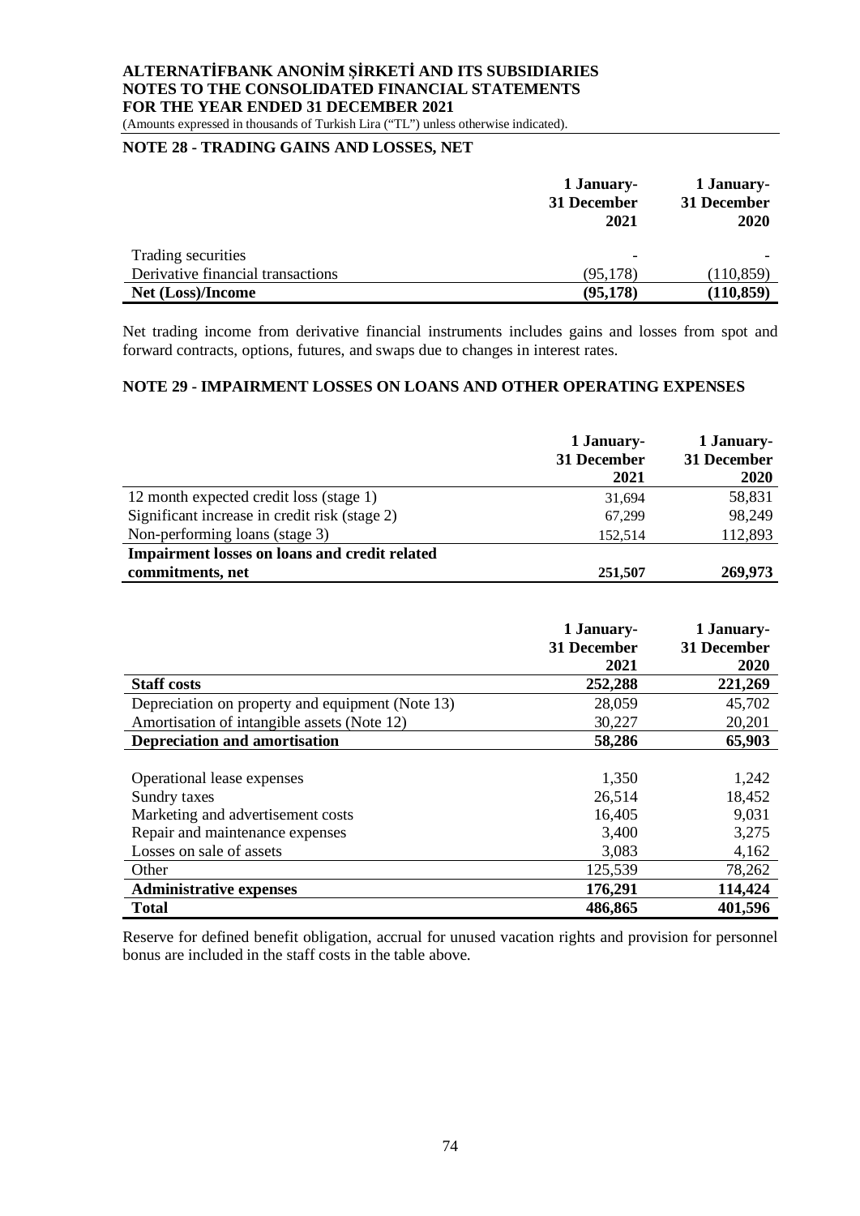## NOTE 28 - TRADING GAINS AND LOSSES, NET

| | 1 January-31 December 2021 | 1 January-31 December 2020 |
|---|---|---|
| Trading securities | - | - |
| Derivative financial transactions | (95,178) | (110,859) |
| **Net (Loss)/Income** | **(95,178)** | **(110,859)** |

Net trading income from derivative financial instruments includes gains and losses from spot and forward contracts, options, futures, and swaps due to changes in interest rates.

## NOTE 29 - IMPAIRMENT LOSSES ON LOANS AND OTHER OPERATING EXPENSES

| | 1 January-31 December 2021 | 1 January-31 December 2020 |
|---|---|---|
| 12 month expected credit loss (stage 1) | 31,694 | 58,831 |
| Significant increase in credit risk (stage 2) | 67,299 | 98,249 |
| Non-performing loans (stage 3) | 152,514 | 112,893 |
| **Impairment losses on loans and credit related commitments, net** | **251,507** | **269,973** |

| | 1 January-31 December 2021 | 1 January-31 December 2020 |
|---|---|---|
| **Staff costs** | **252,288** | **221,269** |
| Depreciation on property and equipment (Note 13) | 28,059 | 45,702 |
| Amortisation of intangible assets (Note 12) | 30,227 | 20,201 |
| **Depreciation and amortisation** | **58,286** | **65,903** |
| Operational lease expenses | 1,350 | 1,242 |
| Sundry taxes | 26,514 | 18,452 |
| Marketing and advertisement costs | 16,405 | 9,031 |
| Repair and maintenance expenses | 3,400 | 3,275 |
| Losses on sale of assets | 3,083 | 4,162 |
| Other | 125,539 | 78,262 |
| **Administrative expenses** | **176,291** | **114,424** |
| **Total** | **486,865** | **401,596** |

Reserve for defined benefit obligation, accrual for unused vacation rights and provision for personnel bonus are included in the staff costs in the table above.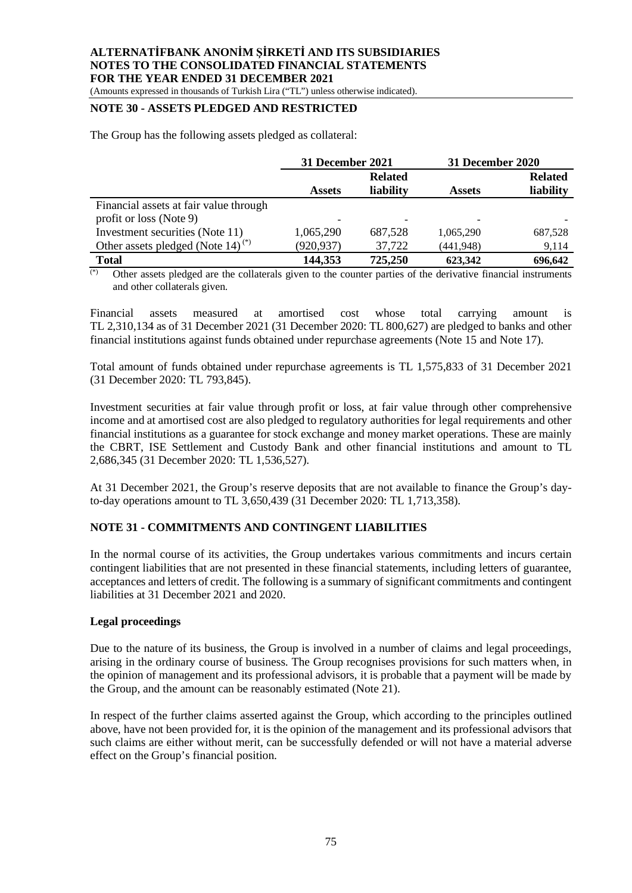## NOTE 30 - ASSETS PLEDGED AND RESTRICTED

The Group has the following assets pledged as collateral:

| | 31 December 2021 | | 31 December 2020 | |
|---|---|---|---|---|
| | **Assets** | **Related liability** | **Assets** | **Related liability** |
| Financial assets at fair value through profit or loss (Note 9) | - | - | - | - |
| Investment securities (Note 11) | 1,065,290 | 687,528 | 1,065,290 | 687,528 |
| Other assets pledged (Note 14) (*) | (920,937) | 37,722 | (441,948) | 9,114 |
| **Total** | **144,353** | **725,250** | **623,342** | **696,642** |

(*) Other assets pledged are the collaterals given to the counter parties of the derivative financial instruments and other collaterals given.

Financial assets measured at amortised cost whose total carrying amount is TL 2,310,134 as of 31 December 2021 (31 December 2020: TL 800,627) are pledged to banks and other financial institutions against funds obtained under repurchase agreements (Note 15 and Note 17).

Total amount of funds obtained under repurchase agreements is TL 1,575,833 of 31 December 2021 (31 December 2020: TL 793,845).

Investment securities at fair value through profit or loss, at fair value through other comprehensive income and at amortised cost are also pledged to regulatory authorities for legal requirements and other financial institutions as a guarantee for stock exchange and money market operations. These are mainly the CBRT, ISE Settlement and Custody Bank and other financial institutions and amount to TL 2,686,345 (31 December 2020: TL 1,536,527).

At 31 December 2021, the Group's reserve deposits that are not available to finance the Group's day-to-day operations amount to TL 3,650,439 (31 December 2020: TL 1,713,358).

## NOTE 31 - COMMITMENTS AND CONTINGENT LIABILITIES

In the normal course of its activities, the Group undertakes various commitments and incurs certain contingent liabilities that are not presented in these financial statements, including letters of guarantee, acceptances and letters of credit. The following is a summary of significant commitments and contingent liabilities at 31 December 2021 and 2020.

**Legal proceedings**

Due to the nature of its business, the Group is involved in a number of claims and legal proceedings, arising in the ordinary course of business. The Group recognises provisions for such matters when, in the opinion of management and its professional advisors, it is probable that a payment will be made by the Group, and the amount can be reasonably estimated (Note 21).

In respect of the further claims asserted against the Group, which according to the principles outlined above, have not been provided for, it is the opinion of the management and its professional advisors that such claims are either without merit, can be successfully defended or will not have a material adverse effect on the Group's financial position.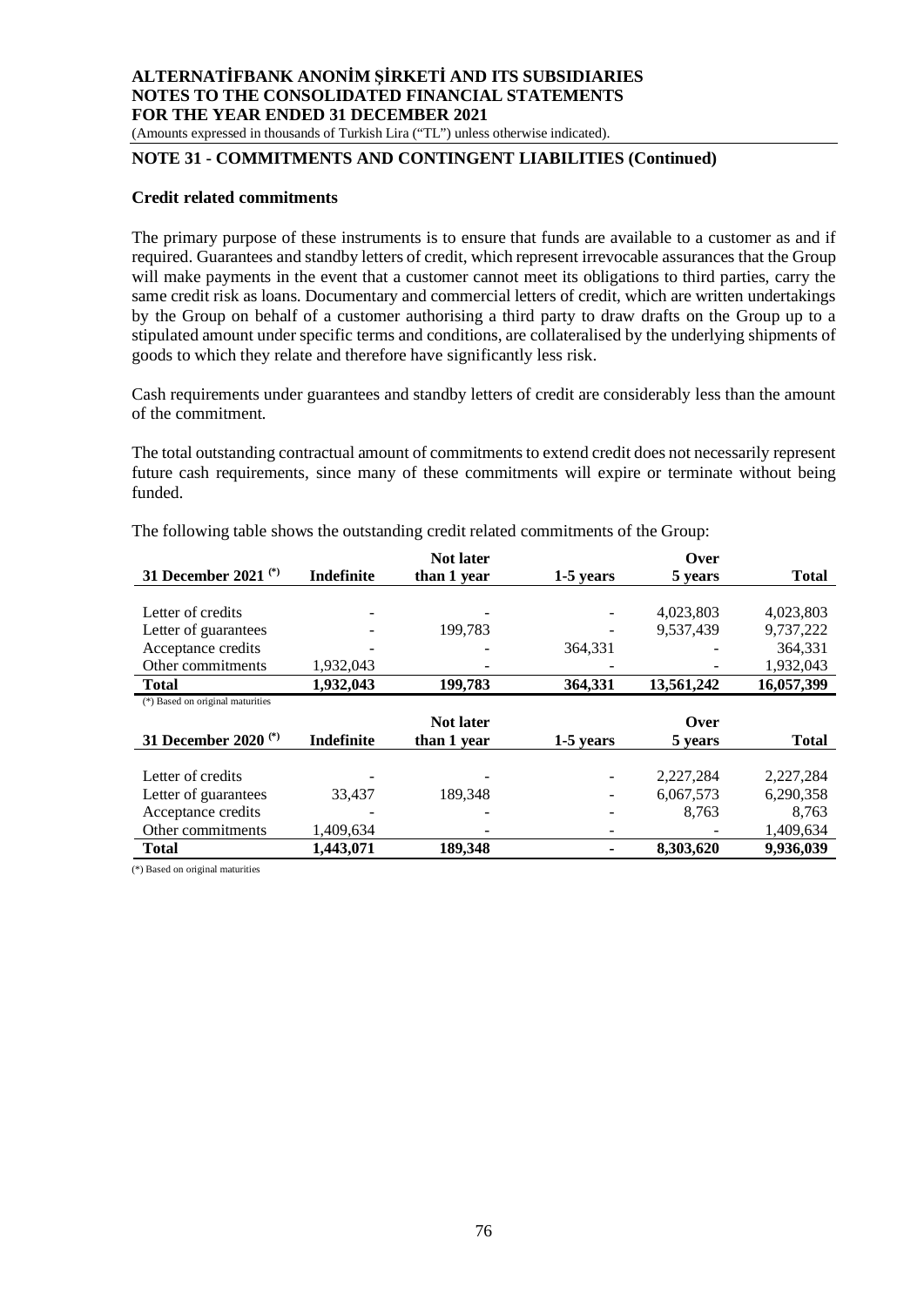## NOTE 31 - COMMITMENTS AND CONTINGENT LIABILITIES (Continued)

### Credit related commitments

The primary purpose of these instruments is to ensure that funds are available to a customer as and if required. Guarantees and standby letters of credit, which represent irrevocable assurances that the Group will make payments in the event that a customer cannot meet its obligations to third parties, carry the same credit risk as loans. Documentary and commercial letters of credit, which are written undertakings by the Group on behalf of a customer authorising a third party to draw drafts on the Group up to a stipulated amount under specific terms and conditions, are collateralised by the underlying shipments of goods to which they relate and therefore have significantly less risk.

Cash requirements under guarantees and standby letters of credit are considerably less than the amount of the commitment.

The total outstanding contractual amount of commitments to extend credit does not necessarily represent future cash requirements, since many of these commitments will expire or terminate without being funded.

The following table shows the outstanding credit related commitments of the Group:

| 31 December 2021 (*) | Indefinite | Not later than 1 year | 1-5 years | Over 5 years | Total |
|---|---|---|---|---|---|
| Letter of credits | - | - | - | 4,023,803 | 4,023,803 |
| Letter of guarantees | - | 199,783 | - | 9,537,439 | 9,737,222 |
| Acceptance credits | - | - | 364,331 | - | 364,331 |
| Other commitments | 1,932,043 | - | - | - | 1,932,043 |
| **Total** | **1,932,043** | **199,783** | **364,331** | **13,561,242** | **16,057,399** |

(*) Based on original maturities

| 31 December 2020 (*) | Indefinite | Not later than 1 year | 1-5 years | Over 5 years | Total |
|---|---|---|---|---|---|
| Letter of credits | - | - | - | 2,227,284 | 2,227,284 |
| Letter of guarantees | 33,437 | 189,348 | - | 6,067,573 | 6,290,358 |
| Acceptance credits | - | - | - | 8,763 | 8,763 |
| Other commitments | 1,409,634 | - | - | - | 1,409,634 |
| **Total** | **1,443,071** | **189,348** | **-** | **8,303,620** | **9,936,039** |

(*) Based on original maturities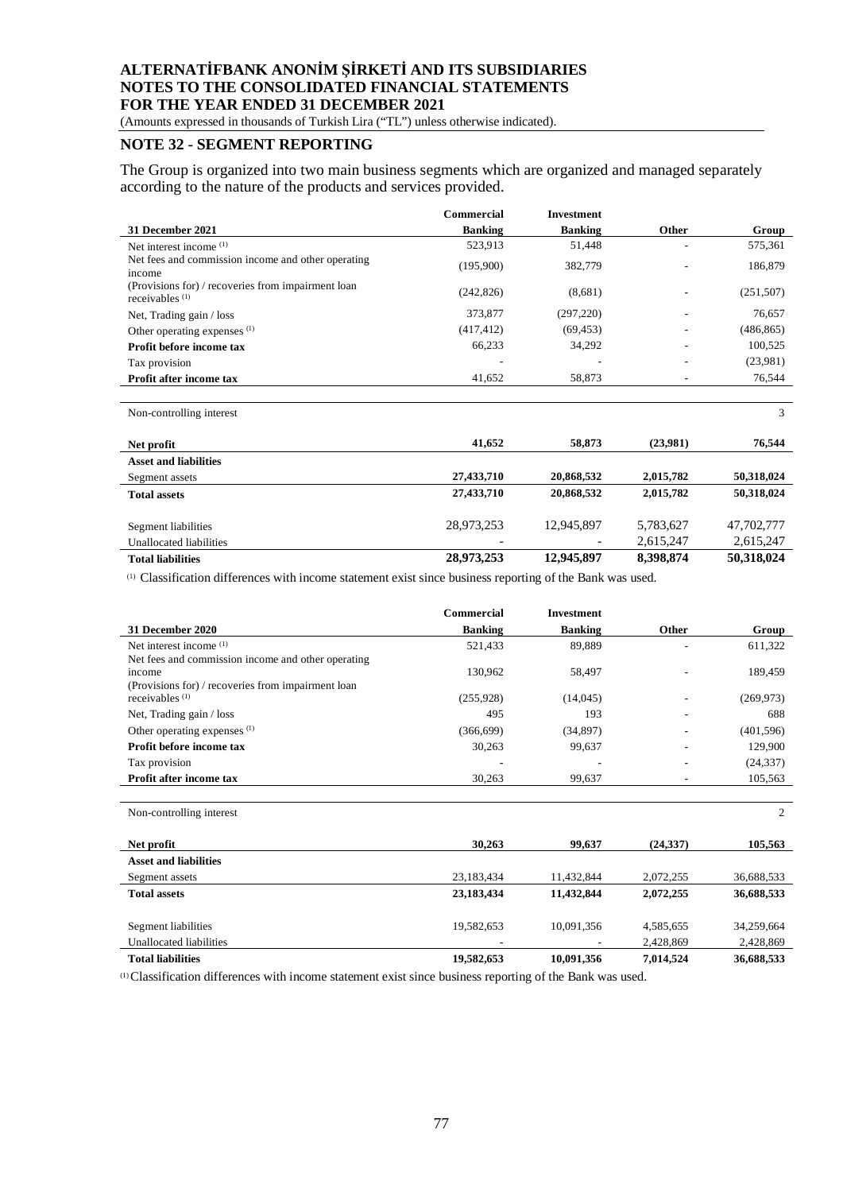# ALTERNATİFBANK ANONİM ŞİRKETİ AND ITS SUBSIDIARIES
# NOTES TO THE CONSOLIDATED FINANCIAL STATEMENTS
# FOR THE YEAR ENDED 31 DECEMBER 2021

(Amounts expressed in thousands of Turkish Lira ("TL") unless otherwise indicated).

## NOTE 32 - SEGMENT REPORTING

The Group is organized into two main business segments which are organized and managed separately according to the nature of the products and services provided.

| 31 December 2021 | Commercial Banking | Investment Banking | Other | Group |
|---|---|---|---|---|
| Net interest income [(1)] | 523,913 | 51,448 | - | 575,361 |
| Net fees and commission income and other operating income | (195,900) | 382,779 | - | 186,879 |
| (Provisions for) / recoveries from impairment loan receivables [(1)] | (242,826) | (8,681) | - | (251,507) |
| Net, Trading gain / loss | 373,877 | (297,220) | - | 76,657 |
| Other operating expenses [(1)] | (417,412) | (69,453) | - | (486,865) |
| **Profit before income tax** | 66,233 | 34,292 | - | 100,525 |
| Tax provision | - | - | - | (23,981) |
| **Profit after income tax** | 41,652 | 58,873 | - | 76,544 |
| | | | | |
| Non-controlling interest | | | | 3 |
| | | | | |
| **Net profit** | **41,652** | **58,873** | **(23,981)** | **76,544** |
| **Asset and liabilities** | | | | |
| Segment assets | **27,433,710** | **20,868,532** | **2,015,782** | **50,318,024** |
| **Total assets** | **27,433,710** | **20,868,532** | **2,015,782** | **50,318,024** |
| | | | | |
| Segment liabilities | 28,973,253 | 12,945,897 | 5,783,627 | 47,702,777 |
| Unallocated liabilities | - | - | 2,615,247 | 2,615,247 |
| **Total liabilities** | **28,973,253** | **12,945,897** | **8,398,874** | **50,318,024** |

[(1)] Classification differences with income statement exist since business reporting of the Bank was used.

| 31 December 2020 | Commercial Banking | Investment Banking | Other | Group |
|---|---|---|---|---|
| Net interest income [(1)] | 521,433 | 89,889 | - | 611,322 |
| Net fees and commission income and other operating income | 130,962 | 58,497 | - | 189,459 |
| (Provisions for) / recoveries from impairment loan receivables [(1)] | (255,928) | (14,045) | - | (269,973) |
| Net, Trading gain / loss | 495 | 193 | - | 688 |
| Other operating expenses [(1)] | (366,699) | (34,897) | - | (401,596) |
| **Profit before income tax** | 30,263 | 99,637 | - | 129,900 |
| Tax provision | - | - | - | (24,337) |
| **Profit after income tax** | 30,263 | 99,637 | - | 105,563 |
| | | | | |
| Non-controlling interest | | | | 2 |
| | | | | |
| **Net profit** | **30,263** | **99,637** | **(24,337)** | **105,563** |
| **Asset and liabilities** | | | | |
| Segment assets | 23,183,434 | 11,432,844 | 2,072,255 | 36,688,533 |
| **Total assets** | **23,183,434** | **11,432,844** | **2,072,255** | **36,688,533** |
| | | | | |
| Segment liabilities | 19,582,653 | 10,091,356 | 4,585,655 | 34,259,664 |
| Unallocated liabilities | - | - | 2,428,869 | 2,428,869 |
| **Total liabilities** | **19,582,653** | **10,091,356** | **7,014,524** | **36,688,533** |

[(1)] Classification differences with income statement exist since business reporting of the Bank was used.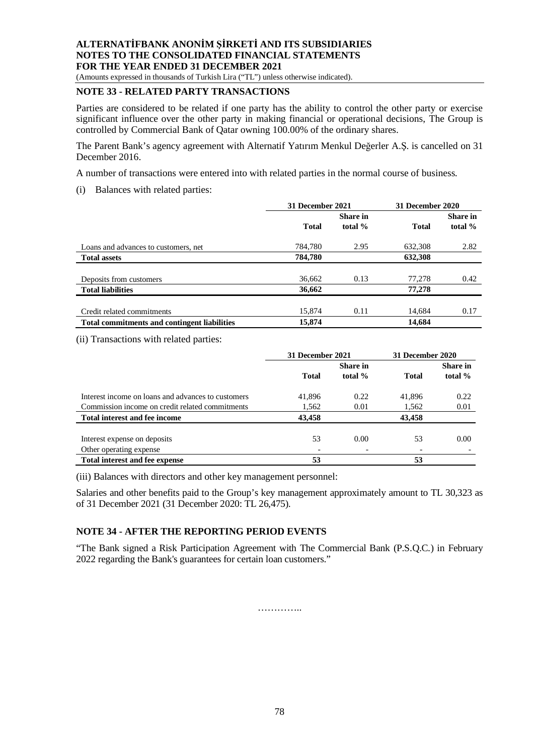## NOTE 33 - RELATED PARTY TRANSACTIONS

Parties are considered to be related if one party has the ability to control the other party or exercise significant influence over the other party in making financial or operational decisions, The Group is controlled by Commercial Bank of Qatar owning 100.00% of the ordinary shares.

The Parent Bank's agency agreement with Alternatif Yatırım Menkul Değerler A.Ş. is cancelled on 31 December 2016.

A number of transactions were entered into with related parties in the normal course of business.

(i) Balances with related parties:

| | 31 December 2021 | | 31 December 2020 | |
|---|---|---|---|---|
| | **Total** | **Share in total %** | **Total** | **Share in total %** |
| Loans and advances to customers, net | 784,780 | 2.95 | 632,308 | 2.82 |
| **Total assets** | **784,780** | | **632,308** | |
| Deposits from customers | 36,662 | 0.13 | 77,278 | 0.42 |
| **Total liabilities** | **36,662** | | **77,278** | |
| Credit related commitments | 15,874 | 0.11 | 14,684 | 0.17 |
| **Total commitments and contingent liabilities** | **15,874** | | **14,684** | |

(ii) Transactions with related parties:

| | 31 December 2021 | | 31 December 2020 | |
|---|---|---|---|---|
| | **Total** | **Share in total %** | **Total** | **Share in total %** |
| Interest income on loans and advances to customers | 41,896 | 0.22 | 41,896 | 0.22 |
| Commission income on credit related commitments | 1,562 | 0.01 | 1,562 | 0.01 |
| **Total interest and fee income** | **43,458** | | **43,458** | |
| Interest expense on deposits | 53 | 0.00 | 53 | 0.00 |
| Other operating expense | - | - | - | - |
| **Total interest and fee expense** | **53** | | **53** | |

(iii) Balances with directors and other key management personnel:

Salaries and other benefits paid to the Group's key management approximately amount to TL 30,323 as of 31 December 2021 (31 December 2020: TL 26,475).

## NOTE 34 - AFTER THE REPORTING PERIOD EVENTS

"The Bank signed a Risk Participation Agreement with The Commercial Bank (P.S.Q.C.) in February 2022 regarding the Bank's guarantees for certain loan customers."

…………..